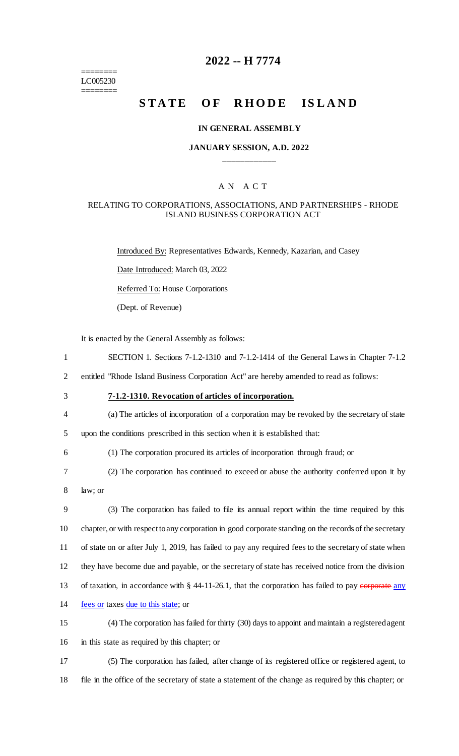========
LC005230
========

# 2022 -- H 7774

# STATE OF RHODE ISLAND

### IN GENERAL ASSEMBLY

### JANUARY SESSION, A.D. 2022

____________

## A N A C T

### RELATING TO CORPORATIONS, ASSOCIATIONS, AND PARTNERSHIPS - RHODE ISLAND BUSINESS CORPORATION ACT

Introduced By: Representatives Edwards, Kennedy, Kazarian, and Casey

Date Introduced: March 03, 2022

Referred To: House Corporations

(Dept. of Revenue)

It is enacted by the General Assembly as follows:

1 SECTION 1. Sections 7-1.2-1310 and 7-1.2-1414 of the General Laws in Chapter 7-1.2
2 entitled "Rhode Island Business Corporation Act" are hereby amended to read as follows:

3 **7-1.2-1310. Revocation of articles of incorporation.**

4 (a) The articles of incorporation of a corporation may be revoked by the secretary of state
5 upon the conditions prescribed in this section when it is established that:

6 (1) The corporation procured its articles of incorporation through fraud; or

7 (2) The corporation has continued to exceed or abuse the authority conferred upon it by
8 law; or

9 (3) The corporation has failed to file its annual report within the time required by this
10 chapter, or with respect to any corporation in good corporate standing on the records of the secretary
11 of state on or after July 1, 2019, has failed to pay any required fees to the secretary of state when
12 they have become due and payable, or the secretary of state has received notice from the division
13 of taxation, in accordance with § 44-11-26.1, that the corporation has failed to pay ~~corporate~~ any
14 fees or taxes due to this state; or

15 (4) The corporation has failed for thirty (30) days to appoint and maintain a registered agent
16 in this state as required by this chapter; or

17 (5) The corporation has failed, after change of its registered office or registered agent, to
18 file in the office of the secretary of state a statement of the change as required by this chapter; or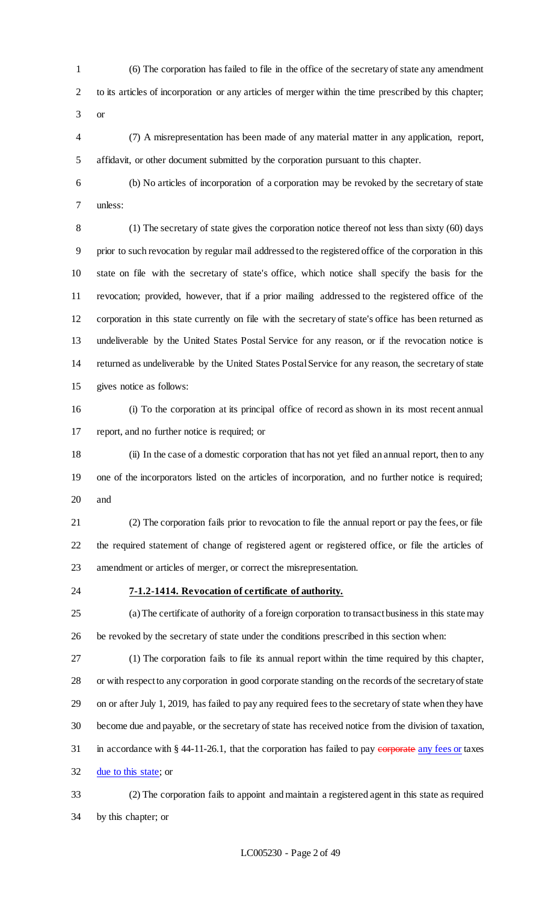(6) The corporation has failed to file in the office of the secretary of state any amendment to its articles of incorporation or any articles of merger within the time prescribed by this chapter; or

(7) A misrepresentation has been made of any material matter in any application, report, affidavit, or other document submitted by the corporation pursuant to this chapter.

(b) No articles of incorporation of a corporation may be revoked by the secretary of state unless:

(1) The secretary of state gives the corporation notice thereof not less than sixty (60) days prior to such revocation by regular mail addressed to the registered office of the corporation in this state on file with the secretary of state's office, which notice shall specify the basis for the revocation; provided, however, that if a prior mailing addressed to the registered office of the corporation in this state currently on file with the secretary of state's office has been returned as undeliverable by the United States Postal Service for any reason, or if the revocation notice is returned as undeliverable by the United States Postal Service for any reason, the secretary of state gives notice as follows:

(i) To the corporation at its principal office of record as shown in its most recent annual report, and no further notice is required; or

(ii) In the case of a domestic corporation that has not yet filed an annual report, then to any one of the incorporators listed on the articles of incorporation, and no further notice is required; and

(2) The corporation fails prior to revocation to file the annual report or pay the fees, or file the required statement of change of registered agent or registered office, or file the articles of amendment or articles of merger, or correct the misrepresentation.

**7-1.2-1414. Revocation of certificate of authority.**

(a) The certificate of authority of a foreign corporation to transact business in this state may be revoked by the secretary of state under the conditions prescribed in this section when:

(1) The corporation fails to file its annual report within the time required by this chapter, or with respect to any corporation in good corporate standing on the records of the secretary of state on or after July 1, 2019, has failed to pay any required fees to the secretary of state when they have become due and payable, or the secretary of state has received notice from the division of taxation, in accordance with § 44-11-26.1, that the corporation has failed to pay ~~corporate~~ any fees or taxes due to this state; or

(2) The corporation fails to appoint and maintain a registered agent in this state as required by this chapter; or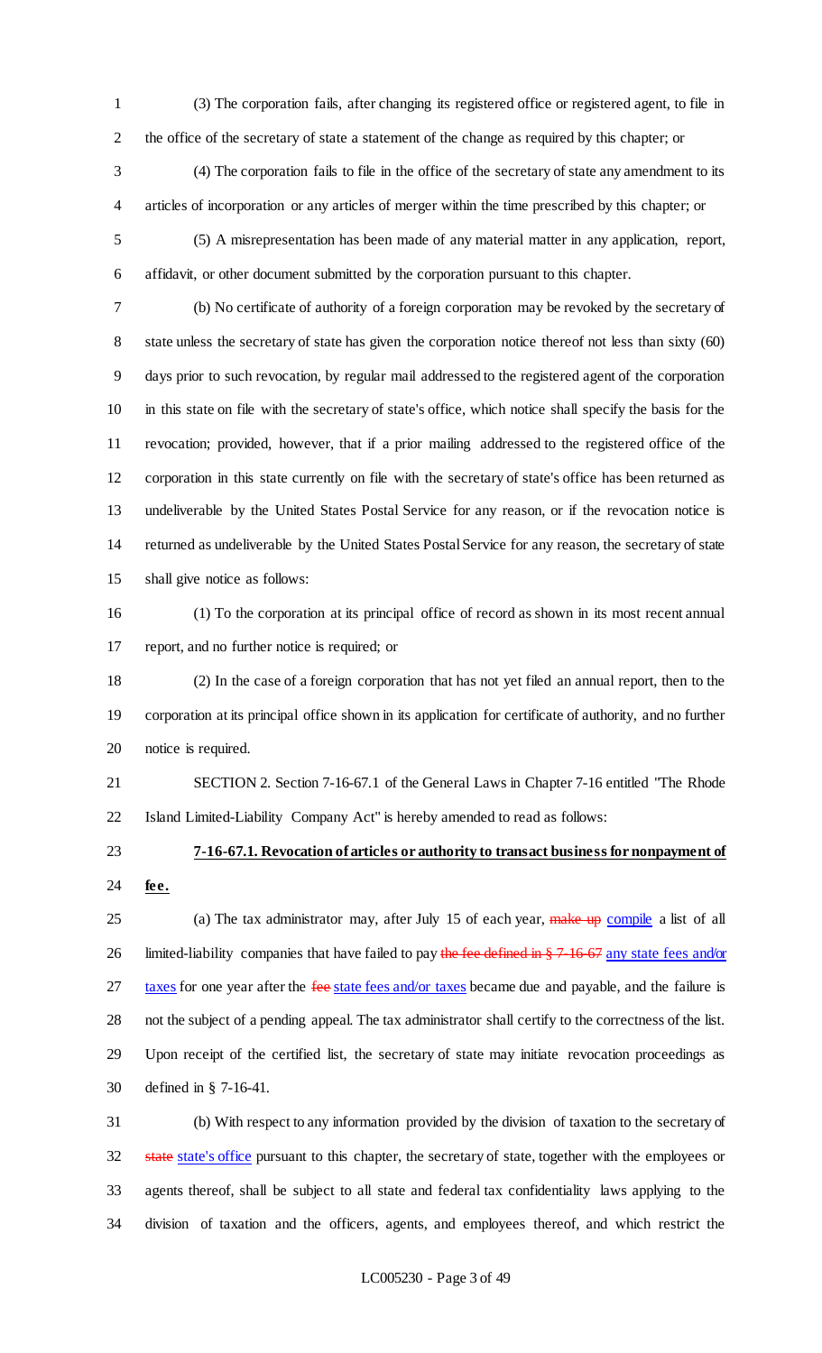(3) The corporation fails, after changing its registered office or registered agent, to file in the office of the secretary of state a statement of the change as required by this chapter; or

(4) The corporation fails to file in the office of the secretary of state any amendment to its articles of incorporation or any articles of merger within the time prescribed by this chapter; or

(5) A misrepresentation has been made of any material matter in any application, report, affidavit, or other document submitted by the corporation pursuant to this chapter.

(b) No certificate of authority of a foreign corporation may be revoked by the secretary of state unless the secretary of state has given the corporation notice thereof not less than sixty (60) days prior to such revocation, by regular mail addressed to the registered agent of the corporation in this state on file with the secretary of state's office, which notice shall specify the basis for the revocation; provided, however, that if a prior mailing addressed to the registered office of the corporation in this state currently on file with the secretary of state's office has been returned as undeliverable by the United States Postal Service for any reason, or if the revocation notice is returned as undeliverable by the United States Postal Service for any reason, the secretary of state shall give notice as follows:

(1) To the corporation at its principal office of record as shown in its most recent annual report, and no further notice is required; or

(2) In the case of a foreign corporation that has not yet filed an annual report, then to the corporation at its principal office shown in its application for certificate of authority, and no further notice is required.

SECTION 2. Section 7-16-67.1 of the General Laws in Chapter 7-16 entitled "The Rhode Island Limited-Liability Company Act" is hereby amended to read as follows:

**7-16-67.1. Revocation of articles or authority to transact business for nonpayment of fee.**

(a) The tax administrator may, after July 15 of each year, ~~make up~~ compile a list of all limited-liability companies that have failed to pay ~~the fee defined in § 7-16-67~~ any state fees and/or taxes for one year after the ~~fee~~ state fees and/or taxes became due and payable, and the failure is not the subject of a pending appeal. The tax administrator shall certify to the correctness of the list. Upon receipt of the certified list, the secretary of state may initiate revocation proceedings as defined in § 7-16-41.

(b) With respect to any information provided by the division of taxation to the secretary of ~~state~~ state's office pursuant to this chapter, the secretary of state, together with the employees or agents thereof, shall be subject to all state and federal tax confidentiality laws applying to the division of taxation and the officers, agents, and employees thereof, and which restrict the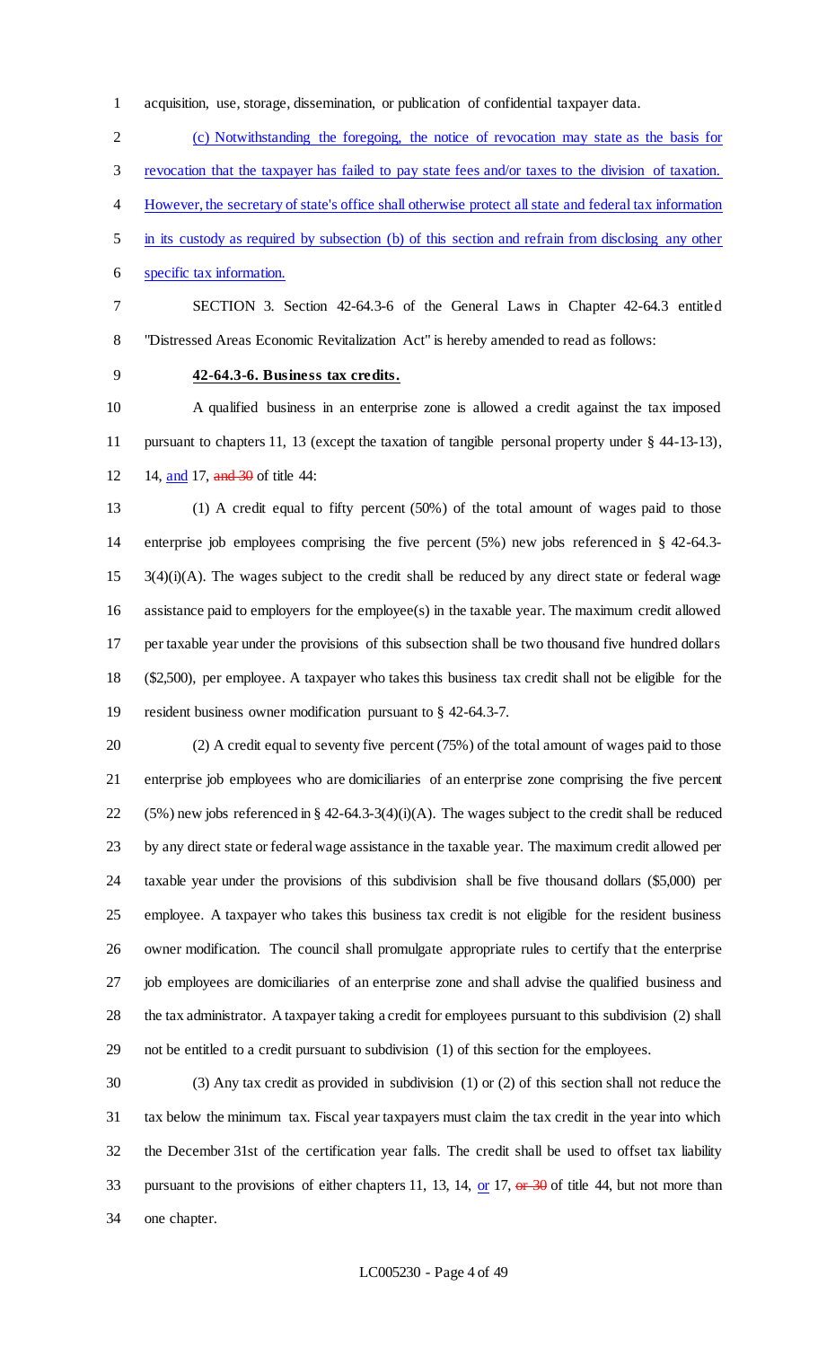acquisition, use, storage, dissemination, or publication of confidential taxpayer data.

(c) Notwithstanding the foregoing, the notice of revocation may state as the basis for revocation that the taxpayer has failed to pay state fees and/or taxes to the division of taxation. However, the secretary of state's office shall otherwise protect all state and federal tax information in its custody as required by subsection (b) of this section and refrain from disclosing any other specific tax information.

SECTION 3. Section 42-64.3-6 of the General Laws in Chapter 42-64.3 entitled "Distressed Areas Economic Revitalization Act" is hereby amended to read as follows:

**42-64.3-6. Business tax credits.**

A qualified business in an enterprise zone is allowed a credit against the tax imposed pursuant to chapters 11, 13 (except the taxation of tangible personal property under § 44-13-13), 14, and 17, ~~and 30~~ of title 44:

(1) A credit equal to fifty percent (50%) of the total amount of wages paid to those enterprise job employees comprising the five percent (5%) new jobs referenced in § 42-64.3-3(4)(i)(A). The wages subject to the credit shall be reduced by any direct state or federal wage assistance paid to employers for the employee(s) in the taxable year. The maximum credit allowed per taxable year under the provisions of this subsection shall be two thousand five hundred dollars ($2,500), per employee. A taxpayer who takes this business tax credit shall not be eligible for the resident business owner modification pursuant to § 42-64.3-7.

(2) A credit equal to seventy five percent (75%) of the total amount of wages paid to those enterprise job employees who are domiciliaries of an enterprise zone comprising the five percent (5%) new jobs referenced in § 42-64.3-3(4)(i)(A). The wages subject to the credit shall be reduced by any direct state or federal wage assistance in the taxable year. The maximum credit allowed per taxable year under the provisions of this subdivision shall be five thousand dollars ($5,000) per employee. A taxpayer who takes this business tax credit is not eligible for the resident business owner modification. The council shall promulgate appropriate rules to certify that the enterprise job employees are domiciliaries of an enterprise zone and shall advise the qualified business and the tax administrator. A taxpayer taking a credit for employees pursuant to this subdivision (2) shall not be entitled to a credit pursuant to subdivision (1) of this section for the employees.

(3) Any tax credit as provided in subdivision (1) or (2) of this section shall not reduce the tax below the minimum tax. Fiscal year taxpayers must claim the tax credit in the year into which the December 31st of the certification year falls. The credit shall be used to offset tax liability pursuant to the provisions of either chapters 11, 13, 14, or 17, ~~or 30~~ of title 44, but not more than one chapter.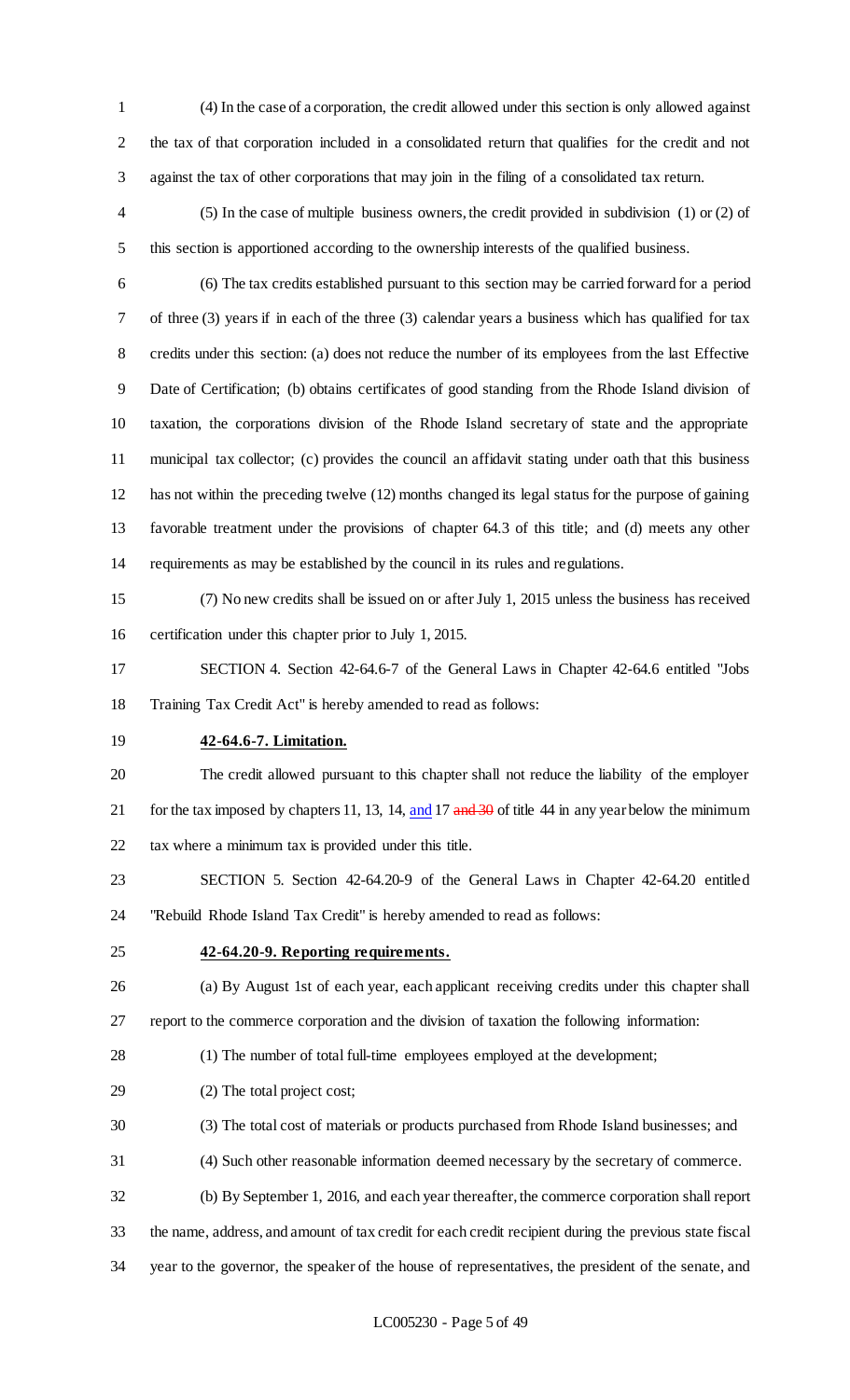(4) In the case of a corporation, the credit allowed under this section is only allowed against the tax of that corporation included in a consolidated return that qualifies for the credit and not against the tax of other corporations that may join in the filing of a consolidated tax return.

(5) In the case of multiple business owners, the credit provided in subdivision (1) or (2) of this section is apportioned according to the ownership interests of the qualified business.

(6) The tax credits established pursuant to this section may be carried forward for a period of three (3) years if in each of the three (3) calendar years a business which has qualified for tax credits under this section: (a) does not reduce the number of its employees from the last Effective Date of Certification; (b) obtains certificates of good standing from the Rhode Island division of taxation, the corporations division of the Rhode Island secretary of state and the appropriate municipal tax collector; (c) provides the council an affidavit stating under oath that this business has not within the preceding twelve (12) months changed its legal status for the purpose of gaining favorable treatment under the provisions of chapter 64.3 of this title; and (d) meets any other requirements as may be established by the council in its rules and regulations.

(7) No new credits shall be issued on or after July 1, 2015 unless the business has received certification under this chapter prior to July 1, 2015.

SECTION 4. Section 42-64.6-7 of the General Laws in Chapter 42-64.6 entitled "Jobs Training Tax Credit Act" is hereby amended to read as follows:

**42-64.6-7. Limitation.**

The credit allowed pursuant to this chapter shall not reduce the liability of the employer for the tax imposed by chapters 11, 13, 14, and 17 ~~and 30~~ of title 44 in any year below the minimum tax where a minimum tax is provided under this title.

SECTION 5. Section 42-64.20-9 of the General Laws in Chapter 42-64.20 entitled "Rebuild Rhode Island Tax Credit" is hereby amended to read as follows:

**42-64.20-9. Reporting requirements.**

(a) By August 1st of each year, each applicant receiving credits under this chapter shall report to the commerce corporation and the division of taxation the following information:

(1) The number of total full-time employees employed at the development;

(2) The total project cost;

(3) The total cost of materials or products purchased from Rhode Island businesses; and

(4) Such other reasonable information deemed necessary by the secretary of commerce.

(b) By September 1, 2016, and each year thereafter, the commerce corporation shall report the name, address, and amount of tax credit for each credit recipient during the previous state fiscal year to the governor, the speaker of the house of representatives, the president of the senate, and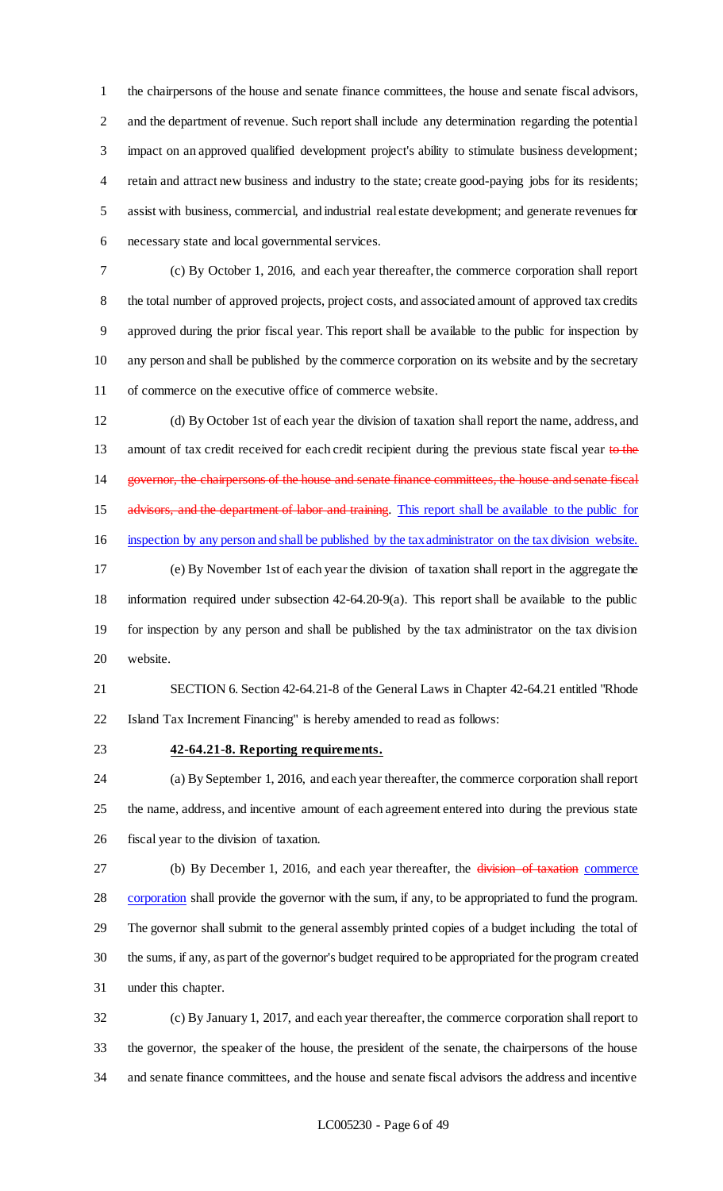the chairpersons of the house and senate finance committees, the house and senate fiscal advisors, and the department of revenue. Such report shall include any determination regarding the potential impact on an approved qualified development project's ability to stimulate business development; retain and attract new business and industry to the state; create good-paying jobs for its residents; assist with business, commercial, and industrial real estate development; and generate revenues for necessary state and local governmental services.

(c) By October 1, 2016, and each year thereafter, the commerce corporation shall report the total number of approved projects, project costs, and associated amount of approved tax credits approved during the prior fiscal year. This report shall be available to the public for inspection by any person and shall be published by the commerce corporation on its website and by the secretary of commerce on the executive office of commerce website.

(d) By October 1st of each year the division of taxation shall report the name, address, and amount of tax credit received for each credit recipient during the previous state fiscal year ~~to the governor, the chairpersons of the house and senate finance committees, the house and senate fiscal advisors, and the department of labor and training~~. This report shall be available to the public for inspection by any person and shall be published by the tax administrator on the tax division website.

(e) By November 1st of each year the division of taxation shall report in the aggregate the information required under subsection 42-64.20-9(a). This report shall be available to the public for inspection by any person and shall be published by the tax administrator on the tax division website.

SECTION 6. Section 42-64.21-8 of the General Laws in Chapter 42-64.21 entitled "Rhode Island Tax Increment Financing" is hereby amended to read as follows:

**42-64.21-8. Reporting requirements.**

(a) By September 1, 2016, and each year thereafter, the commerce corporation shall report the name, address, and incentive amount of each agreement entered into during the previous state fiscal year to the division of taxation.

(b) By December 1, 2016, and each year thereafter, the ~~division of taxation~~ commerce corporation shall provide the governor with the sum, if any, to be appropriated to fund the program. The governor shall submit to the general assembly printed copies of a budget including the total of the sums, if any, as part of the governor's budget required to be appropriated for the program created under this chapter.

(c) By January 1, 2017, and each year thereafter, the commerce corporation shall report to the governor, the speaker of the house, the president of the senate, the chairpersons of the house and senate finance committees, and the house and senate fiscal advisors the address and incentive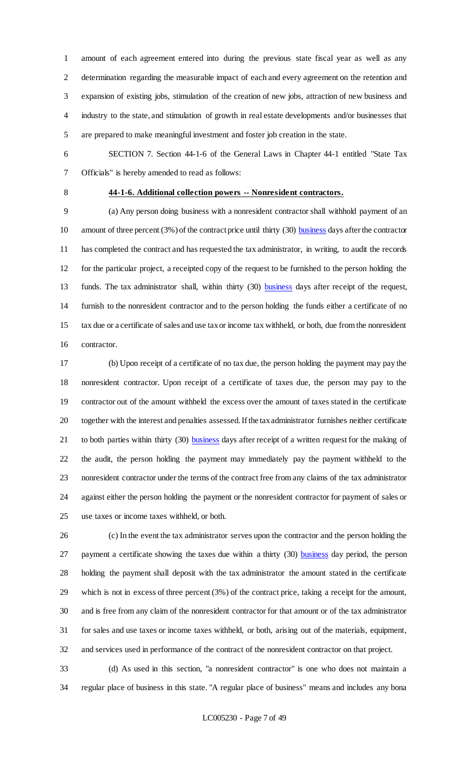amount of each agreement entered into during the previous state fiscal year as well as any determination regarding the measurable impact of each and every agreement on the retention and expansion of existing jobs, stimulation of the creation of new jobs, attraction of new business and industry to the state, and stimulation of growth in real estate developments and/or businesses that are prepared to make meaningful investment and foster job creation in the state.

SECTION 7. Section 44-1-6 of the General Laws in Chapter 44-1 entitled "State Tax Officials" is hereby amended to read as follows:

**44-1-6. Additional collection powers -- Nonresident contractors.**

(a) Any person doing business with a nonresident contractor shall withhold payment of an amount of three percent (3%) of the contract price until thirty (30) business days after the contractor has completed the contract and has requested the tax administrator, in writing, to audit the records for the particular project, a receipted copy of the request to be furnished to the person holding the funds. The tax administrator shall, within thirty (30) business days after receipt of the request, furnish to the nonresident contractor and to the person holding the funds either a certificate of no tax due or a certificate of sales and use tax or income tax withheld, or both, due from the nonresident contractor.

(b) Upon receipt of a certificate of no tax due, the person holding the payment may pay the nonresident contractor. Upon receipt of a certificate of taxes due, the person may pay to the contractor out of the amount withheld the excess over the amount of taxes stated in the certificate together with the interest and penalties assessed. If the tax administrator furnishes neither certificate to both parties within thirty (30) business days after receipt of a written request for the making of the audit, the person holding the payment may immediately pay the payment withheld to the nonresident contractor under the terms of the contract free from any claims of the tax administrator against either the person holding the payment or the nonresident contractor for payment of sales or use taxes or income taxes withheld, or both.

(c) In the event the tax administrator serves upon the contractor and the person holding the payment a certificate showing the taxes due within a thirty (30) business day period, the person holding the payment shall deposit with the tax administrator the amount stated in the certificate which is not in excess of three percent (3%) of the contract price, taking a receipt for the amount, and is free from any claim of the nonresident contractor for that amount or of the tax administrator for sales and use taxes or income taxes withheld, or both, arising out of the materials, equipment, and services used in performance of the contract of the nonresident contractor on that project.

(d) As used in this section, "a nonresident contractor" is one who does not maintain a regular place of business in this state. "A regular place of business" means and includes any bona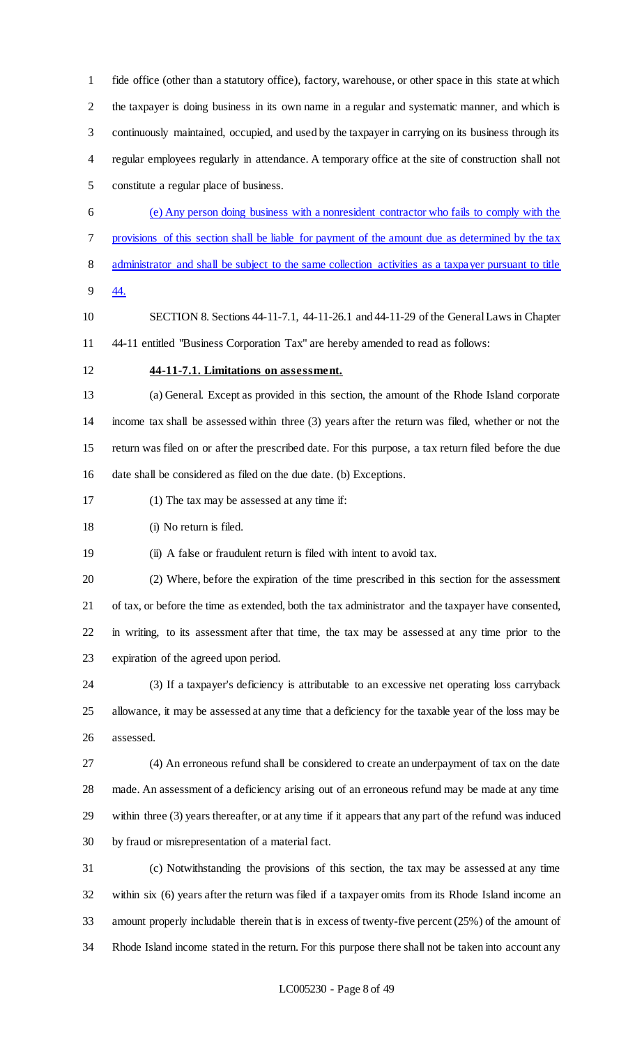fide office (other than a statutory office), factory, warehouse, or other space in this state at which the taxpayer is doing business in its own name in a regular and systematic manner, and which is continuously maintained, occupied, and used by the taxpayer in carrying on its business through its regular employees regularly in attendance. A temporary office at the site of construction shall not constitute a regular place of business.

(e) Any person doing business with a nonresident contractor who fails to comply with the provisions of this section shall be liable for payment of the amount due as determined by the tax administrator and shall be subject to the same collection activities as a taxpayer pursuant to title 44.

SECTION 8. Sections 44-11-7.1, 44-11-26.1 and 44-11-29 of the General Laws in Chapter 44-11 entitled "Business Corporation Tax" are hereby amended to read as follows:

**44-11-7.1. Limitations on assessment.**

(a) General. Except as provided in this section, the amount of the Rhode Island corporate income tax shall be assessed within three (3) years after the return was filed, whether or not the return was filed on or after the prescribed date. For this purpose, a tax return filed before the due date shall be considered as filed on the due date. (b) Exceptions.

(1) The tax may be assessed at any time if:

(i) No return is filed.

(ii) A false or fraudulent return is filed with intent to avoid tax.

(2) Where, before the expiration of the time prescribed in this section for the assessment of tax, or before the time as extended, both the tax administrator and the taxpayer have consented, in writing, to its assessment after that time, the tax may be assessed at any time prior to the expiration of the agreed upon period.

(3) If a taxpayer's deficiency is attributable to an excessive net operating loss carryback allowance, it may be assessed at any time that a deficiency for the taxable year of the loss may be assessed.

(4) An erroneous refund shall be considered to create an underpayment of tax on the date made. An assessment of a deficiency arising out of an erroneous refund may be made at any time within three (3) years thereafter, or at any time if it appears that any part of the refund was induced by fraud or misrepresentation of a material fact.

(c) Notwithstanding the provisions of this section, the tax may be assessed at any time within six (6) years after the return was filed if a taxpayer omits from its Rhode Island income an amount properly includable therein that is in excess of twenty-five percent (25%) of the amount of Rhode Island income stated in the return. For this purpose there shall not be taken into account any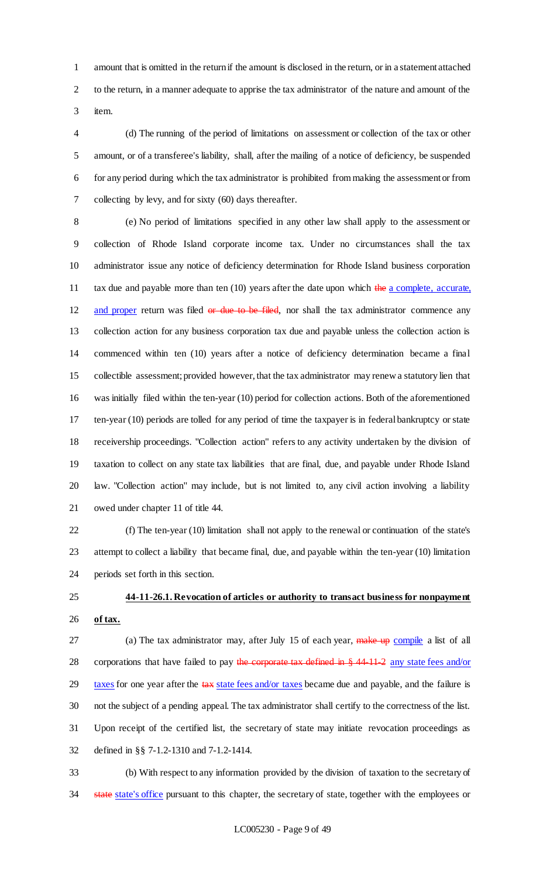amount that is omitted in the return if the amount is disclosed in the return, or in a statement attached to the return, in a manner adequate to apprise the tax administrator of the nature and amount of the item.

(d) The running of the period of limitations on assessment or collection of the tax or other amount, or of a transferee's liability, shall, after the mailing of a notice of deficiency, be suspended for any period during which the tax administrator is prohibited from making the assessment or from collecting by levy, and for sixty (60) days thereafter.

(e) No period of limitations specified in any other law shall apply to the assessment or collection of Rhode Island corporate income tax. Under no circumstances shall the tax administrator issue any notice of deficiency determination for Rhode Island business corporation tax due and payable more than ten (10) years after the date upon which ~~the~~ a complete, accurate, and proper return was filed ~~or due to be filed~~, nor shall the tax administrator commence any collection action for any business corporation tax due and payable unless the collection action is commenced within ten (10) years after a notice of deficiency determination became a final collectible assessment; provided however, that the tax administrator may renew a statutory lien that was initially filed within the ten-year (10) period for collection actions. Both of the aforementioned ten-year (10) periods are tolled for any period of time the taxpayer is in federal bankruptcy or state receivership proceedings. "Collection action" refers to any activity undertaken by the division of taxation to collect on any state tax liabilities that are final, due, and payable under Rhode Island law. "Collection action" may include, but is not limited to, any civil action involving a liability owed under chapter 11 of title 44.

(f) The ten-year (10) limitation shall not apply to the renewal or continuation of the state's attempt to collect a liability that became final, due, and payable within the ten-year (10) limitation periods set forth in this section.

**44-11-26.1. Revocation of articles or authority to transact business for nonpayment of tax.**

(a) The tax administrator may, after July 15 of each year, ~~make up~~ compile a list of all corporations that have failed to pay ~~the corporate tax defined in § 44-11-2~~ any state fees and/or taxes for one year after the ~~tax~~ state fees and/or taxes became due and payable, and the failure is not the subject of a pending appeal. The tax administrator shall certify to the correctness of the list. Upon receipt of the certified list, the secretary of state may initiate revocation proceedings as defined in §§ 7-1.2-1310 and 7-1.2-1414.

(b) With respect to any information provided by the division of taxation to the secretary of ~~state~~ state's office pursuant to this chapter, the secretary of state, together with the employees or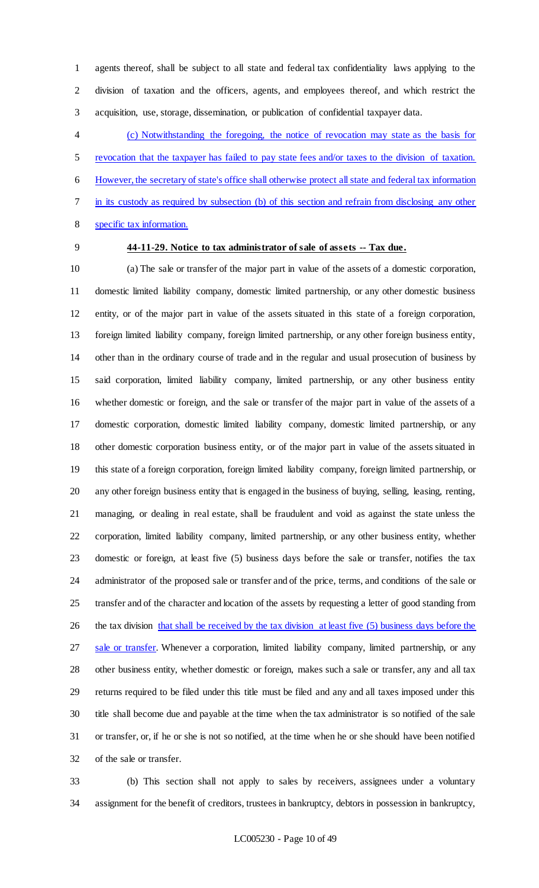agents thereof, shall be subject to all state and federal tax confidentiality laws applying to the division of taxation and the officers, agents, and employees thereof, and which restrict the acquisition, use, storage, dissemination, or publication of confidential taxpayer data.

(c) Notwithstanding the foregoing, the notice of revocation may state as the basis for revocation that the taxpayer has failed to pay state fees and/or taxes to the division of taxation. However, the secretary of state's office shall otherwise protect all state and federal tax information in its custody as required by subsection (b) of this section and refrain from disclosing any other specific tax information.

**44-11-29. Notice to tax administrator of sale of assets -- Tax due.**

(a) The sale or transfer of the major part in value of the assets of a domestic corporation, domestic limited liability company, domestic limited partnership, or any other domestic business entity, or of the major part in value of the assets situated in this state of a foreign corporation, foreign limited liability company, foreign limited partnership, or any other foreign business entity, other than in the ordinary course of trade and in the regular and usual prosecution of business by said corporation, limited liability company, limited partnership, or any other business entity whether domestic or foreign, and the sale or transfer of the major part in value of the assets of a domestic corporation, domestic limited liability company, domestic limited partnership, or any other domestic corporation business entity, or of the major part in value of the assets situated in this state of a foreign corporation, foreign limited liability company, foreign limited partnership, or any other foreign business entity that is engaged in the business of buying, selling, leasing, renting, managing, or dealing in real estate, shall be fraudulent and void as against the state unless the corporation, limited liability company, limited partnership, or any other business entity, whether domestic or foreign, at least five (5) business days before the sale or transfer, notifies the tax administrator of the proposed sale or transfer and of the price, terms, and conditions of the sale or transfer and of the character and location of the assets by requesting a letter of good standing from the tax division that shall be received by the tax division at least five (5) business days before the sale or transfer. Whenever a corporation, limited liability company, limited partnership, or any other business entity, whether domestic or foreign, makes such a sale or transfer, any and all tax returns required to be filed under this title must be filed and any and all taxes imposed under this title shall become due and payable at the time when the tax administrator is so notified of the sale or transfer, or, if he or she is not so notified, at the time when he or she should have been notified of the sale or transfer.

(b) This section shall not apply to sales by receivers, assignees under a voluntary assignment for the benefit of creditors, trustees in bankruptcy, debtors in possession in bankruptcy,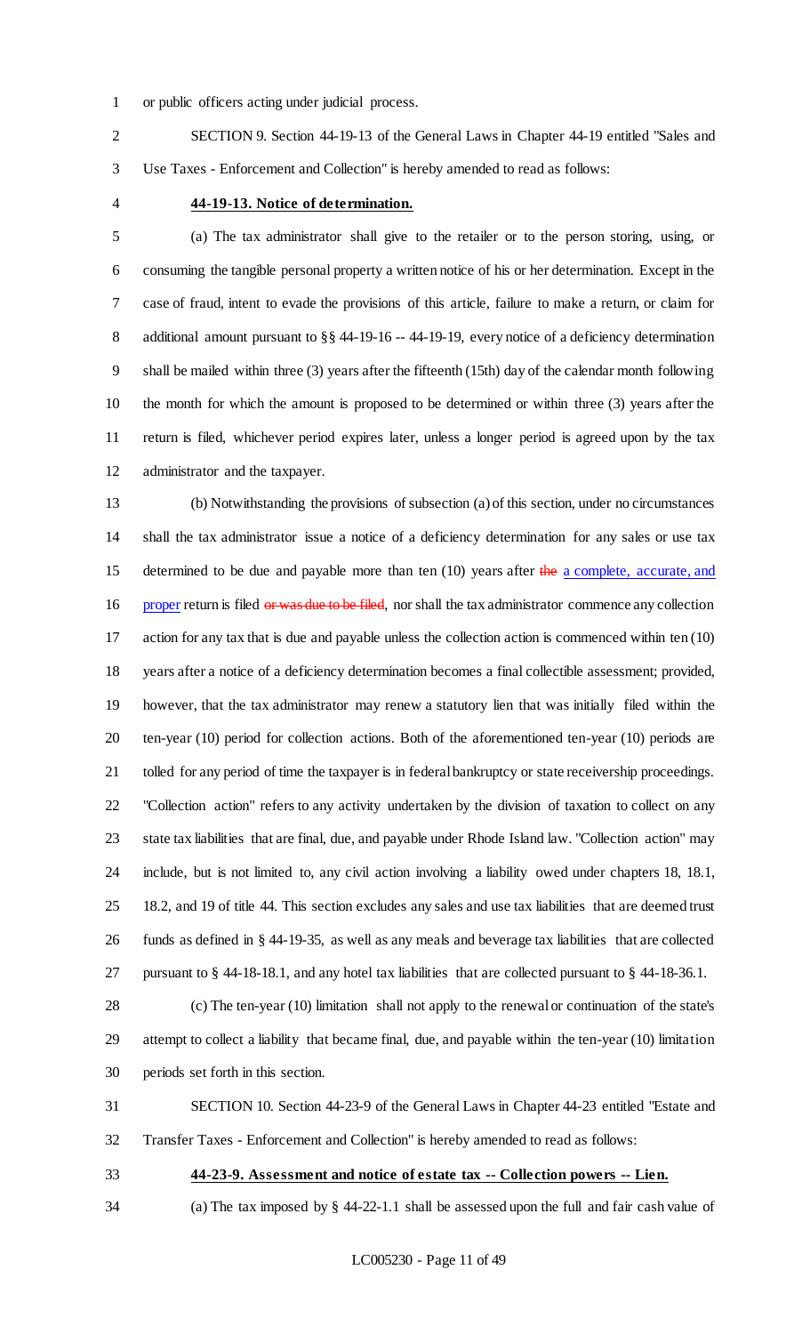or public officers acting under judicial process.

SECTION 9. Section 44-19-13 of the General Laws in Chapter 44-19 entitled "Sales and Use Taxes - Enforcement and Collection" is hereby amended to read as follows:

**44-19-13. Notice of determination.**

(a) The tax administrator shall give to the retailer or to the person storing, using, or consuming the tangible personal property a written notice of his or her determination. Except in the case of fraud, intent to evade the provisions of this article, failure to make a return, or claim for additional amount pursuant to §§ 44-19-16 -- 44-19-19, every notice of a deficiency determination shall be mailed within three (3) years after the fifteenth (15th) day of the calendar month following the month for which the amount is proposed to be determined or within three (3) years after the return is filed, whichever period expires later, unless a longer period is agreed upon by the tax administrator and the taxpayer.

(b) Notwithstanding the provisions of subsection (a) of this section, under no circumstances shall the tax administrator issue a notice of a deficiency determination for any sales or use tax determined to be due and payable more than ten (10) years after ~~the~~ a complete, accurate, and proper return is filed ~~or was due to be filed~~, nor shall the tax administrator commence any collection action for any tax that is due and payable unless the collection action is commenced within ten (10) years after a notice of a deficiency determination becomes a final collectible assessment; provided, however, that the tax administrator may renew a statutory lien that was initially filed within the ten-year (10) period for collection actions. Both of the aforementioned ten-year (10) periods are tolled for any period of time the taxpayer is in federal bankruptcy or state receivership proceedings. "Collection action" refers to any activity undertaken by the division of taxation to collect on any state tax liabilities that are final, due, and payable under Rhode Island law. "Collection action" may include, but is not limited to, any civil action involving a liability owed under chapters 18, 18.1, 18.2, and 19 of title 44. This section excludes any sales and use tax liabilities that are deemed trust funds as defined in § 44-19-35, as well as any meals and beverage tax liabilities that are collected pursuant to § 44-18-18.1, and any hotel tax liabilities that are collected pursuant to § 44-18-36.1.

(c) The ten-year (10) limitation shall not apply to the renewal or continuation of the state's attempt to collect a liability that became final, due, and payable within the ten-year (10) limitation periods set forth in this section.

SECTION 10. Section 44-23-9 of the General Laws in Chapter 44-23 entitled "Estate and Transfer Taxes - Enforcement and Collection" is hereby amended to read as follows:

**44-23-9. Assessment and notice of estate tax -- Collection powers -- Lien.**

(a) The tax imposed by § 44-22-1.1 shall be assessed upon the full and fair cash value of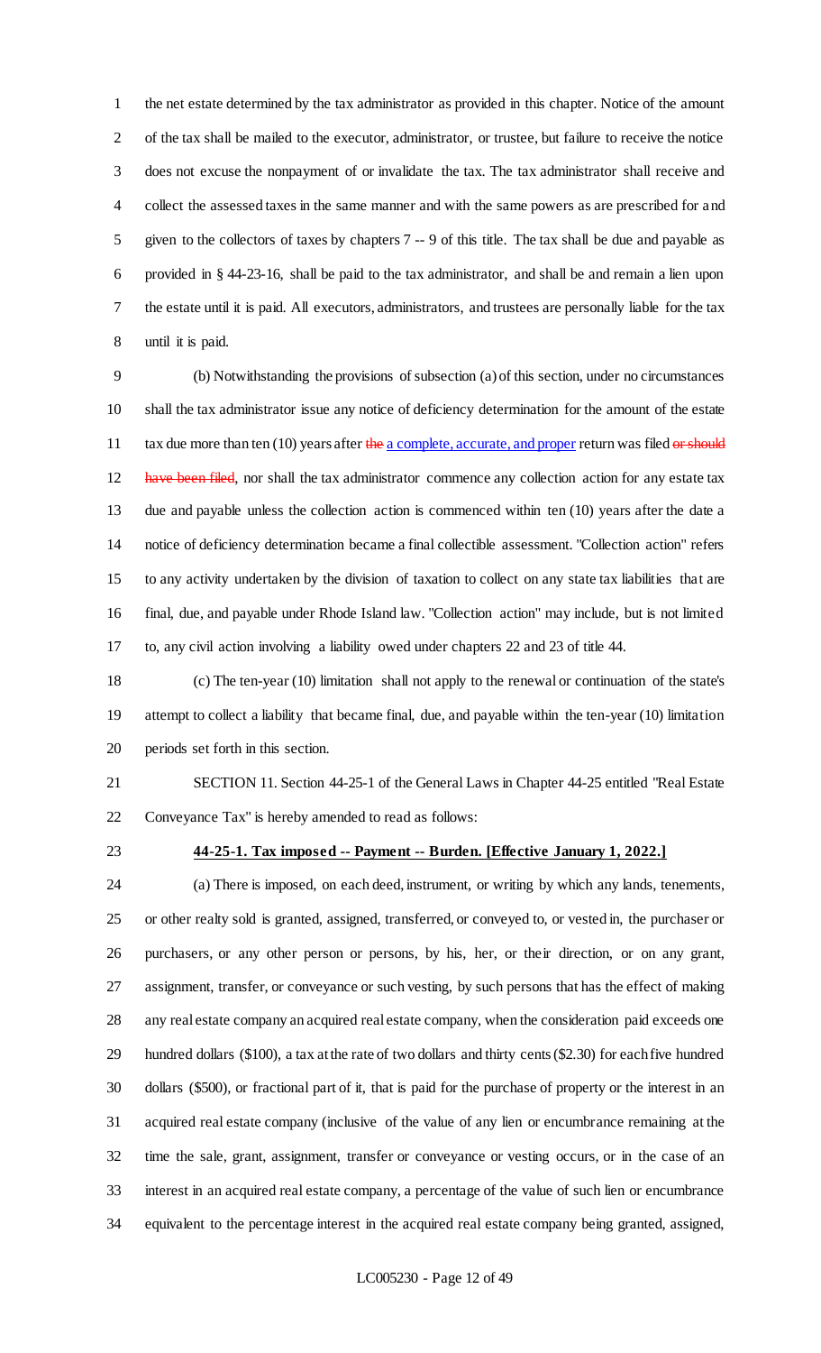the net estate determined by the tax administrator as provided in this chapter. Notice of the amount of the tax shall be mailed to the executor, administrator, or trustee, but failure to receive the notice does not excuse the nonpayment of or invalidate the tax. The tax administrator shall receive and collect the assessed taxes in the same manner and with the same powers as are prescribed for and given to the collectors of taxes by chapters 7 -- 9 of this title. The tax shall be due and payable as provided in § 44-23-16, shall be paid to the tax administrator, and shall be and remain a lien upon the estate until it is paid. All executors, administrators, and trustees are personally liable for the tax until it is paid.

(b) Notwithstanding the provisions of subsection (a) of this section, under no circumstances shall the tax administrator issue any notice of deficiency determination for the amount of the estate tax due more than ten (10) years after ~~the~~ a complete, accurate, and proper return was filed ~~or should have been filed~~, nor shall the tax administrator commence any collection action for any estate tax due and payable unless the collection action is commenced within ten (10) years after the date a notice of deficiency determination became a final collectible assessment. "Collection action" refers to any activity undertaken by the division of taxation to collect on any state tax liabilities that are final, due, and payable under Rhode Island law. "Collection action" may include, but is not limited to, any civil action involving a liability owed under chapters 22 and 23 of title 44.

(c) The ten-year (10) limitation shall not apply to the renewal or continuation of the state's attempt to collect a liability that became final, due, and payable within the ten-year (10) limitation periods set forth in this section.

SECTION 11. Section 44-25-1 of the General Laws in Chapter 44-25 entitled "Real Estate Conveyance Tax" is hereby amended to read as follows:

**44-25-1. Tax imposed -- Payment -- Burden. [Effective January 1, 2022.]**

(a) There is imposed, on each deed, instrument, or writing by which any lands, tenements, or other realty sold is granted, assigned, transferred, or conveyed to, or vested in, the purchaser or purchasers, or any other person or persons, by his, her, or their direction, or on any grant, assignment, transfer, or conveyance or such vesting, by such persons that has the effect of making any real estate company an acquired real estate company, when the consideration paid exceeds one hundred dollars ($100), a tax at the rate of two dollars and thirty cents ($2.30) for each five hundred dollars ($500), or fractional part of it, that is paid for the purchase of property or the interest in an acquired real estate company (inclusive of the value of any lien or encumbrance remaining at the time the sale, grant, assignment, transfer or conveyance or vesting occurs, or in the case of an interest in an acquired real estate company, a percentage of the value of such lien or encumbrance equivalent to the percentage interest in the acquired real estate company being granted, assigned,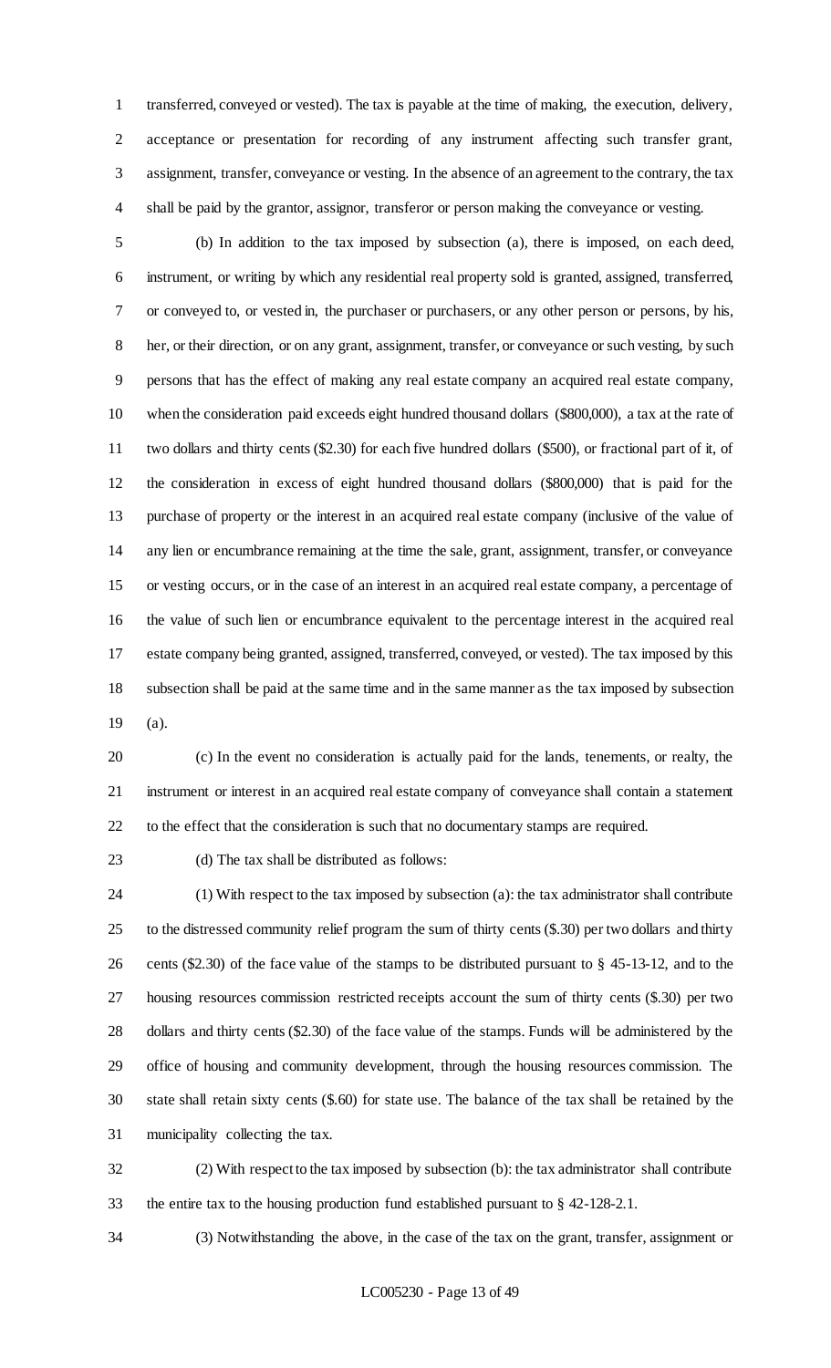transferred, conveyed or vested). The tax is payable at the time of making, the execution, delivery, acceptance or presentation for recording of any instrument affecting such transfer grant, assignment, transfer, conveyance or vesting. In the absence of an agreement to the contrary, the tax shall be paid by the grantor, assignor, transferor or person making the conveyance or vesting.

(b) In addition to the tax imposed by subsection (a), there is imposed, on each deed, instrument, or writing by which any residential real property sold is granted, assigned, transferred, or conveyed to, or vested in, the purchaser or purchasers, or any other person or persons, by his, her, or their direction, or on any grant, assignment, transfer, or conveyance or such vesting, by such persons that has the effect of making any real estate company an acquired real estate company, when the consideration paid exceeds eight hundred thousand dollars ($800,000), a tax at the rate of two dollars and thirty cents ($2.30) for each five hundred dollars ($500), or fractional part of it, of the consideration in excess of eight hundred thousand dollars ($800,000) that is paid for the purchase of property or the interest in an acquired real estate company (inclusive of the value of any lien or encumbrance remaining at the time the sale, grant, assignment, transfer, or conveyance or vesting occurs, or in the case of an interest in an acquired real estate company, a percentage of the value of such lien or encumbrance equivalent to the percentage interest in the acquired real estate company being granted, assigned, transferred, conveyed, or vested). The tax imposed by this subsection shall be paid at the same time and in the same manner as the tax imposed by subsection (a).

(c) In the event no consideration is actually paid for the lands, tenements, or realty, the instrument or interest in an acquired real estate company of conveyance shall contain a statement to the effect that the consideration is such that no documentary stamps are required.

(d) The tax shall be distributed as follows:

(1) With respect to the tax imposed by subsection (a): the tax administrator shall contribute to the distressed community relief program the sum of thirty cents ($.30) per two dollars and thirty cents ($2.30) of the face value of the stamps to be distributed pursuant to § 45-13-12, and to the housing resources commission restricted receipts account the sum of thirty cents ($.30) per two dollars and thirty cents ($2.30) of the face value of the stamps. Funds will be administered by the office of housing and community development, through the housing resources commission. The state shall retain sixty cents ($.60) for state use. The balance of the tax shall be retained by the municipality collecting the tax.

(2) With respect to the tax imposed by subsection (b): the tax administrator shall contribute the entire tax to the housing production fund established pursuant to § 42-128-2.1.

(3) Notwithstanding the above, in the case of the tax on the grant, transfer, assignment or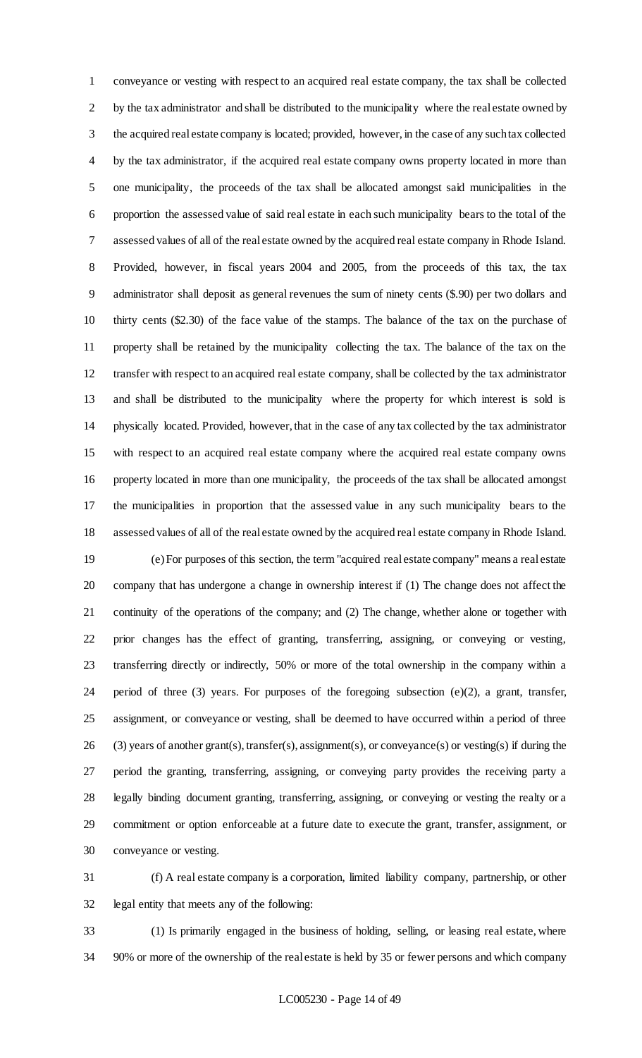conveyance or vesting with respect to an acquired real estate company, the tax shall be collected by the tax administrator and shall be distributed to the municipality where the real estate owned by the acquired real estate company is located; provided, however, in the case of any such tax collected by the tax administrator, if the acquired real estate company owns property located in more than one municipality, the proceeds of the tax shall be allocated amongst said municipalities in the proportion the assessed value of said real estate in each such municipality bears to the total of the assessed values of all of the real estate owned by the acquired real estate company in Rhode Island. Provided, however, in fiscal years 2004 and 2005, from the proceeds of this tax, the tax administrator shall deposit as general revenues the sum of ninety cents ($.90) per two dollars and thirty cents ($2.30) of the face value of the stamps. The balance of the tax on the purchase of property shall be retained by the municipality collecting the tax. The balance of the tax on the transfer with respect to an acquired real estate company, shall be collected by the tax administrator and shall be distributed to the municipality where the property for which interest is sold is physically located. Provided, however, that in the case of any tax collected by the tax administrator with respect to an acquired real estate company where the acquired real estate company owns property located in more than one municipality, the proceeds of the tax shall be allocated amongst the municipalities in proportion that the assessed value in any such municipality bears to the assessed values of all of the real estate owned by the acquired real estate company in Rhode Island.

(e) For purposes of this section, the term "acquired real estate company" means a real estate company that has undergone a change in ownership interest if (1) The change does not affect the continuity of the operations of the company; and (2) The change, whether alone or together with prior changes has the effect of granting, transferring, assigning, or conveying or vesting, transferring directly or indirectly, 50% or more of the total ownership in the company within a period of three (3) years. For purposes of the foregoing subsection (e)(2), a grant, transfer, assignment, or conveyance or vesting, shall be deemed to have occurred within a period of three (3) years of another grant(s), transfer(s), assignment(s), or conveyance(s) or vesting(s) if during the period the granting, transferring, assigning, or conveying party provides the receiving party a legally binding document granting, transferring, assigning, or conveying or vesting the realty or a commitment or option enforceable at a future date to execute the grant, transfer, assignment, or conveyance or vesting.

(f) A real estate company is a corporation, limited liability company, partnership, or other legal entity that meets any of the following:

(1) Is primarily engaged in the business of holding, selling, or leasing real estate, where 90% or more of the ownership of the real estate is held by 35 or fewer persons and which company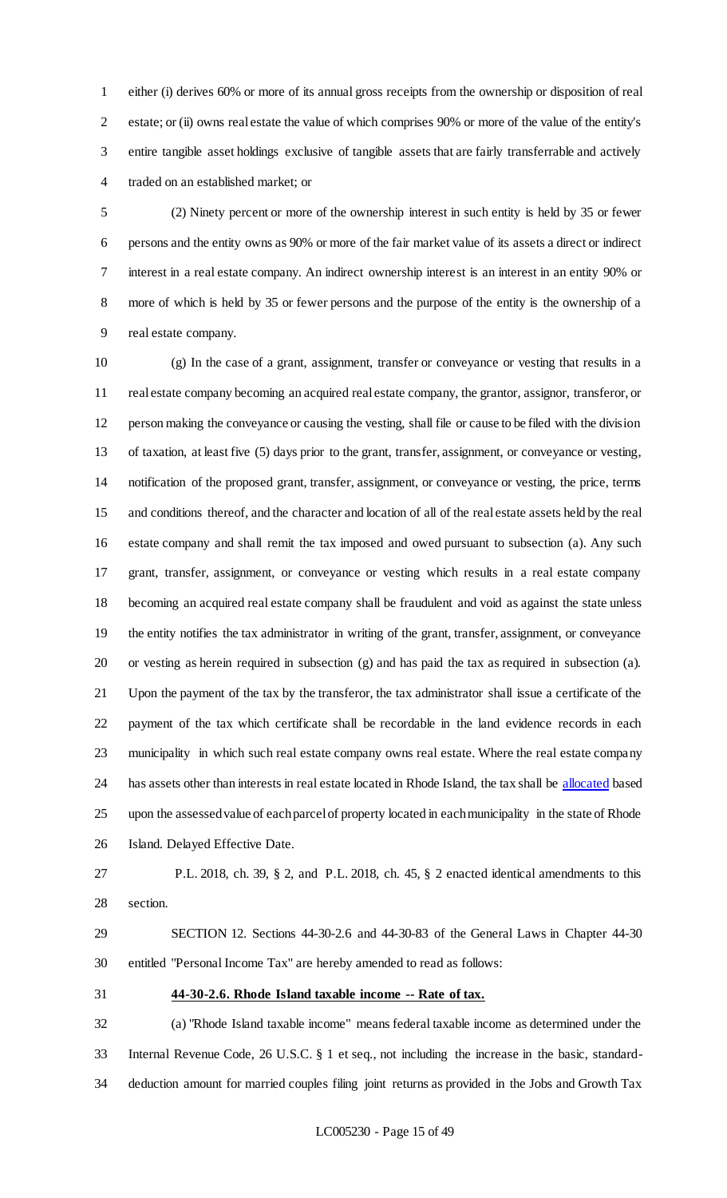either (i) derives 60% or more of its annual gross receipts from the ownership or disposition of real estate; or (ii) owns real estate the value of which comprises 90% or more of the value of the entity's entire tangible asset holdings exclusive of tangible assets that are fairly transferrable and actively traded on an established market; or

(2) Ninety percent or more of the ownership interest in such entity is held by 35 or fewer persons and the entity owns as 90% or more of the fair market value of its assets a direct or indirect interest in a real estate company. An indirect ownership interest is an interest in an entity 90% or more of which is held by 35 or fewer persons and the purpose of the entity is the ownership of a real estate company.

(g) In the case of a grant, assignment, transfer or conveyance or vesting that results in a real estate company becoming an acquired real estate company, the grantor, assignor, transferor, or person making the conveyance or causing the vesting, shall file or cause to be filed with the division of taxation, at least five (5) days prior to the grant, transfer, assignment, or conveyance or vesting, notification of the proposed grant, transfer, assignment, or conveyance or vesting, the price, terms and conditions thereof, and the character and location of all of the real estate assets held by the real estate company and shall remit the tax imposed and owed pursuant to subsection (a). Any such grant, transfer, assignment, or conveyance or vesting which results in a real estate company becoming an acquired real estate company shall be fraudulent and void as against the state unless the entity notifies the tax administrator in writing of the grant, transfer, assignment, or conveyance or vesting as herein required in subsection (g) and has paid the tax as required in subsection (a). Upon the payment of the tax by the transferor, the tax administrator shall issue a certificate of the payment of the tax which certificate shall be recordable in the land evidence records in each municipality in which such real estate company owns real estate. Where the real estate company has assets other than interests in real estate located in Rhode Island, the tax shall be allocated based upon the assessed value of each parcel of property located in each municipality in the state of Rhode Island. Delayed Effective Date.

P.L. 2018, ch. 39, § 2, and P.L. 2018, ch. 45, § 2 enacted identical amendments to this section.

SECTION 12. Sections 44-30-2.6 and 44-30-83 of the General Laws in Chapter 44-30 entitled "Personal Income Tax" are hereby amended to read as follows:

**44-30-2.6. Rhode Island taxable income -- Rate of tax.**

(a) "Rhode Island taxable income" means federal taxable income as determined under the Internal Revenue Code, 26 U.S.C. § 1 et seq., not including the increase in the basic, standard-deduction amount for married couples filing joint returns as provided in the Jobs and Growth Tax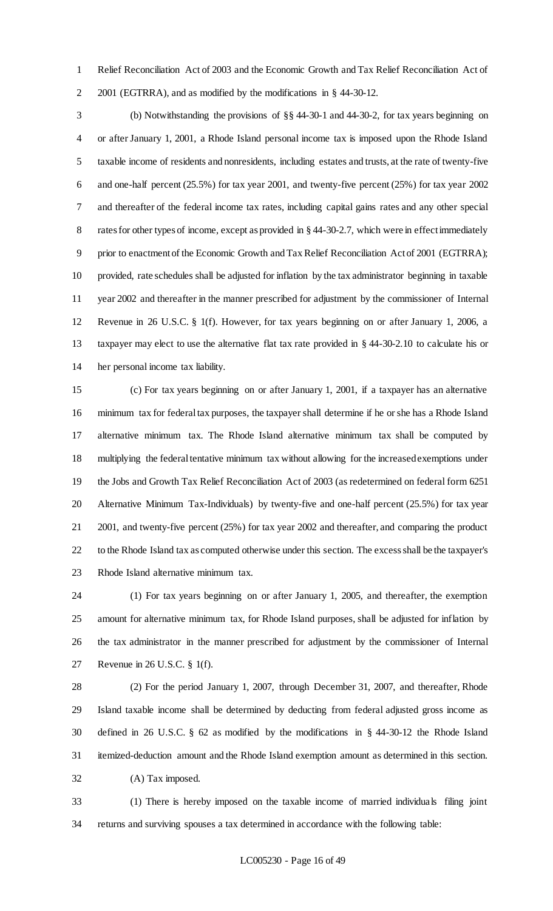Relief Reconciliation Act of 2003 and the Economic Growth and Tax Relief Reconciliation Act of 2001 (EGTRRA), and as modified by the modifications in § 44-30-12.

(b) Notwithstanding the provisions of §§ 44-30-1 and 44-30-2, for tax years beginning on or after January 1, 2001, a Rhode Island personal income tax is imposed upon the Rhode Island taxable income of residents and nonresidents, including estates and trusts, at the rate of twenty-five and one-half percent (25.5%) for tax year 2001, and twenty-five percent (25%) for tax year 2002 and thereafter of the federal income tax rates, including capital gains rates and any other special rates for other types of income, except as provided in § 44-30-2.7, which were in effect immediately prior to enactment of the Economic Growth and Tax Relief Reconciliation Act of 2001 (EGTRRA); provided, rate schedules shall be adjusted for inflation by the tax administrator beginning in taxable year 2002 and thereafter in the manner prescribed for adjustment by the commissioner of Internal Revenue in 26 U.S.C. § 1(f). However, for tax years beginning on or after January 1, 2006, a taxpayer may elect to use the alternative flat tax rate provided in § 44-30-2.10 to calculate his or her personal income tax liability.

(c) For tax years beginning on or after January 1, 2001, if a taxpayer has an alternative minimum tax for federal tax purposes, the taxpayer shall determine if he or she has a Rhode Island alternative minimum tax. The Rhode Island alternative minimum tax shall be computed by multiplying the federal tentative minimum tax without allowing for the increased exemptions under the Jobs and Growth Tax Relief Reconciliation Act of 2003 (as redetermined on federal form 6251 Alternative Minimum Tax-Individuals) by twenty-five and one-half percent (25.5%) for tax year 2001, and twenty-five percent (25%) for tax year 2002 and thereafter, and comparing the product to the Rhode Island tax as computed otherwise under this section. The excess shall be the taxpayer's Rhode Island alternative minimum tax.

(1) For tax years beginning on or after January 1, 2005, and thereafter, the exemption amount for alternative minimum tax, for Rhode Island purposes, shall be adjusted for inflation by the tax administrator in the manner prescribed for adjustment by the commissioner of Internal Revenue in 26 U.S.C. § 1(f).

(2) For the period January 1, 2007, through December 31, 2007, and thereafter, Rhode Island taxable income shall be determined by deducting from federal adjusted gross income as defined in 26 U.S.C. § 62 as modified by the modifications in § 44-30-12 the Rhode Island itemized-deduction amount and the Rhode Island exemption amount as determined in this section.

(A) Tax imposed.

(1) There is hereby imposed on the taxable income of married individuals filing joint returns and surviving spouses a tax determined in accordance with the following table: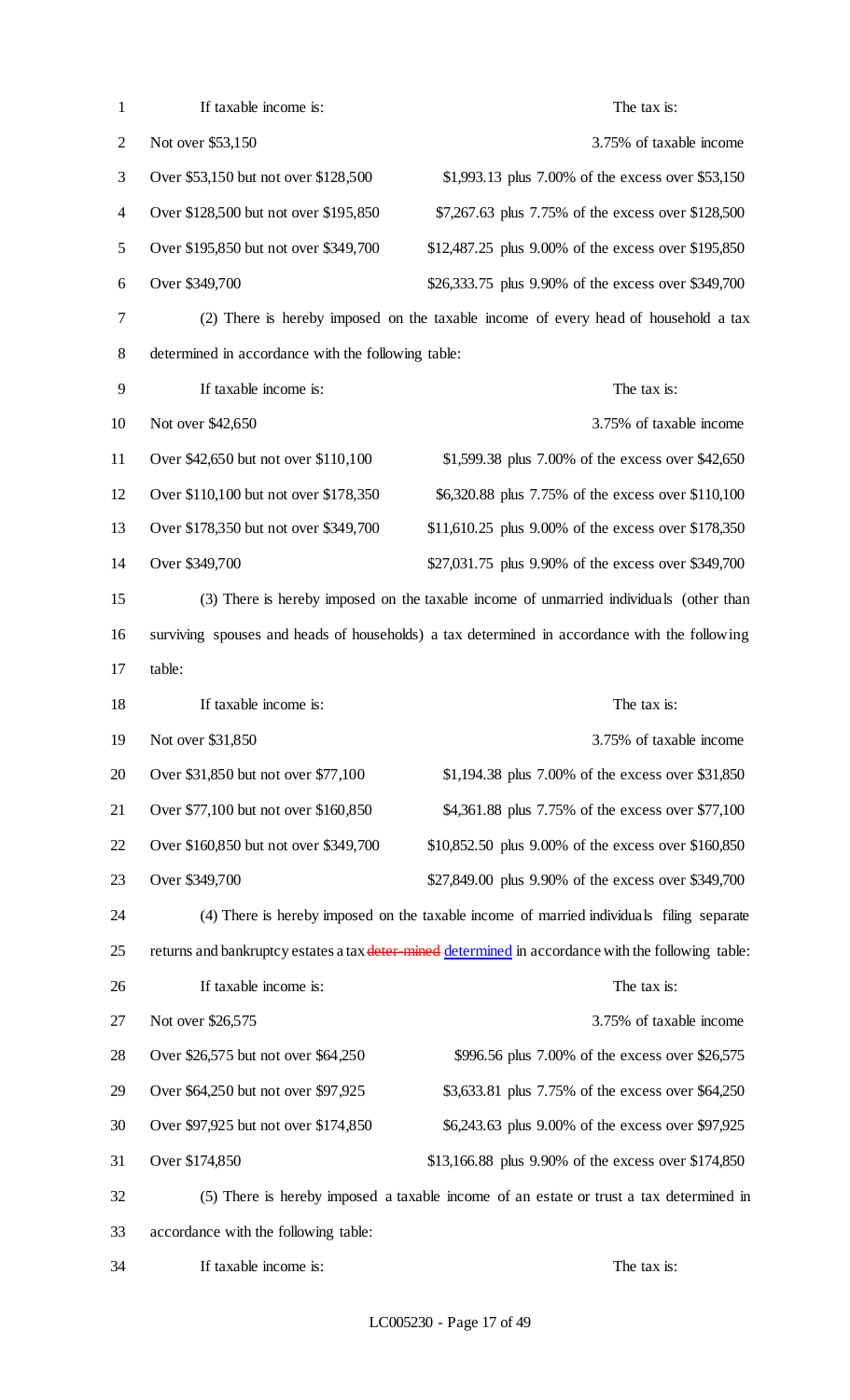| If taxable income is: | The tax is: |
|---|---|
| Not over $53,150 | 3.75% of taxable income |
| Over $53,150 but not over $128,500 | $1,993.13 plus 7.00% of the excess over $53,150 |
| Over $128,500 but not over $195,850 | $7,267.63 plus 7.75% of the excess over $128,500 |
| Over $195,850 but not over $349,700 | $12,487.25 plus 9.00% of the excess over $195,850 |
| Over $349,700 | $26,333.75 plus 9.90% of the excess over $349,700 |

(2) There is hereby imposed on the taxable income of every head of household a tax determined in accordance with the following table:

| If taxable income is: | The tax is: |
|---|---|
| Not over $42,650 | 3.75% of taxable income |
| Over $42,650 but not over $110,100 | $1,599.38 plus 7.00% of the excess over $42,650 |
| Over $110,100 but not over $178,350 | $6,320.88 plus 7.75% of the excess over $110,100 |
| Over $178,350 but not over $349,700 | $11,610.25 plus 9.00% of the excess over $178,350 |
| Over $349,700 | $27,031.75 plus 9.90% of the excess over $349,700 |

(3) There is hereby imposed on the taxable income of unmarried individuals (other than surviving spouses and heads of households) a tax determined in accordance with the following table:

| If taxable income is: | The tax is: |
|---|---|
| Not over $31,850 | 3.75% of taxable income |
| Over $31,850 but not over $77,100 | $1,194.38 plus 7.00% of the excess over $31,850 |
| Over $77,100 but not over $160,850 | $4,361.88 plus 7.75% of the excess over $77,100 |
| Over $160,850 but not over $349,700 | $10,852.50 plus 9.00% of the excess over $160,850 |
| Over $349,700 | $27,849.00 plus 9.90% of the excess over $349,700 |

(4) There is hereby imposed on the taxable income of married individuals filing separate returns and bankruptcy estates a tax ~~deter-mined~~ determined in accordance with the following table:

| If taxable income is: | The tax is: |
|---|---|
| Not over $26,575 | 3.75% of taxable income |
| Over $26,575 but not over $64,250 | $996.56 plus 7.00% of the excess over $26,575 |
| Over $64,250 but not over $97,925 | $3,633.81 plus 7.75% of the excess over $64,250 |
| Over $97,925 but not over $174,850 | $6,243.63 plus 9.00% of the excess over $97,925 |
| Over $174,850 | $13,166.88 plus 9.90% of the excess over $174,850 |

(5) There is hereby imposed a taxable income of an estate or trust a tax determined in accordance with the following table:

| If taxable income is: | The tax is: |
|---|---|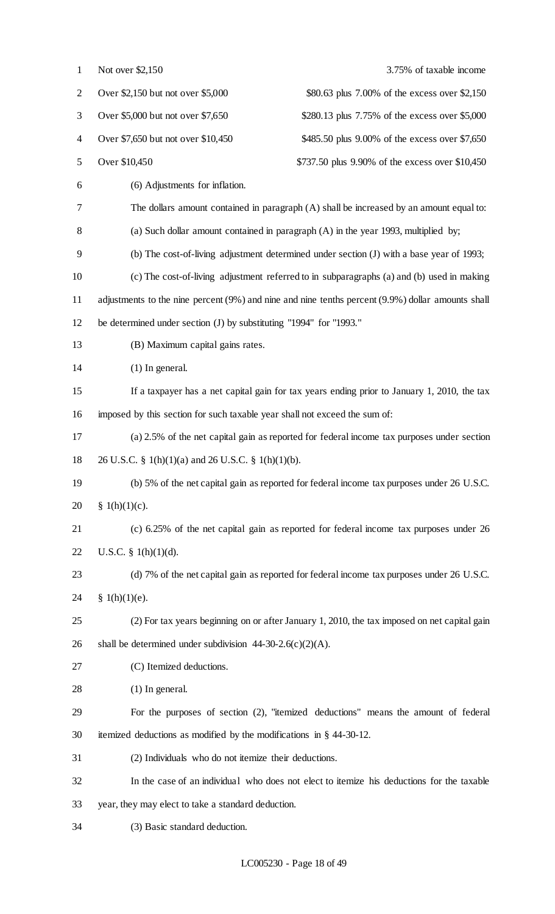| | |
|---|---|
| Not over $2,150 | 3.75% of taxable income |
| Over $2,150 but not over $5,000 | $80.63 plus 7.00% of the excess over $2,150 |
| Over $5,000 but not over $7,650 | $280.13 plus 7.75% of the excess over $5,000 |
| Over $7,650 but not over $10,450 | $485.50 plus 9.00% of the excess over $7,650 |
| Over $10,450 | $737.50 plus 9.90% of the excess over $10,450 |

(6) Adjustments for inflation.

The dollars amount contained in paragraph (A) shall be increased by an amount equal to:

(a) Such dollar amount contained in paragraph (A) in the year 1993, multiplied by;

(b) The cost-of-living adjustment determined under section (J) with a base year of 1993;

(c) The cost-of-living adjustment referred to in subparagraphs (a) and (b) used in making adjustments to the nine percent (9%) and nine and nine tenths percent (9.9%) dollar amounts shall be determined under section (J) by substituting "1994" for "1993."

(B) Maximum capital gains rates.

(1) In general.

If a taxpayer has a net capital gain for tax years ending prior to January 1, 2010, the tax imposed by this section for such taxable year shall not exceed the sum of:

(a) 2.5% of the net capital gain as reported for federal income tax purposes under section 26 U.S.C. § 1(h)(1)(a) and 26 U.S.C. § 1(h)(1)(b).

(b) 5% of the net capital gain as reported for federal income tax purposes under 26 U.S.C. § 1(h)(1)(c).

(c) 6.25% of the net capital gain as reported for federal income tax purposes under 26 U.S.C. § 1(h)(1)(d).

(d) 7% of the net capital gain as reported for federal income tax purposes under 26 U.S.C. § 1(h)(1)(e).

(2) For tax years beginning on or after January 1, 2010, the tax imposed on net capital gain shall be determined under subdivision 44-30-2.6(c)(2)(A).

(C) Itemized deductions.

(1) In general.

For the purposes of section (2), "itemized deductions" means the amount of federal itemized deductions as modified by the modifications in § 44-30-12.

(2) Individuals who do not itemize their deductions.

In the case of an individual who does not elect to itemize his deductions for the taxable year, they may elect to take a standard deduction.

(3) Basic standard deduction.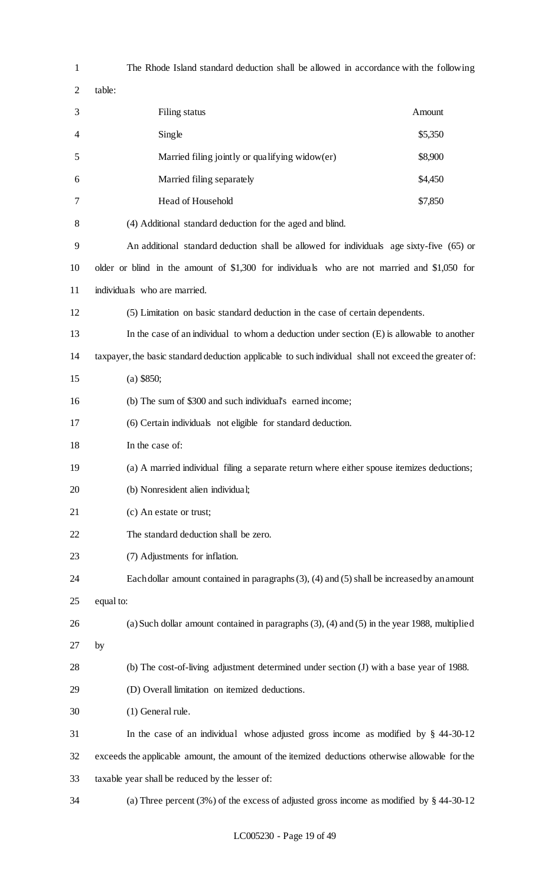The Rhode Island standard deduction shall be allowed in accordance with the following table:

| Filing status | Amount |
|---|---|
| Single | $5,350 |
| Married filing jointly or qualifying widow(er) | $8,900 |
| Married filing separately | $4,450 |
| Head of Household | $7,850 |

(4) Additional standard deduction for the aged and blind.

An additional standard deduction shall be allowed for individuals age sixty-five (65) or older or blind in the amount of $1,300 for individuals who are not married and $1,050 for individuals who are married.

(5) Limitation on basic standard deduction in the case of certain dependents.

In the case of an individual to whom a deduction under section (E) is allowable to another taxpayer, the basic standard deduction applicable to such individual shall not exceed the greater of:

(a) $850;

(b) The sum of $300 and such individual's earned income;

(6) Certain individuals not eligible for standard deduction.

In the case of:

(a) A married individual filing a separate return where either spouse itemizes deductions;

(b) Nonresident alien individual;

(c) An estate or trust;

The standard deduction shall be zero.

(7) Adjustments for inflation.

Each dollar amount contained in paragraphs (3), (4) and (5) shall be increased by an amount equal to:

(a) Such dollar amount contained in paragraphs (3), (4) and (5) in the year 1988, multiplied by

(b) The cost-of-living adjustment determined under section (J) with a base year of 1988.

(D) Overall limitation on itemized deductions.

(1) General rule.

In the case of an individual whose adjusted gross income as modified by § 44-30-12 exceeds the applicable amount, the amount of the itemized deductions otherwise allowable for the taxable year shall be reduced by the lesser of:

(a) Three percent (3%) of the excess of adjusted gross income as modified by § 44-30-12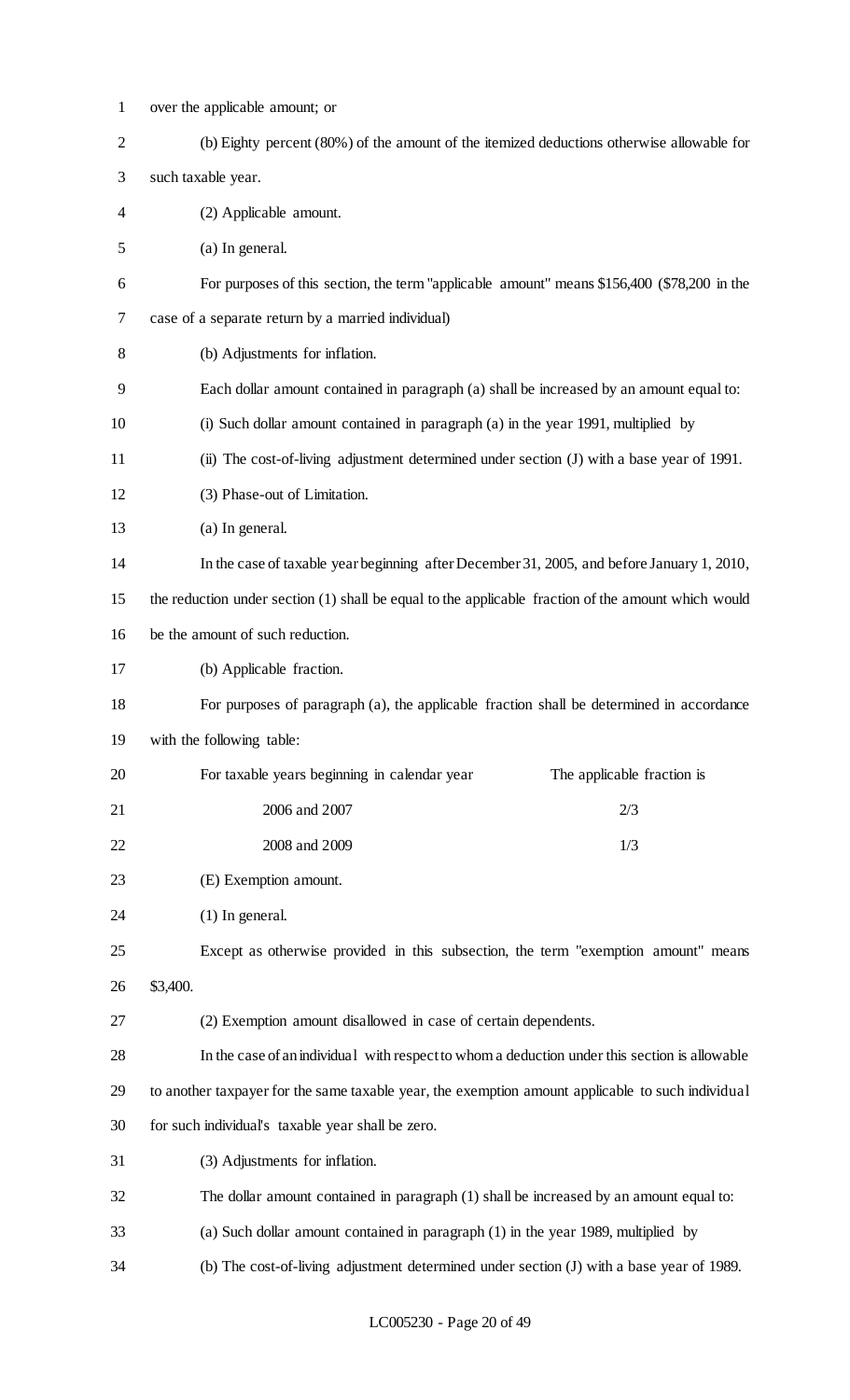over the applicable amount; or

(b) Eighty percent (80%) of the amount of the itemized deductions otherwise allowable for such taxable year.

(2) Applicable amount.

(a) In general.

For purposes of this section, the term "applicable amount" means $156,400 ($78,200 in the case of a separate return by a married individual)

(b) Adjustments for inflation.

Each dollar amount contained in paragraph (a) shall be increased by an amount equal to:

(i) Such dollar amount contained in paragraph (a) in the year 1991, multiplied by

(ii) The cost-of-living adjustment determined under section (J) with a base year of 1991.

(3) Phase-out of Limitation.

(a) In general.

In the case of taxable year beginning after December 31, 2005, and before January 1, 2010, the reduction under section (1) shall be equal to the applicable fraction of the amount which would be the amount of such reduction.

(b) Applicable fraction.

For purposes of paragraph (a), the applicable fraction shall be determined in accordance with the following table:

| For taxable years beginning in calendar year | The applicable fraction is |
| --- | --- |
| 2006 and 2007 | 2/3 |
| 2008 and 2009 | 1/3 |

(E) Exemption amount.

(1) In general.

Except as otherwise provided in this subsection, the term "exemption amount" means $3,400.

(2) Exemption amount disallowed in case of certain dependents.

In the case of an individual with respect to whom a deduction under this section is allowable to another taxpayer for the same taxable year, the exemption amount applicable to such individual for such individual's taxable year shall be zero.

(3) Adjustments for inflation.

The dollar amount contained in paragraph (1) shall be increased by an amount equal to:

(a) Such dollar amount contained in paragraph (1) in the year 1989, multiplied by

(b) The cost-of-living adjustment determined under section (J) with a base year of 1989.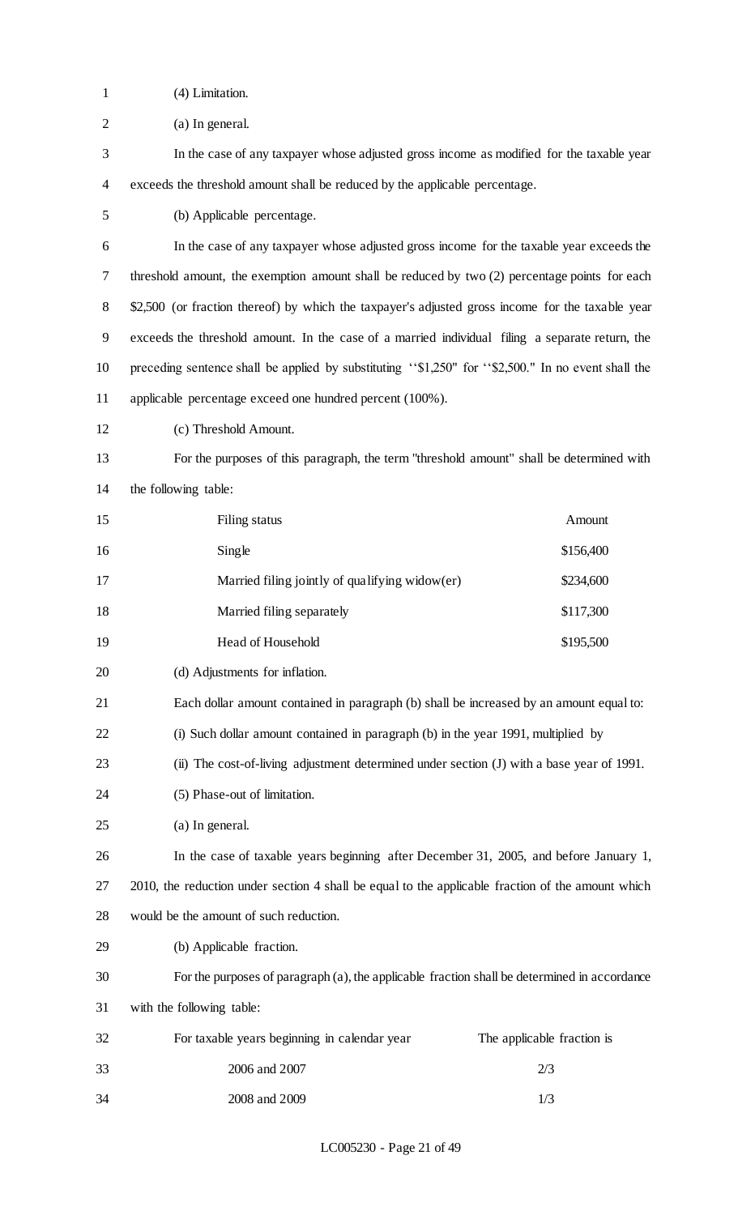(4) Limitation.

(a) In general.

In the case of any taxpayer whose adjusted gross income as modified for the taxable year exceeds the threshold amount shall be reduced by the applicable percentage.

(b) Applicable percentage.

In the case of any taxpayer whose adjusted gross income for the taxable year exceeds the threshold amount, the exemption amount shall be reduced by two (2) percentage points for each $2,500 (or fraction thereof) by which the taxpayer's adjusted gross income for the taxable year exceeds the threshold amount. In the case of a married individual filing a separate return, the preceding sentence shall be applied by substituting ''$1,250" for ''$2,500." In no event shall the applicable percentage exceed one hundred percent (100%).

(c) Threshold Amount.

For the purposes of this paragraph, the term "threshold amount" shall be determined with the following table:

| Filing status | Amount |
|---|---|
| Single | $156,400 |
| Married filing jointly of qualifying widow(er) | $234,600 |
| Married filing separately | $117,300 |
| Head of Household | $195,500 |

(d) Adjustments for inflation.

Each dollar amount contained in paragraph (b) shall be increased by an amount equal to:

(i) Such dollar amount contained in paragraph (b) in the year 1991, multiplied by

(ii) The cost-of-living adjustment determined under section (J) with a base year of 1991.

(5) Phase-out of limitation.

(a) In general.

In the case of taxable years beginning after December 31, 2005, and before January 1, 2010, the reduction under section 4 shall be equal to the applicable fraction of the amount which would be the amount of such reduction.

(b) Applicable fraction.

For the purposes of paragraph (a), the applicable fraction shall be determined in accordance with the following table:

| For taxable years beginning in calendar year | The applicable fraction is |
|---|---|
| 2006 and 2007 | 2/3 |
| 2008 and 2009 | 1/3 |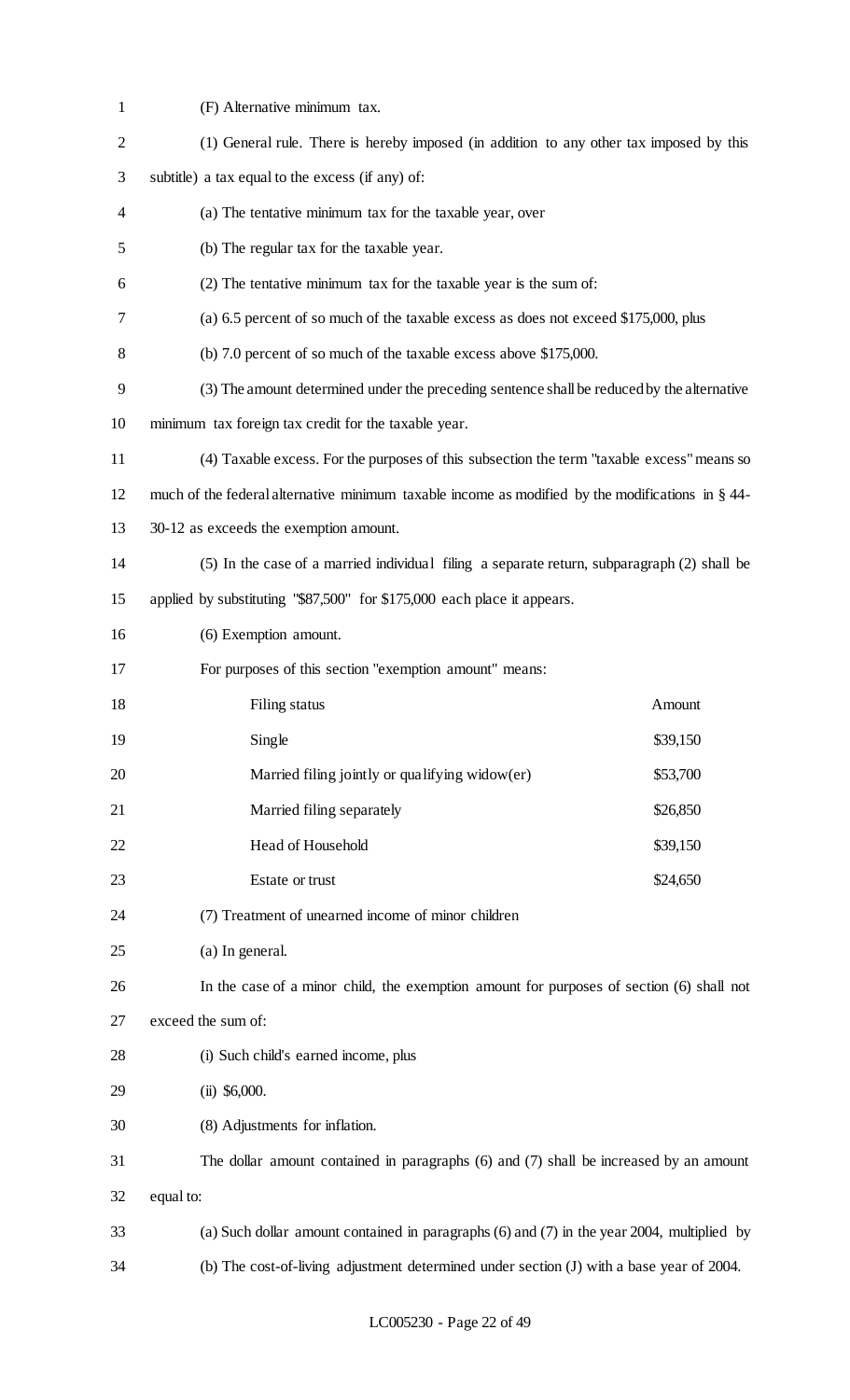(F) Alternative minimum tax.

(1) General rule. There is hereby imposed (in addition to any other tax imposed by this subtitle) a tax equal to the excess (if any) of:

(a) The tentative minimum tax for the taxable year, over

(b) The regular tax for the taxable year.

(2) The tentative minimum tax for the taxable year is the sum of:

(a) 6.5 percent of so much of the taxable excess as does not exceed $175,000, plus

(b) 7.0 percent of so much of the taxable excess above $175,000.

(3) The amount determined under the preceding sentence shall be reduced by the alternative minimum tax foreign tax credit for the taxable year.

(4) Taxable excess. For the purposes of this subsection the term "taxable excess" means so much of the federal alternative minimum taxable income as modified by the modifications in § 44-30-12 as exceeds the exemption amount.

(5) In the case of a married individual filing a separate return, subparagraph (2) shall be applied by substituting "$87,500" for $175,000 each place it appears.

(6) Exemption amount.

For purposes of this section "exemption amount" means:

| Filing status | Amount |
|---|---|
| Single | $39,150 |
| Married filing jointly or qualifying widow(er) | $53,700 |
| Married filing separately | $26,850 |
| Head of Household | $39,150 |
| Estate or trust | $24,650 |

(7) Treatment of unearned income of minor children

(a) In general.

In the case of a minor child, the exemption amount for purposes of section (6) shall not exceed the sum of:

(i) Such child's earned income, plus

(ii) $6,000.

(8) Adjustments for inflation.

The dollar amount contained in paragraphs (6) and (7) shall be increased by an amount equal to:

(a) Such dollar amount contained in paragraphs (6) and (7) in the year 2004, multiplied by

(b) The cost-of-living adjustment determined under section (J) with a base year of 2004.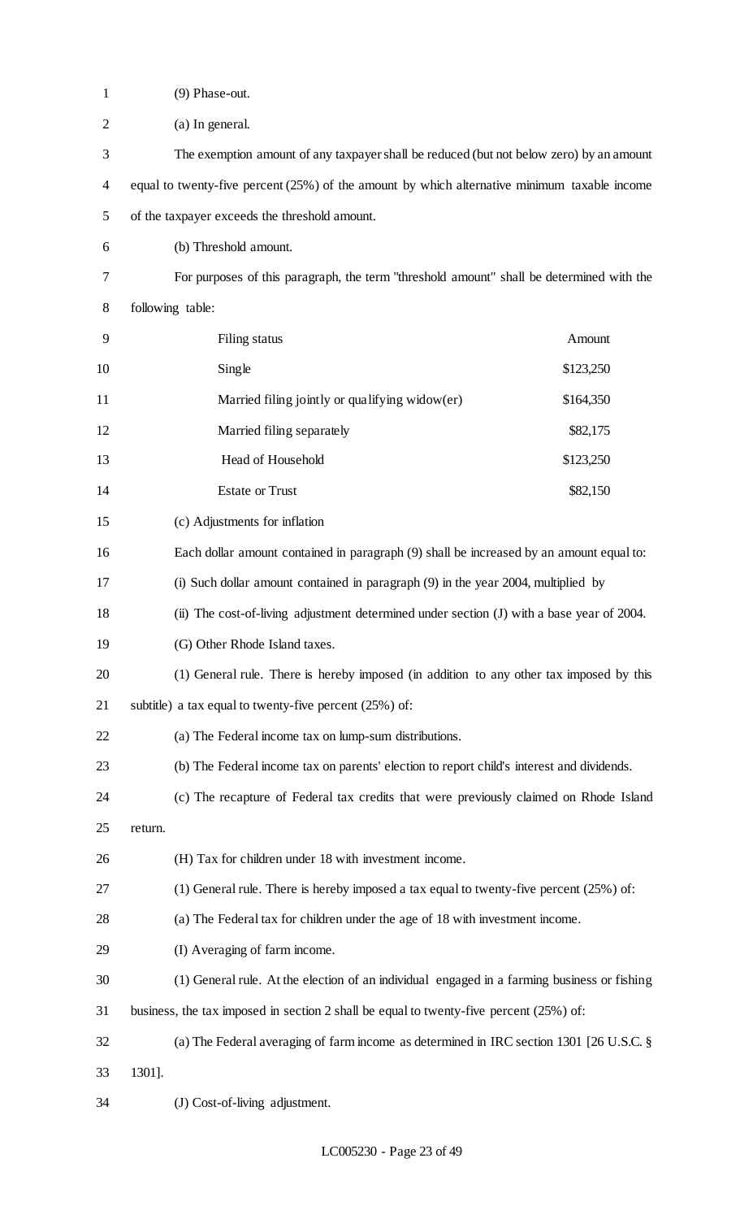(9) Phase-out.

(a) In general.

The exemption amount of any taxpayer shall be reduced (but not below zero) by an amount equal to twenty-five percent (25%) of the amount by which alternative minimum taxable income of the taxpayer exceeds the threshold amount.

(b) Threshold amount.

For purposes of this paragraph, the term "threshold amount" shall be determined with the following table:

| Filing status | Amount |
|---|---|
| Single | $123,250 |
| Married filing jointly or qualifying widow(er) | $164,350 |
| Married filing separately | $82,175 |
| Head of Household | $123,250 |
| Estate or Trust | $82,150 |

(c) Adjustments for inflation

Each dollar amount contained in paragraph (9) shall be increased by an amount equal to:

(i) Such dollar amount contained in paragraph (9) in the year 2004, multiplied by

(ii) The cost-of-living adjustment determined under section (J) with a base year of 2004.

(G) Other Rhode Island taxes.

(1) General rule. There is hereby imposed (in addition to any other tax imposed by this subtitle) a tax equal to twenty-five percent (25%) of:

(a) The Federal income tax on lump-sum distributions.

(b) The Federal income tax on parents' election to report child's interest and dividends.

(c) The recapture of Federal tax credits that were previously claimed on Rhode Island return.

(H) Tax for children under 18 with investment income.

(1) General rule. There is hereby imposed a tax equal to twenty-five percent (25%) of:

(a) The Federal tax for children under the age of 18 with investment income.

(I) Averaging of farm income.

(1) General rule. At the election of an individual engaged in a farming business or fishing business, the tax imposed in section 2 shall be equal to twenty-five percent (25%) of:

(a) The Federal averaging of farm income as determined in IRC section 1301 [26 U.S.C. § 1301].

(J) Cost-of-living adjustment.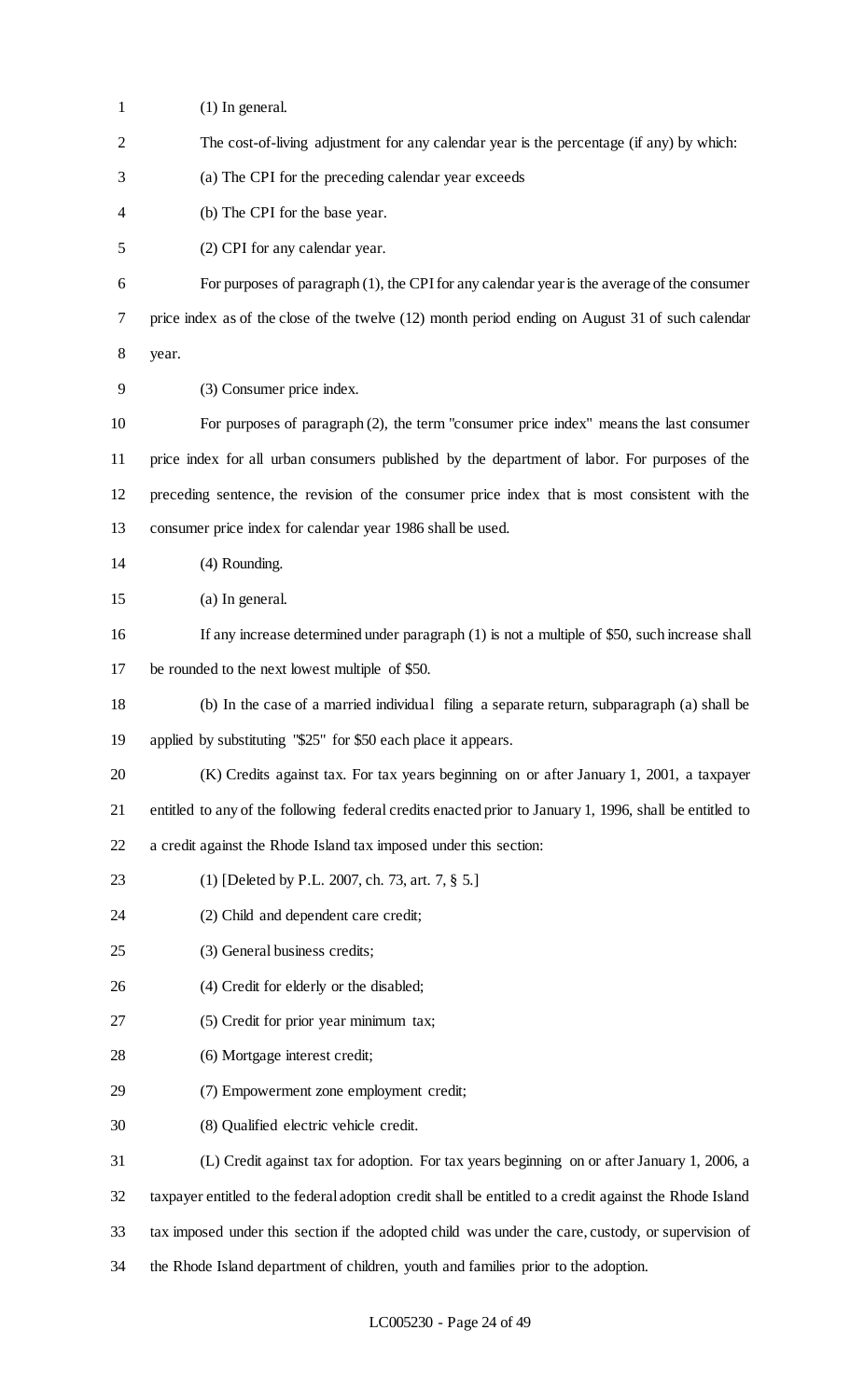(1) In general.

The cost-of-living adjustment for any calendar year is the percentage (if any) by which:

(a) The CPI for the preceding calendar year exceeds

(b) The CPI for the base year.

(2) CPI for any calendar year.

For purposes of paragraph (1), the CPI for any calendar year is the average of the consumer price index as of the close of the twelve (12) month period ending on August 31 of such calendar year.

(3) Consumer price index.

For purposes of paragraph (2), the term "consumer price index" means the last consumer price index for all urban consumers published by the department of labor. For purposes of the preceding sentence, the revision of the consumer price index that is most consistent with the consumer price index for calendar year 1986 shall be used.

(4) Rounding.

(a) In general.

If any increase determined under paragraph (1) is not a multiple of $50, such increase shall be rounded to the next lowest multiple of $50.

(b) In the case of a married individual filing a separate return, subparagraph (a) shall be applied by substituting "$25" for $50 each place it appears.

(K) Credits against tax. For tax years beginning on or after January 1, 2001, a taxpayer entitled to any of the following federal credits enacted prior to January 1, 1996, shall be entitled to a credit against the Rhode Island tax imposed under this section:

(1) [Deleted by P.L. 2007, ch. 73, art. 7, § 5.]

(2) Child and dependent care credit;

(3) General business credits;

(4) Credit for elderly or the disabled;

(5) Credit for prior year minimum tax;

(6) Mortgage interest credit;

(7) Empowerment zone employment credit;

(8) Qualified electric vehicle credit.

(L) Credit against tax for adoption. For tax years beginning on or after January 1, 2006, a taxpayer entitled to the federal adoption credit shall be entitled to a credit against the Rhode Island tax imposed under this section if the adopted child was under the care, custody, or supervision of the Rhode Island department of children, youth and families prior to the adoption.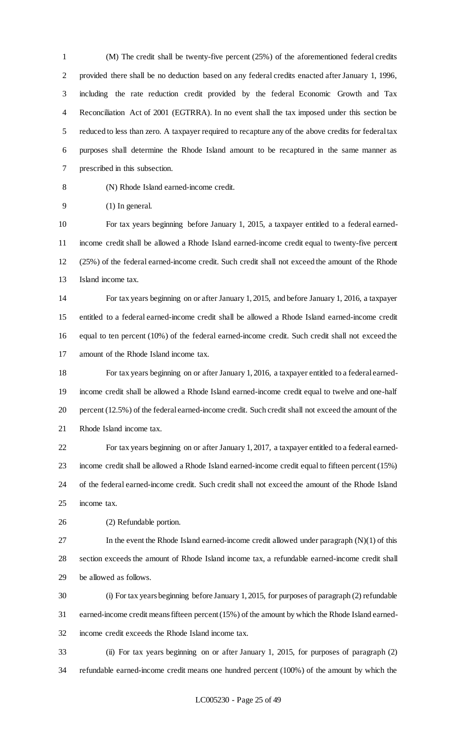(M) The credit shall be twenty-five percent (25%) of the aforementioned federal credits provided there shall be no deduction based on any federal credits enacted after January 1, 1996, including the rate reduction credit provided by the federal Economic Growth and Tax Reconciliation Act of 2001 (EGTRRA). In no event shall the tax imposed under this section be reduced to less than zero. A taxpayer required to recapture any of the above credits for federal tax purposes shall determine the Rhode Island amount to be recaptured in the same manner as prescribed in this subsection.

(N) Rhode Island earned-income credit.

(1) In general.

For tax years beginning before January 1, 2015, a taxpayer entitled to a federal earned-income credit shall be allowed a Rhode Island earned-income credit equal to twenty-five percent (25%) of the federal earned-income credit. Such credit shall not exceed the amount of the Rhode Island income tax.

For tax years beginning on or after January 1, 2015, and before January 1, 2016, a taxpayer entitled to a federal earned-income credit shall be allowed a Rhode Island earned-income credit equal to ten percent (10%) of the federal earned-income credit. Such credit shall not exceed the amount of the Rhode Island income tax.

For tax years beginning on or after January 1, 2016, a taxpayer entitled to a federal earned-income credit shall be allowed a Rhode Island earned-income credit equal to twelve and one-half percent (12.5%) of the federal earned-income credit. Such credit shall not exceed the amount of the Rhode Island income tax.

For tax years beginning on or after January 1, 2017, a taxpayer entitled to a federal earned-income credit shall be allowed a Rhode Island earned-income credit equal to fifteen percent (15%) of the federal earned-income credit. Such credit shall not exceed the amount of the Rhode Island income tax.

(2) Refundable portion.

In the event the Rhode Island earned-income credit allowed under paragraph (N)(1) of this section exceeds the amount of Rhode Island income tax, a refundable earned-income credit shall be allowed as follows.

(i) For tax years beginning before January 1, 2015, for purposes of paragraph (2) refundable earned-income credit means fifteen percent (15%) of the amount by which the Rhode Island earned-income credit exceeds the Rhode Island income tax.

(ii) For tax years beginning on or after January 1, 2015, for purposes of paragraph (2) refundable earned-income credit means one hundred percent (100%) of the amount by which the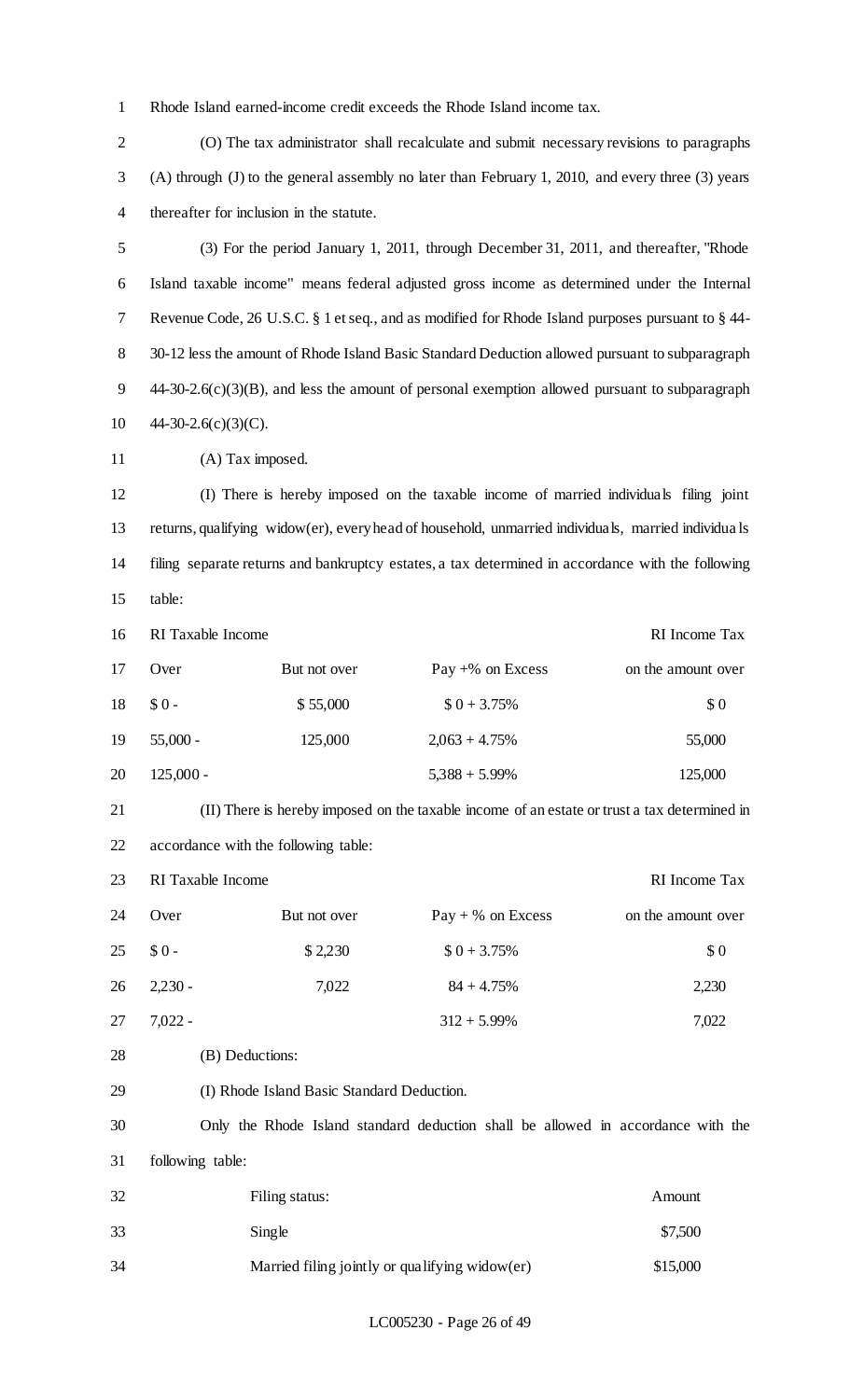Rhode Island earned-income credit exceeds the Rhode Island income tax.

(O) The tax administrator shall recalculate and submit necessary revisions to paragraphs (A) through (J) to the general assembly no later than February 1, 2010, and every three (3) years thereafter for inclusion in the statute.

(3) For the period January 1, 2011, through December 31, 2011, and thereafter, "Rhode Island taxable income" means federal adjusted gross income as determined under the Internal Revenue Code, 26 U.S.C. § 1 et seq., and as modified for Rhode Island purposes pursuant to § 44-30-12 less the amount of Rhode Island Basic Standard Deduction allowed pursuant to subparagraph 44-30-2.6(c)(3)(B), and less the amount of personal exemption allowed pursuant to subparagraph 44-30-2.6(c)(3)(C).

(A) Tax imposed.

(I) There is hereby imposed on the taxable income of married individuals filing joint returns, qualifying widow(er), every head of household, unmarried individuals, married individuals filing separate returns and bankruptcy estates, a tax determined in accordance with the following table:

| RI Taxable Income | | | RI Income Tax |
|---|---|---|---|
| Over | But not over | Pay +% on Excess | on the amount over |
| $ 0 - | $ 55,000 | $ 0 + 3.75% | $ 0 |
| 55,000 - | 125,000 | 2,063 + 4.75% | 55,000 |
| 125,000 - | | 5,388 + 5.99% | 125,000 |

(II) There is hereby imposed on the taxable income of an estate or trust a tax determined in accordance with the following table:

| RI Taxable Income | | | RI Income Tax |
|---|---|---|---|
| Over | But not over | Pay + % on Excess | on the amount over |
| $ 0 - | $ 2,230 | $ 0 + 3.75% | $ 0 |
| 2,230 - | 7,022 | 84 + 4.75% | 2,230 |
| 7,022 - | | 312 + 5.99% | 7,022 |

(B) Deductions:

(I) Rhode Island Basic Standard Deduction.

Only the Rhode Island standard deduction shall be allowed in accordance with the following table:

| Filing status: | Amount |
|---|---|
| Single | $7,500 |
| Married filing jointly or qualifying widow(er) | $15,000 |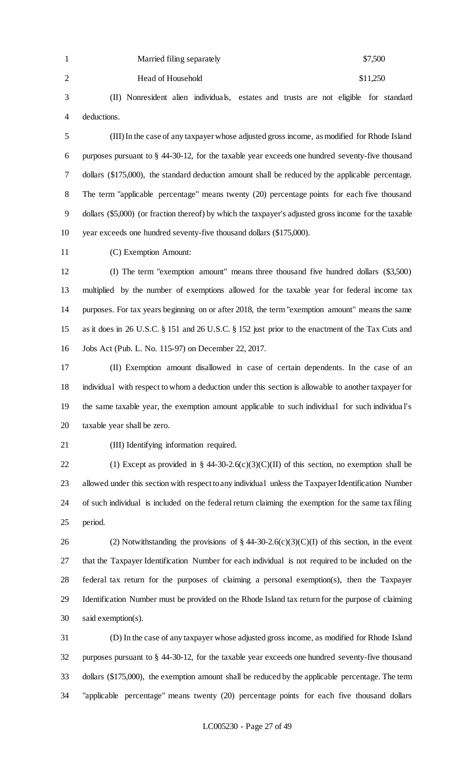| | |
|---|---|
| Married filing separately | $7,500 |
| Head of Household | $11,250 |

(II) Nonresident alien individuals, estates and trusts are not eligible for standard deductions.

(III) In the case of any taxpayer whose adjusted gross income, as modified for Rhode Island purposes pursuant to § 44-30-12, for the taxable year exceeds one hundred seventy-five thousand dollars ($175,000), the standard deduction amount shall be reduced by the applicable percentage. The term "applicable percentage" means twenty (20) percentage points for each five thousand dollars ($5,000) (or fraction thereof) by which the taxpayer's adjusted gross income for the taxable year exceeds one hundred seventy-five thousand dollars ($175,000).

(C) Exemption Amount:

(I) The term "exemption amount" means three thousand five hundred dollars ($3,500) multiplied by the number of exemptions allowed for the taxable year for federal income tax purposes. For tax years beginning on or after 2018, the term "exemption amount" means the same as it does in 26 U.S.C. § 151 and 26 U.S.C. § 152 just prior to the enactment of the Tax Cuts and Jobs Act (Pub. L. No. 115-97) on December 22, 2017.

(II) Exemption amount disallowed in case of certain dependents. In the case of an individual with respect to whom a deduction under this section is allowable to another taxpayer for the same taxable year, the exemption amount applicable to such individual for such individual's taxable year shall be zero.

(III) Identifying information required.

(1) Except as provided in § 44-30-2.6(c)(3)(C)(II) of this section, no exemption shall be allowed under this section with respect to any individual unless the Taxpayer Identification Number of such individual is included on the federal return claiming the exemption for the same tax filing period.

(2) Notwithstanding the provisions of § 44-30-2.6(c)(3)(C)(I) of this section, in the event that the Taxpayer Identification Number for each individual is not required to be included on the federal tax return for the purposes of claiming a personal exemption(s), then the Taxpayer Identification Number must be provided on the Rhode Island tax return for the purpose of claiming said exemption(s).

(D) In the case of any taxpayer whose adjusted gross income, as modified for Rhode Island purposes pursuant to § 44-30-12, for the taxable year exceeds one hundred seventy-five thousand dollars ($175,000), the exemption amount shall be reduced by the applicable percentage. The term "applicable percentage" means twenty (20) percentage points for each five thousand dollars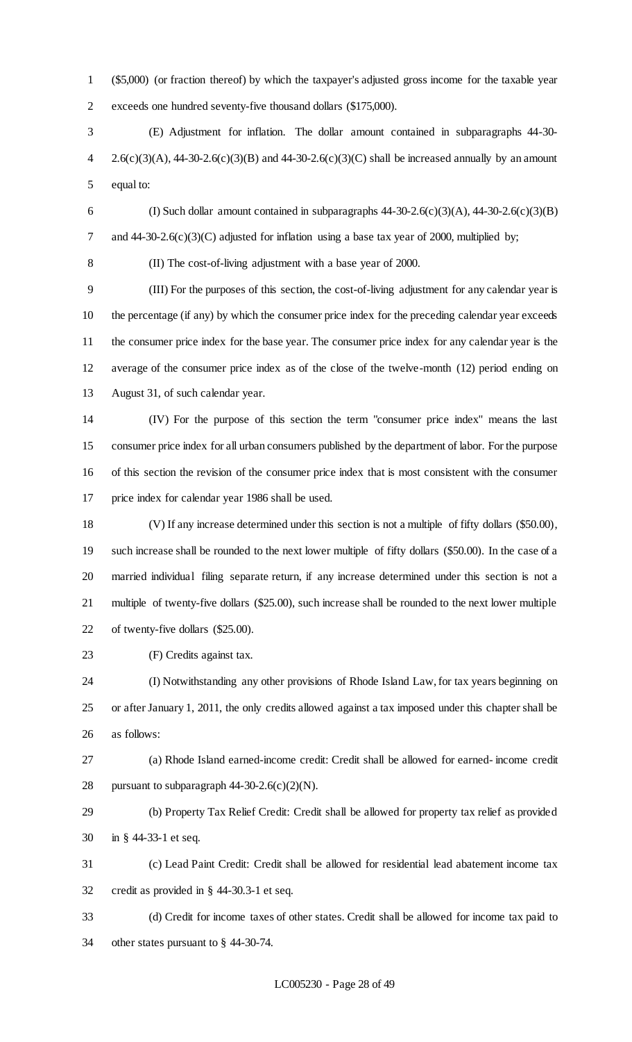($5,000) (or fraction thereof) by which the taxpayer's adjusted gross income for the taxable year exceeds one hundred seventy-five thousand dollars ($175,000).

(E) Adjustment for inflation. The dollar amount contained in subparagraphs 44-30-2.6(c)(3)(A), 44-30-2.6(c)(3)(B) and 44-30-2.6(c)(3)(C) shall be increased annually by an amount equal to:

(I) Such dollar amount contained in subparagraphs 44-30-2.6(c)(3)(A), 44-30-2.6(c)(3)(B) and 44-30-2.6(c)(3)(C) adjusted for inflation using a base tax year of 2000, multiplied by;

(II) The cost-of-living adjustment with a base year of 2000.

(III) For the purposes of this section, the cost-of-living adjustment for any calendar year is the percentage (if any) by which the consumer price index for the preceding calendar year exceeds the consumer price index for the base year. The consumer price index for any calendar year is the average of the consumer price index as of the close of the twelve-month (12) period ending on August 31, of such calendar year.

(IV) For the purpose of this section the term "consumer price index" means the last consumer price index for all urban consumers published by the department of labor. For the purpose of this section the revision of the consumer price index that is most consistent with the consumer price index for calendar year 1986 shall be used.

(V) If any increase determined under this section is not a multiple of fifty dollars ($50.00), such increase shall be rounded to the next lower multiple of fifty dollars ($50.00). In the case of a married individual filing separate return, if any increase determined under this section is not a multiple of twenty-five dollars ($25.00), such increase shall be rounded to the next lower multiple of twenty-five dollars ($25.00).

(F) Credits against tax.

(I) Notwithstanding any other provisions of Rhode Island Law, for tax years beginning on or after January 1, 2011, the only credits allowed against a tax imposed under this chapter shall be as follows:

(a) Rhode Island earned-income credit: Credit shall be allowed for earned- income credit pursuant to subparagraph 44-30-2.6(c)(2)(N).

(b) Property Tax Relief Credit: Credit shall be allowed for property tax relief as provided in § 44-33-1 et seq.

(c) Lead Paint Credit: Credit shall be allowed for residential lead abatement income tax credit as provided in § 44-30.3-1 et seq.

(d) Credit for income taxes of other states. Credit shall be allowed for income tax paid to other states pursuant to § 44-30-74.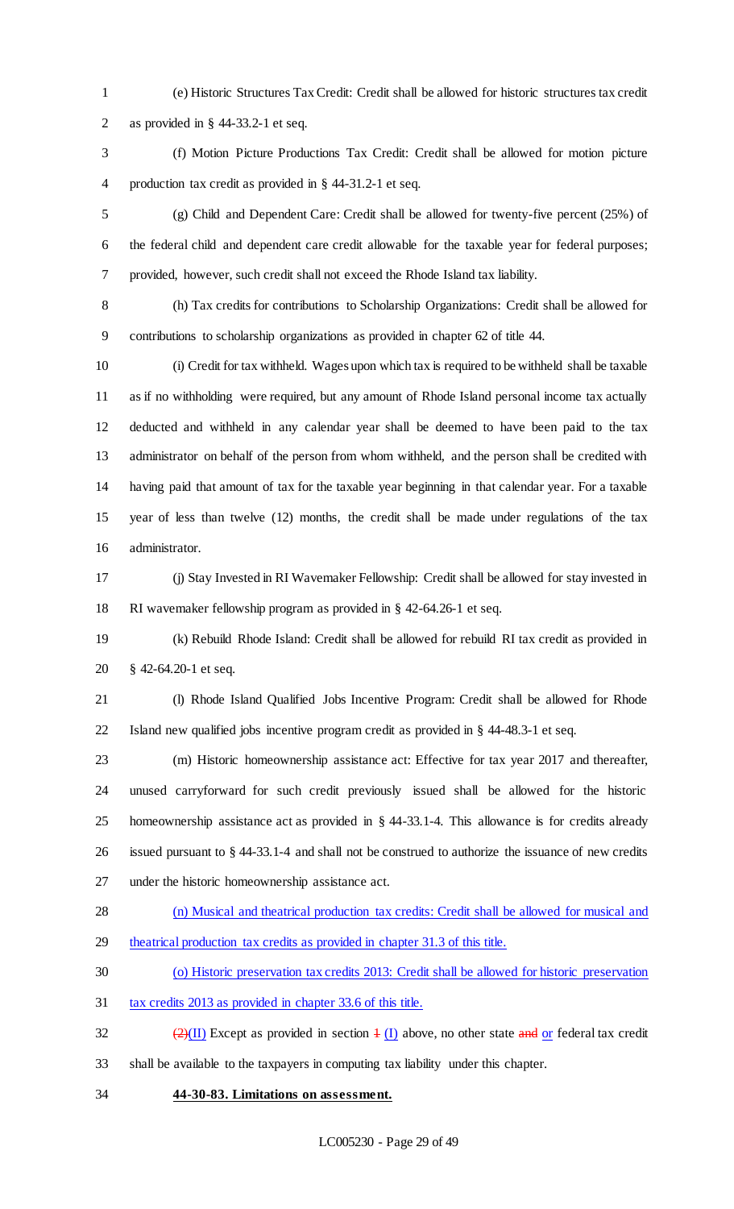(e) Historic Structures Tax Credit: Credit shall be allowed for historic structures tax credit as provided in § 44-33.2-1 et seq.

(f) Motion Picture Productions Tax Credit: Credit shall be allowed for motion picture production tax credit as provided in § 44-31.2-1 et seq.

(g) Child and Dependent Care: Credit shall be allowed for twenty-five percent (25%) of the federal child and dependent care credit allowable for the taxable year for federal purposes; provided, however, such credit shall not exceed the Rhode Island tax liability.

(h) Tax credits for contributions to Scholarship Organizations: Credit shall be allowed for contributions to scholarship organizations as provided in chapter 62 of title 44.

(i) Credit for tax withheld. Wages upon which tax is required to be withheld shall be taxable as if no withholding were required, but any amount of Rhode Island personal income tax actually deducted and withheld in any calendar year shall be deemed to have been paid to the tax administrator on behalf of the person from whom withheld, and the person shall be credited with having paid that amount of tax for the taxable year beginning in that calendar year. For a taxable year of less than twelve (12) months, the credit shall be made under regulations of the tax administrator.

(j) Stay Invested in RI Wavemaker Fellowship: Credit shall be allowed for stay invested in RI wavemaker fellowship program as provided in § 42-64.26-1 et seq.

(k) Rebuild Rhode Island: Credit shall be allowed for rebuild RI tax credit as provided in § 42-64.20-1 et seq.

(l) Rhode Island Qualified Jobs Incentive Program: Credit shall be allowed for Rhode Island new qualified jobs incentive program credit as provided in § 44-48.3-1 et seq.

(m) Historic homeownership assistance act: Effective for tax year 2017 and thereafter, unused carryforward for such credit previously issued shall be allowed for the historic homeownership assistance act as provided in § 44-33.1-4. This allowance is for credits already issued pursuant to § 44-33.1-4 and shall not be construed to authorize the issuance of new credits under the historic homeownership assistance act.

<u>(n) Musical and theatrical production tax credits: Credit shall be allowed for musical and theatrical production tax credits as provided in chapter 31.3 of this title.</u>

<u>(o) Historic preservation tax credits 2013: Credit shall be allowed for historic preservation tax credits 2013 as provided in chapter 33.6 of this title.</u>

~~(2)~~<u>(II)</u> Except as provided in section ~~1~~ <u>(I)</u> above, no other state ~~and~~ <u>or</u> federal tax credit shall be available to the taxpayers in computing tax liability under this chapter.

**<u>44-30-83. Limitations on assessment.</u>**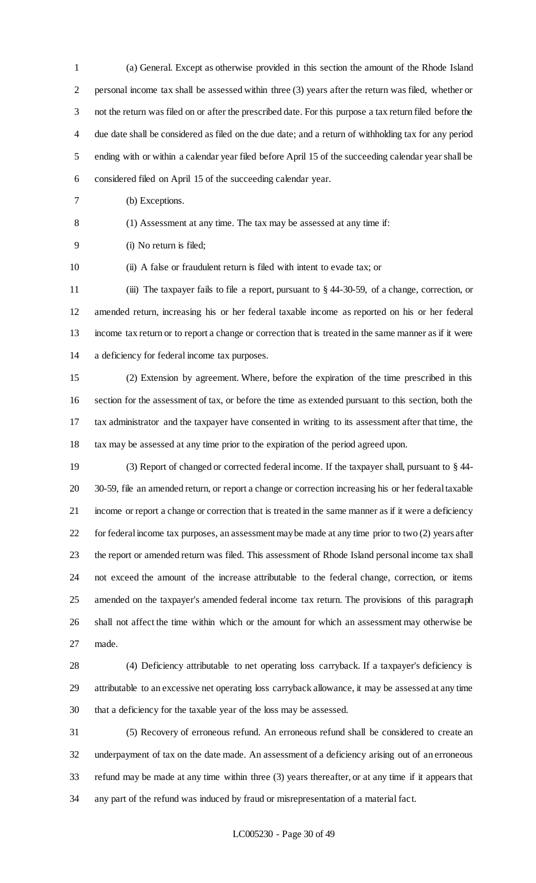(a) General. Except as otherwise provided in this section the amount of the Rhode Island personal income tax shall be assessed within three (3) years after the return was filed, whether or not the return was filed on or after the prescribed date. For this purpose a tax return filed before the due date shall be considered as filed on the due date; and a return of withholding tax for any period ending with or within a calendar year filed before April 15 of the succeeding calendar year shall be considered filed on April 15 of the succeeding calendar year.

(b) Exceptions.

(1) Assessment at any time. The tax may be assessed at any time if:

(i) No return is filed;

(ii) A false or fraudulent return is filed with intent to evade tax; or

(iii) The taxpayer fails to file a report, pursuant to § 44-30-59, of a change, correction, or amended return, increasing his or her federal taxable income as reported on his or her federal income tax return or to report a change or correction that is treated in the same manner as if it were a deficiency for federal income tax purposes.

(2) Extension by agreement. Where, before the expiration of the time prescribed in this section for the assessment of tax, or before the time as extended pursuant to this section, both the tax administrator and the taxpayer have consented in writing to its assessment after that time, the tax may be assessed at any time prior to the expiration of the period agreed upon.

(3) Report of changed or corrected federal income. If the taxpayer shall, pursuant to § 44-30-59, file an amended return, or report a change or correction increasing his or her federal taxable income or report a change or correction that is treated in the same manner as if it were a deficiency for federal income tax purposes, an assessment may be made at any time prior to two (2) years after the report or amended return was filed. This assessment of Rhode Island personal income tax shall not exceed the amount of the increase attributable to the federal change, correction, or items amended on the taxpayer's amended federal income tax return. The provisions of this paragraph shall not affect the time within which or the amount for which an assessment may otherwise be made.

(4) Deficiency attributable to net operating loss carryback. If a taxpayer's deficiency is attributable to an excessive net operating loss carryback allowance, it may be assessed at any time that a deficiency for the taxable year of the loss may be assessed.

(5) Recovery of erroneous refund. An erroneous refund shall be considered to create an underpayment of tax on the date made. An assessment of a deficiency arising out of an erroneous refund may be made at any time within three (3) years thereafter, or at any time if it appears that any part of the refund was induced by fraud or misrepresentation of a material fact.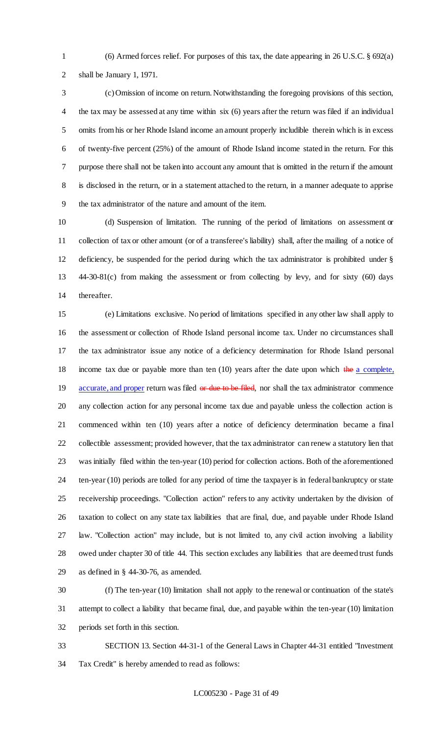(6) Armed forces relief. For purposes of this tax, the date appearing in 26 U.S.C. § 692(a) shall be January 1, 1971.

(c) Omission of income on return. Notwithstanding the foregoing provisions of this section, the tax may be assessed at any time within six (6) years after the return was filed if an individual omits from his or her Rhode Island income an amount properly includible therein which is in excess of twenty-five percent (25%) of the amount of Rhode Island income stated in the return. For this purpose there shall not be taken into account any amount that is omitted in the return if the amount is disclosed in the return, or in a statement attached to the return, in a manner adequate to apprise the tax administrator of the nature and amount of the item.

(d) Suspension of limitation. The running of the period of limitations on assessment or collection of tax or other amount (or of a transferee's liability) shall, after the mailing of a notice of deficiency, be suspended for the period during which the tax administrator is prohibited under § 44-30-81(c) from making the assessment or from collecting by levy, and for sixty (60) days thereafter.

(e) Limitations exclusive. No period of limitations specified in any other law shall apply to the assessment or collection of Rhode Island personal income tax. Under no circumstances shall the tax administrator issue any notice of a deficiency determination for Rhode Island personal income tax due or payable more than ten (10) years after the date upon which ~~the~~ a complete, accurate, and proper return was filed ~~or due to be filed~~, nor shall the tax administrator commence any collection action for any personal income tax due and payable unless the collection action is commenced within ten (10) years after a notice of deficiency determination became a final collectible assessment; provided however, that the tax administrator can renew a statutory lien that was initially filed within the ten-year (10) period for collection actions. Both of the aforementioned ten-year (10) periods are tolled for any period of time the taxpayer is in federal bankruptcy or state receivership proceedings. "Collection action" refers to any activity undertaken by the division of taxation to collect on any state tax liabilities that are final, due, and payable under Rhode Island law. "Collection action" may include, but is not limited to, any civil action involving a liability owed under chapter 30 of title 44. This section excludes any liabilities that are deemed trust funds as defined in § 44-30-76, as amended.

(f) The ten-year (10) limitation shall not apply to the renewal or continuation of the state's attempt to collect a liability that became final, due, and payable within the ten-year (10) limitation periods set forth in this section.

SECTION 13. Section 44-31-1 of the General Laws in Chapter 44-31 entitled "Investment Tax Credit" is hereby amended to read as follows: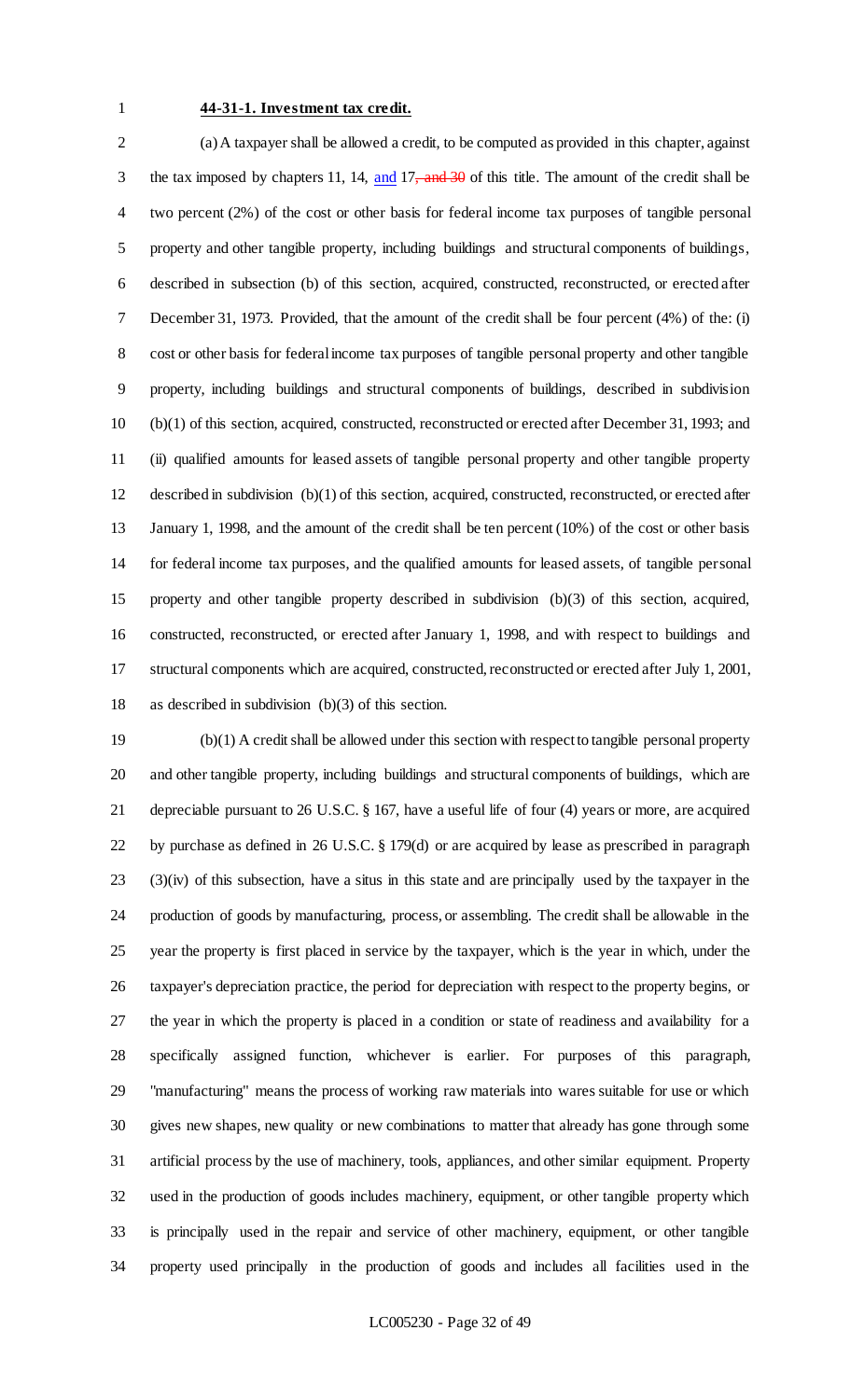**44-31-1. Investment tax credit.**

(a) A taxpayer shall be allowed a credit, to be computed as provided in this chapter, against the tax imposed by chapters 11, 14, and 17, ~~and 30~~ of this title. The amount of the credit shall be two percent (2%) of the cost or other basis for federal income tax purposes of tangible personal property and other tangible property, including buildings and structural components of buildings, described in subsection (b) of this section, acquired, constructed, reconstructed, or erected after December 31, 1973. Provided, that the amount of the credit shall be four percent (4%) of the: (i) cost or other basis for federal income tax purposes of tangible personal property and other tangible property, including buildings and structural components of buildings, described in subdivision (b)(1) of this section, acquired, constructed, reconstructed or erected after December 31, 1993; and (ii) qualified amounts for leased assets of tangible personal property and other tangible property described in subdivision (b)(1) of this section, acquired, constructed, reconstructed, or erected after January 1, 1998, and the amount of the credit shall be ten percent (10%) of the cost or other basis for federal income tax purposes, and the qualified amounts for leased assets, of tangible personal property and other tangible property described in subdivision (b)(3) of this section, acquired, constructed, reconstructed, or erected after January 1, 1998, and with respect to buildings and structural components which are acquired, constructed, reconstructed or erected after July 1, 2001, as described in subdivision (b)(3) of this section.

(b)(1) A credit shall be allowed under this section with respect to tangible personal property and other tangible property, including buildings and structural components of buildings, which are depreciable pursuant to 26 U.S.C. § 167, have a useful life of four (4) years or more, are acquired by purchase as defined in 26 U.S.C. § 179(d) or are acquired by lease as prescribed in paragraph (3)(iv) of this subsection, have a situs in this state and are principally used by the taxpayer in the production of goods by manufacturing, process, or assembling. The credit shall be allowable in the year the property is first placed in service by the taxpayer, which is the year in which, under the taxpayer's depreciation practice, the period for depreciation with respect to the property begins, or the year in which the property is placed in a condition or state of readiness and availability for a specifically assigned function, whichever is earlier. For purposes of this paragraph, "manufacturing" means the process of working raw materials into wares suitable for use or which gives new shapes, new quality or new combinations to matter that already has gone through some artificial process by the use of machinery, tools, appliances, and other similar equipment. Property used in the production of goods includes machinery, equipment, or other tangible property which is principally used in the repair and service of other machinery, equipment, or other tangible property used principally in the production of goods and includes all facilities used in the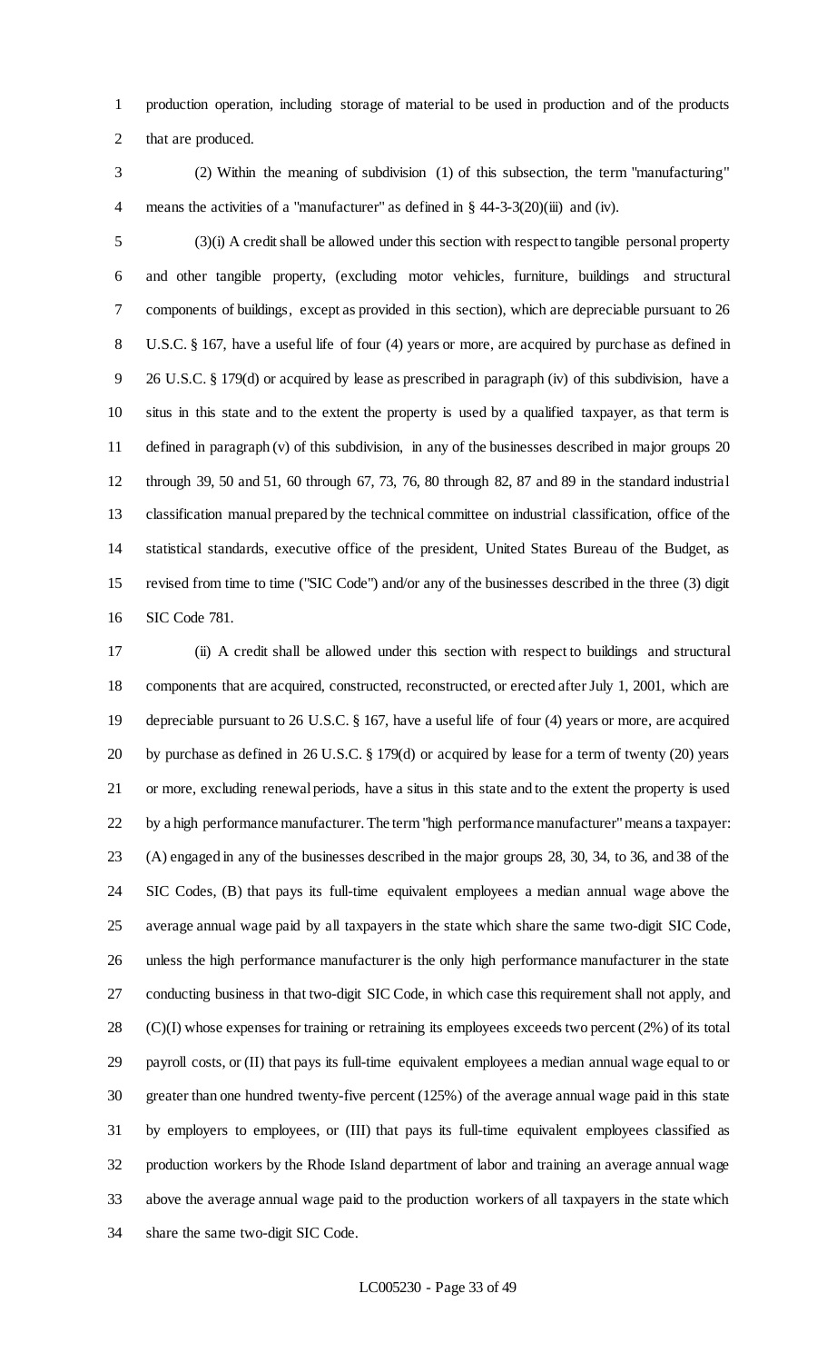production operation, including storage of material to be used in production and of the products that are produced.

(2) Within the meaning of subdivision (1) of this subsection, the term "manufacturing" means the activities of a "manufacturer" as defined in § 44-3-3(20)(iii) and (iv).

(3)(i) A credit shall be allowed under this section with respect to tangible personal property and other tangible property, (excluding motor vehicles, furniture, buildings and structural components of buildings, except as provided in this section), which are depreciable pursuant to 26 U.S.C. § 167, have a useful life of four (4) years or more, are acquired by purchase as defined in 26 U.S.C. § 179(d) or acquired by lease as prescribed in paragraph (iv) of this subdivision, have a situs in this state and to the extent the property is used by a qualified taxpayer, as that term is defined in paragraph (v) of this subdivision, in any of the businesses described in major groups 20 through 39, 50 and 51, 60 through 67, 73, 76, 80 through 82, 87 and 89 in the standard industrial classification manual prepared by the technical committee on industrial classification, office of the statistical standards, executive office of the president, United States Bureau of the Budget, as revised from time to time ("SIC Code") and/or any of the businesses described in the three (3) digit SIC Code 781.

(ii) A credit shall be allowed under this section with respect to buildings and structural components that are acquired, constructed, reconstructed, or erected after July 1, 2001, which are depreciable pursuant to 26 U.S.C. § 167, have a useful life of four (4) years or more, are acquired by purchase as defined in 26 U.S.C. § 179(d) or acquired by lease for a term of twenty (20) years or more, excluding renewal periods, have a situs in this state and to the extent the property is used by a high performance manufacturer. The term "high performance manufacturer" means a taxpayer: (A) engaged in any of the businesses described in the major groups 28, 30, 34, to 36, and 38 of the SIC Codes, (B) that pays its full-time equivalent employees a median annual wage above the average annual wage paid by all taxpayers in the state which share the same two-digit SIC Code, unless the high performance manufacturer is the only high performance manufacturer in the state conducting business in that two-digit SIC Code, in which case this requirement shall not apply, and (C)(I) whose expenses for training or retraining its employees exceeds two percent (2%) of its total payroll costs, or (II) that pays its full-time equivalent employees a median annual wage equal to or greater than one hundred twenty-five percent (125%) of the average annual wage paid in this state by employers to employees, or (III) that pays its full-time equivalent employees classified as production workers by the Rhode Island department of labor and training an average annual wage above the average annual wage paid to the production workers of all taxpayers in the state which share the same two-digit SIC Code.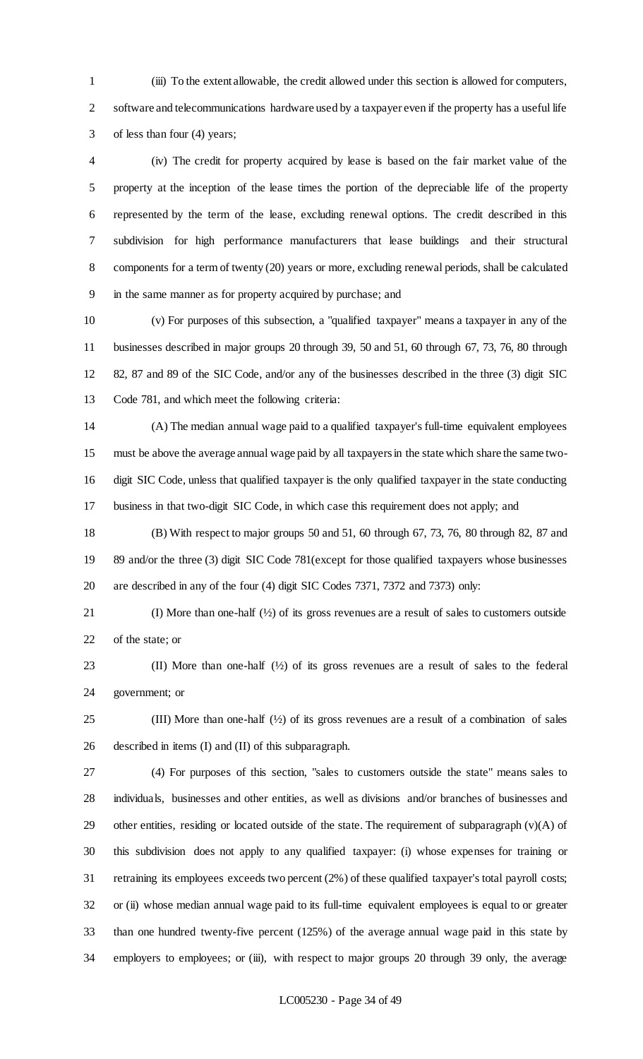(iii) To the extent allowable, the credit allowed under this section is allowed for computers, software and telecommunications hardware used by a taxpayer even if the property has a useful life of less than four (4) years;

(iv) The credit for property acquired by lease is based on the fair market value of the property at the inception of the lease times the portion of the depreciable life of the property represented by the term of the lease, excluding renewal options. The credit described in this subdivision for high performance manufacturers that lease buildings and their structural components for a term of twenty (20) years or more, excluding renewal periods, shall be calculated in the same manner as for property acquired by purchase; and

(v) For purposes of this subsection, a "qualified taxpayer" means a taxpayer in any of the businesses described in major groups 20 through 39, 50 and 51, 60 through 67, 73, 76, 80 through 82, 87 and 89 of the SIC Code, and/or any of the businesses described in the three (3) digit SIC Code 781, and which meet the following criteria:

(A) The median annual wage paid to a qualified taxpayer's full-time equivalent employees must be above the average annual wage paid by all taxpayers in the state which share the same two-digit SIC Code, unless that qualified taxpayer is the only qualified taxpayer in the state conducting business in that two-digit SIC Code, in which case this requirement does not apply; and

(B) With respect to major groups 50 and 51, 60 through 67, 73, 76, 80 through 82, 87 and 89 and/or the three (3) digit SIC Code 781(except for those qualified taxpayers whose businesses are described in any of the four (4) digit SIC Codes 7371, 7372 and 7373) only:

(I) More than one-half (½) of its gross revenues are a result of sales to customers outside of the state; or

(II) More than one-half (½) of its gross revenues are a result of sales to the federal government; or

(III) More than one-half (½) of its gross revenues are a result of a combination of sales described in items (I) and (II) of this subparagraph.

(4) For purposes of this section, "sales to customers outside the state" means sales to individuals, businesses and other entities, as well as divisions and/or branches of businesses and other entities, residing or located outside of the state. The requirement of subparagraph (v)(A) of this subdivision does not apply to any qualified taxpayer: (i) whose expenses for training or retraining its employees exceeds two percent (2%) of these qualified taxpayer's total payroll costs; or (ii) whose median annual wage paid to its full-time equivalent employees is equal to or greater than one hundred twenty-five percent (125%) of the average annual wage paid in this state by employers to employees; or (iii), with respect to major groups 20 through 39 only, the average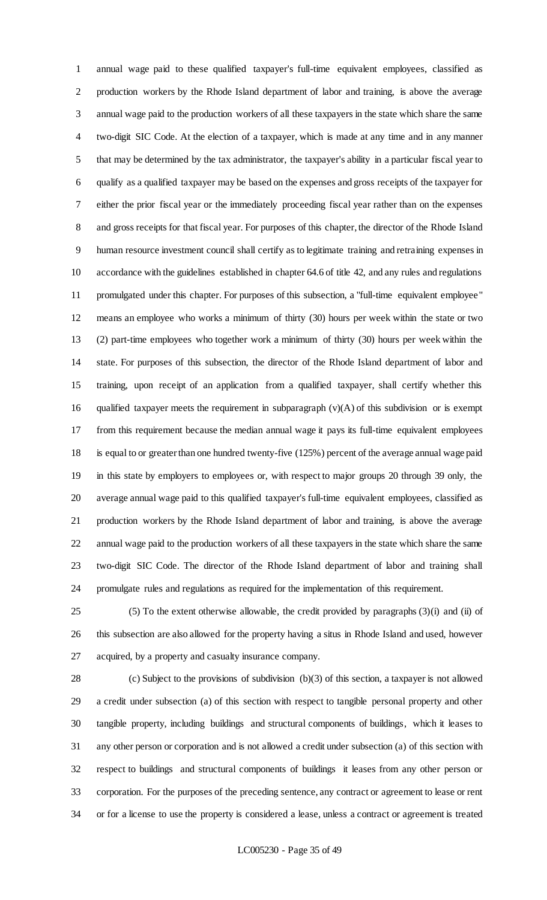annual wage paid to these qualified taxpayer's full-time equivalent employees, classified as production workers by the Rhode Island department of labor and training, is above the average annual wage paid to the production workers of all these taxpayers in the state which share the same two-digit SIC Code. At the election of a taxpayer, which is made at any time and in any manner that may be determined by the tax administrator, the taxpayer's ability in a particular fiscal year to qualify as a qualified taxpayer may be based on the expenses and gross receipts of the taxpayer for either the prior fiscal year or the immediately proceeding fiscal year rather than on the expenses and gross receipts for that fiscal year. For purposes of this chapter, the director of the Rhode Island human resource investment council shall certify as to legitimate training and retraining expenses in accordance with the guidelines established in chapter 64.6 of title 42, and any rules and regulations promulgated under this chapter. For purposes of this subsection, a "full-time equivalent employee" means an employee who works a minimum of thirty (30) hours per week within the state or two (2) part-time employees who together work a minimum of thirty (30) hours per week within the state. For purposes of this subsection, the director of the Rhode Island department of labor and training, upon receipt of an application from a qualified taxpayer, shall certify whether this qualified taxpayer meets the requirement in subparagraph (v)(A) of this subdivision or is exempt from this requirement because the median annual wage it pays its full-time equivalent employees is equal to or greater than one hundred twenty-five (125%) percent of the average annual wage paid in this state by employers to employees or, with respect to major groups 20 through 39 only, the average annual wage paid to this qualified taxpayer's full-time equivalent employees, classified as production workers by the Rhode Island department of labor and training, is above the average annual wage paid to the production workers of all these taxpayers in the state which share the same two-digit SIC Code. The director of the Rhode Island department of labor and training shall promulgate rules and regulations as required for the implementation of this requirement.

(5) To the extent otherwise allowable, the credit provided by paragraphs (3)(i) and (ii) of this subsection are also allowed for the property having a situs in Rhode Island and used, however acquired, by a property and casualty insurance company.

(c) Subject to the provisions of subdivision (b)(3) of this section, a taxpayer is not allowed a credit under subsection (a) of this section with respect to tangible personal property and other tangible property, including buildings and structural components of buildings, which it leases to any other person or corporation and is not allowed a credit under subsection (a) of this section with respect to buildings and structural components of buildings it leases from any other person or corporation. For the purposes of the preceding sentence, any contract or agreement to lease or rent or for a license to use the property is considered a lease, unless a contract or agreement is treated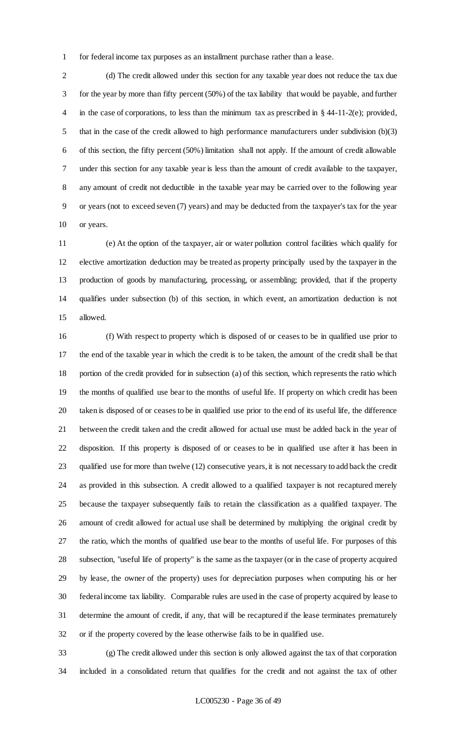for federal income tax purposes as an installment purchase rather than a lease.

(d) The credit allowed under this section for any taxable year does not reduce the tax due for the year by more than fifty percent (50%) of the tax liability that would be payable, and further in the case of corporations, to less than the minimum tax as prescribed in § 44-11-2(e); provided, that in the case of the credit allowed to high performance manufacturers under subdivision (b)(3) of this section, the fifty percent (50%) limitation shall not apply. If the amount of credit allowable under this section for any taxable year is less than the amount of credit available to the taxpayer, any amount of credit not deductible in the taxable year may be carried over to the following year or years (not to exceed seven (7) years) and may be deducted from the taxpayer's tax for the year or years.

(e) At the option of the taxpayer, air or water pollution control facilities which qualify for elective amortization deduction may be treated as property principally used by the taxpayer in the production of goods by manufacturing, processing, or assembling; provided, that if the property qualifies under subsection (b) of this section, in which event, an amortization deduction is not allowed.

(f) With respect to property which is disposed of or ceases to be in qualified use prior to the end of the taxable year in which the credit is to be taken, the amount of the credit shall be that portion of the credit provided for in subsection (a) of this section, which represents the ratio which the months of qualified use bear to the months of useful life. If property on which credit has been taken is disposed of or ceases to be in qualified use prior to the end of its useful life, the difference between the credit taken and the credit allowed for actual use must be added back in the year of disposition. If this property is disposed of or ceases to be in qualified use after it has been in qualified use for more than twelve (12) consecutive years, it is not necessary to add back the credit as provided in this subsection. A credit allowed to a qualified taxpayer is not recaptured merely because the taxpayer subsequently fails to retain the classification as a qualified taxpayer. The amount of credit allowed for actual use shall be determined by multiplying the original credit by the ratio, which the months of qualified use bear to the months of useful life. For purposes of this subsection, "useful life of property" is the same as the taxpayer (or in the case of property acquired by lease, the owner of the property) uses for depreciation purposes when computing his or her federal income tax liability. Comparable rules are used in the case of property acquired by lease to determine the amount of credit, if any, that will be recaptured if the lease terminates prematurely or if the property covered by the lease otherwise fails to be in qualified use.

(g) The credit allowed under this section is only allowed against the tax of that corporation included in a consolidated return that qualifies for the credit and not against the tax of other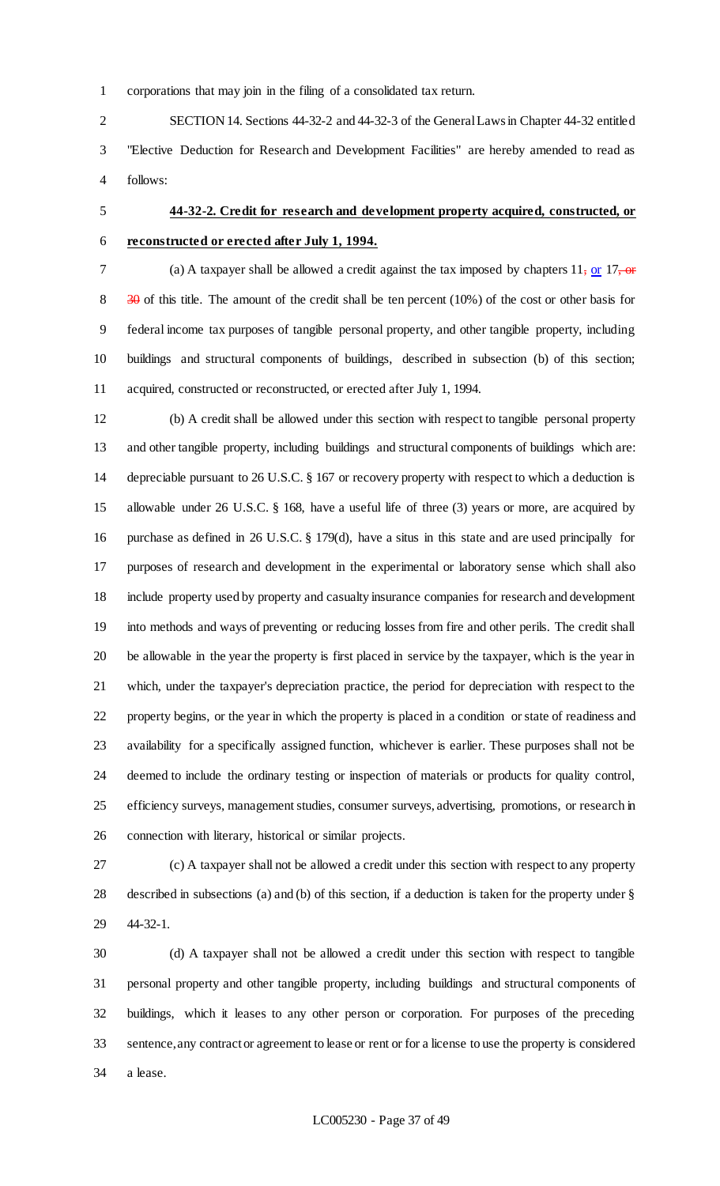corporations that may join in the filing of a consolidated tax return.

SECTION 14. Sections 44-32-2 and 44-32-3 of the General Laws in Chapter 44-32 entitled "Elective Deduction for Research and Development Facilities" are hereby amended to read as follows:

**44-32-2. Credit for research and development property acquired, constructed, or reconstructed or erected after July 1, 1994.**

(a) A taxpayer shall be allowed a credit against the tax imposed by chapters 11, or 17, or 30 of this title. The amount of the credit shall be ten percent (10%) of the cost or other basis for federal income tax purposes of tangible personal property, and other tangible property, including buildings and structural components of buildings, described in subsection (b) of this section; acquired, constructed or reconstructed, or erected after July 1, 1994.

(b) A credit shall be allowed under this section with respect to tangible personal property and other tangible property, including buildings and structural components of buildings which are: depreciable pursuant to 26 U.S.C. § 167 or recovery property with respect to which a deduction is allowable under 26 U.S.C. § 168, have a useful life of three (3) years or more, are acquired by purchase as defined in 26 U.S.C. § 179(d), have a situs in this state and are used principally for purposes of research and development in the experimental or laboratory sense which shall also include property used by property and casualty insurance companies for research and development into methods and ways of preventing or reducing losses from fire and other perils. The credit shall be allowable in the year the property is first placed in service by the taxpayer, which is the year in which, under the taxpayer's depreciation practice, the period for depreciation with respect to the property begins, or the year in which the property is placed in a condition or state of readiness and availability for a specifically assigned function, whichever is earlier. These purposes shall not be deemed to include the ordinary testing or inspection of materials or products for quality control, efficiency surveys, management studies, consumer surveys, advertising, promotions, or research in connection with literary, historical or similar projects.

(c) A taxpayer shall not be allowed a credit under this section with respect to any property described in subsections (a) and (b) of this section, if a deduction is taken for the property under § 44-32-1.

(d) A taxpayer shall not be allowed a credit under this section with respect to tangible personal property and other tangible property, including buildings and structural components of buildings, which it leases to any other person or corporation. For purposes of the preceding sentence, any contract or agreement to lease or rent or for a license to use the property is considered a lease.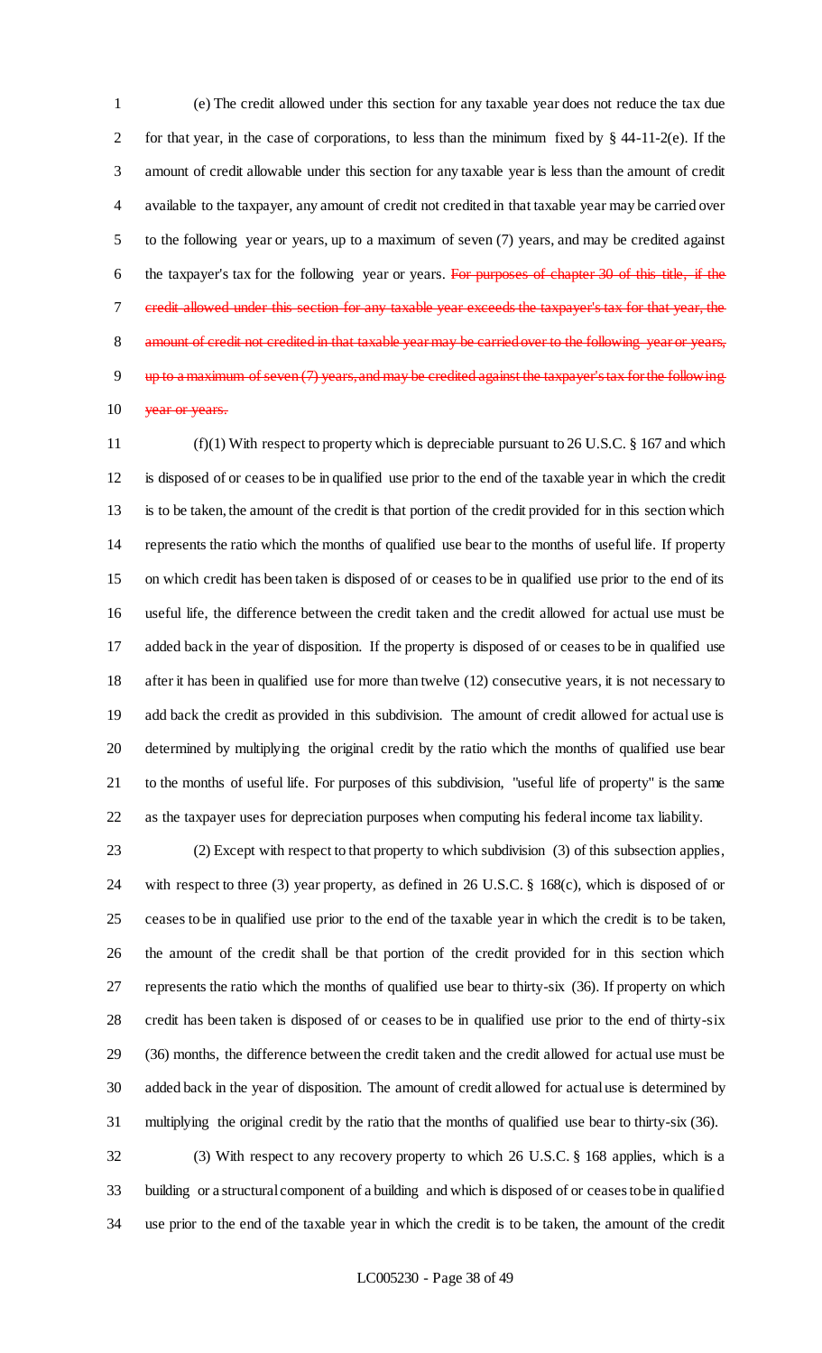(e) The credit allowed under this section for any taxable year does not reduce the tax due for that year, in the case of corporations, to less than the minimum fixed by § 44-11-2(e). If the amount of credit allowable under this section for any taxable year is less than the amount of credit available to the taxpayer, any amount of credit not credited in that taxable year may be carried over to the following year or years, up to a maximum of seven (7) years, and may be credited against the taxpayer's tax for the following year or years. ~~For purposes of chapter 30 of this title, if the credit allowed under this section for any taxable year exceeds the taxpayer's tax for that year, the amount of credit not credited in that taxable year may be carried over to the following year or years, up to a maximum of seven (7) years, and may be credited against the taxpayer's tax for the following year or years.~~

(f)(1) With respect to property which is depreciable pursuant to 26 U.S.C. § 167 and which is disposed of or ceases to be in qualified use prior to the end of the taxable year in which the credit is to be taken, the amount of the credit is that portion of the credit provided for in this section which represents the ratio which the months of qualified use bear to the months of useful life. If property on which credit has been taken is disposed of or ceases to be in qualified use prior to the end of its useful life, the difference between the credit taken and the credit allowed for actual use must be added back in the year of disposition. If the property is disposed of or ceases to be in qualified use after it has been in qualified use for more than twelve (12) consecutive years, it is not necessary to add back the credit as provided in this subdivision. The amount of credit allowed for actual use is determined by multiplying the original credit by the ratio which the months of qualified use bear to the months of useful life. For purposes of this subdivision, "useful life of property" is the same as the taxpayer uses for depreciation purposes when computing his federal income tax liability.

(2) Except with respect to that property to which subdivision (3) of this subsection applies, with respect to three (3) year property, as defined in 26 U.S.C. § 168(c), which is disposed of or ceases to be in qualified use prior to the end of the taxable year in which the credit is to be taken, the amount of the credit shall be that portion of the credit provided for in this section which represents the ratio which the months of qualified use bear to thirty-six (36). If property on which credit has been taken is disposed of or ceases to be in qualified use prior to the end of thirty-six (36) months, the difference between the credit taken and the credit allowed for actual use must be added back in the year of disposition. The amount of credit allowed for actual use is determined by multiplying the original credit by the ratio that the months of qualified use bear to thirty-six (36).

(3) With respect to any recovery property to which 26 U.S.C. § 168 applies, which is a building or a structural component of a building and which is disposed of or ceases to be in qualified use prior to the end of the taxable year in which the credit is to be taken, the amount of the credit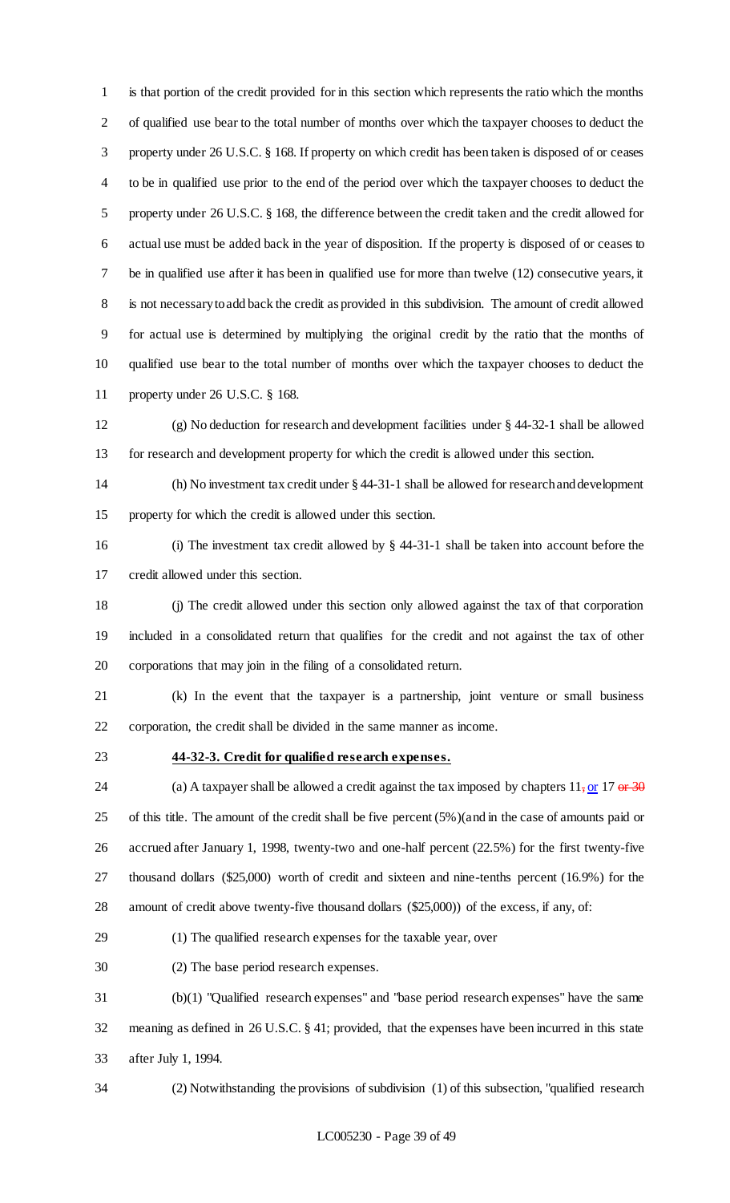is that portion of the credit provided for in this section which represents the ratio which the months of qualified use bear to the total number of months over which the taxpayer chooses to deduct the property under 26 U.S.C. § 168. If property on which credit has been taken is disposed of or ceases to be in qualified use prior to the end of the period over which the taxpayer chooses to deduct the property under 26 U.S.C. § 168, the difference between the credit taken and the credit allowed for actual use must be added back in the year of disposition. If the property is disposed of or ceases to be in qualified use after it has been in qualified use for more than twelve (12) consecutive years, it is not necessary to add back the credit as provided in this subdivision. The amount of credit allowed for actual use is determined by multiplying the original credit by the ratio that the months of qualified use bear to the total number of months over which the taxpayer chooses to deduct the property under 26 U.S.C. § 168.

(g) No deduction for research and development facilities under § 44-32-1 shall be allowed for research and development property for which the credit is allowed under this section.

(h) No investment tax credit under § 44-31-1 shall be allowed for research and development property for which the credit is allowed under this section.

(i) The investment tax credit allowed by § 44-31-1 shall be taken into account before the credit allowed under this section.

(j) The credit allowed under this section only allowed against the tax of that corporation included in a consolidated return that qualifies for the credit and not against the tax of other corporations that may join in the filing of a consolidated return.

(k) In the event that the taxpayer is a partnership, joint venture or small business corporation, the credit shall be divided in the same manner as income.

**44-32-3. Credit for qualified research expenses.**

(a) A taxpayer shall be allowed a credit against the tax imposed by chapters 11~~,~~ or 17 ~~or 30~~ of this title. The amount of the credit shall be five percent (5%)(and in the case of amounts paid or accrued after January 1, 1998, twenty-two and one-half percent (22.5%) for the first twenty-five thousand dollars ($25,000) worth of credit and sixteen and nine-tenths percent (16.9%) for the amount of credit above twenty-five thousand dollars ($25,000)) of the excess, if any, of:

(1) The qualified research expenses for the taxable year, over

(2) The base period research expenses.

(b)(1) "Qualified research expenses" and "base period research expenses" have the same meaning as defined in 26 U.S.C. § 41; provided, that the expenses have been incurred in this state after July 1, 1994.

(2) Notwithstanding the provisions of subdivision (1) of this subsection, "qualified research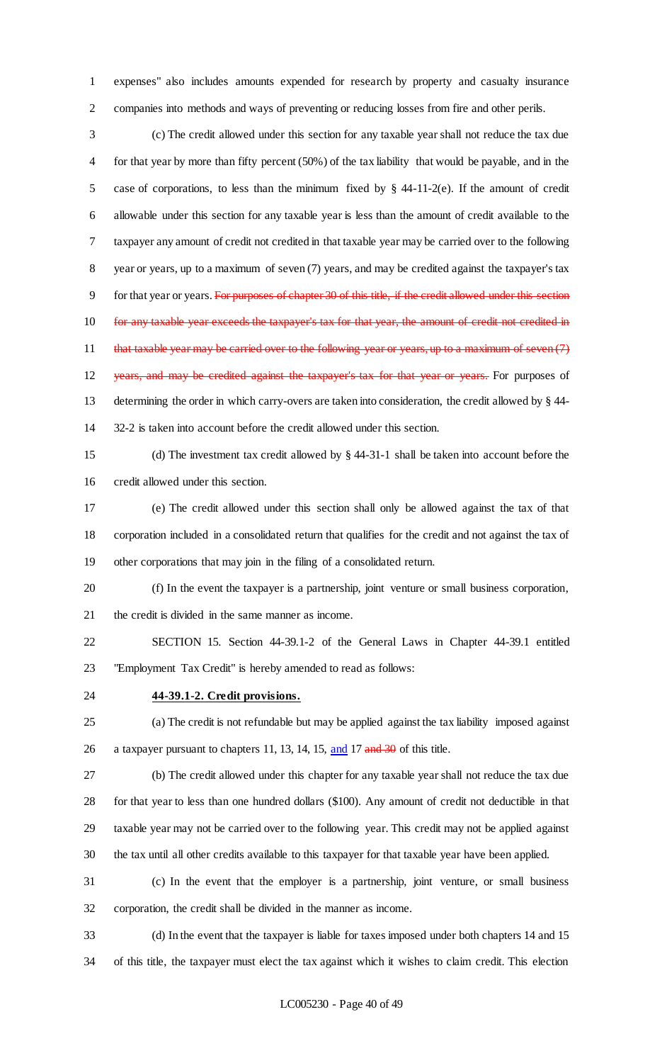expenses" also includes amounts expended for research by property and casualty insurance companies into methods and ways of preventing or reducing losses from fire and other perils.

(c) The credit allowed under this section for any taxable year shall not reduce the tax due for that year by more than fifty percent (50%) of the tax liability that would be payable, and in the case of corporations, to less than the minimum fixed by § 44-11-2(e). If the amount of credit allowable under this section for any taxable year is less than the amount of credit available to the taxpayer any amount of credit not credited in that taxable year may be carried over to the following year or years, up to a maximum of seven (7) years, and may be credited against the taxpayer's tax for that year or years. ~~For purposes of chapter 30 of this title, if the credit allowed under this section for any taxable year exceeds the taxpayer's tax for that year, the amount of credit not credited in that taxable year may be carried over to the following year or years, up to a maximum of seven (7) years, and may be credited against the taxpayer's tax for that year or years.~~ For purposes of determining the order in which carry-overs are taken into consideration, the credit allowed by § 44-32-2 is taken into account before the credit allowed under this section.

(d) The investment tax credit allowed by § 44-31-1 shall be taken into account before the credit allowed under this section.

(e) The credit allowed under this section shall only be allowed against the tax of that corporation included in a consolidated return that qualifies for the credit and not against the tax of other corporations that may join in the filing of a consolidated return.

(f) In the event the taxpayer is a partnership, joint venture or small business corporation, the credit is divided in the same manner as income.

SECTION 15. Section 44-39.1-2 of the General Laws in Chapter 44-39.1 entitled "Employment Tax Credit" is hereby amended to read as follows:

**44-39.1-2. Credit provisions.**

(a) The credit is not refundable but may be applied against the tax liability imposed against a taxpayer pursuant to chapters 11, 13, 14, 15, and 17 ~~and 30~~ of this title.

(b) The credit allowed under this chapter for any taxable year shall not reduce the tax due for that year to less than one hundred dollars ($100). Any amount of credit not deductible in that taxable year may not be carried over to the following year. This credit may not be applied against the tax until all other credits available to this taxpayer for that taxable year have been applied.

(c) In the event that the employer is a partnership, joint venture, or small business corporation, the credit shall be divided in the manner as income.

(d) In the event that the taxpayer is liable for taxes imposed under both chapters 14 and 15 of this title, the taxpayer must elect the tax against which it wishes to claim credit. This election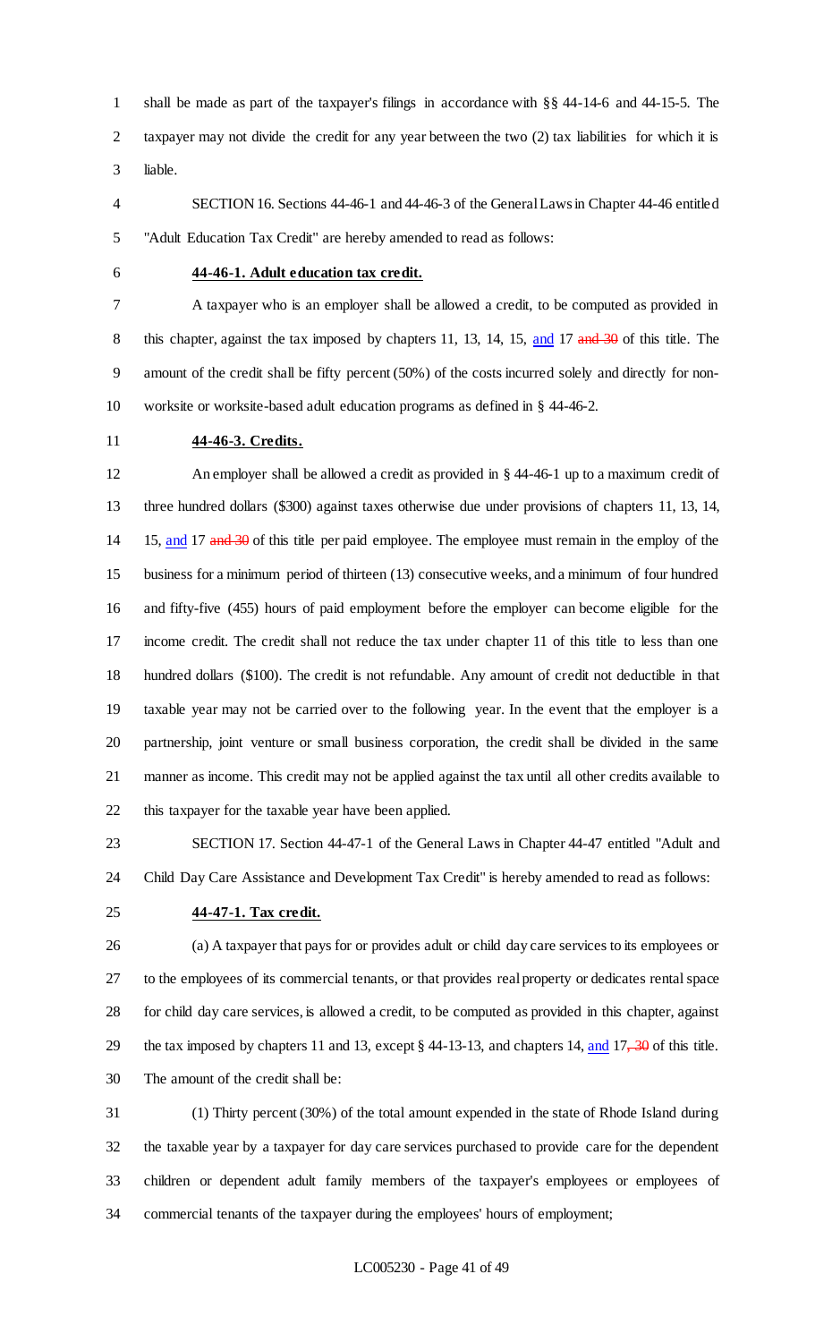shall be made as part of the taxpayer's filings in accordance with §§ 44-14-6 and 44-15-5. The taxpayer may not divide the credit for any year between the two (2) tax liabilities for which it is liable.

SECTION 16. Sections 44-46-1 and 44-46-3 of the General Laws in Chapter 44-46 entitled "Adult Education Tax Credit" are hereby amended to read as follows:

**44-46-1. Adult education tax credit.**

A taxpayer who is an employer shall be allowed a credit, to be computed as provided in this chapter, against the tax imposed by chapters 11, 13, 14, 15, <u>and</u> 17 ~~and 30~~ of this title. The amount of the credit shall be fifty percent (50%) of the costs incurred solely and directly for non-worksite or worksite-based adult education programs as defined in § 44-46-2.

**44-46-3. Credits.**

An employer shall be allowed a credit as provided in § 44-46-1 up to a maximum credit of three hundred dollars ($300) against taxes otherwise due under provisions of chapters 11, 13, 14, 15, <u>and</u> 17 ~~and 30~~ of this title per paid employee. The employee must remain in the employ of the business for a minimum period of thirteen (13) consecutive weeks, and a minimum of four hundred and fifty-five (455) hours of paid employment before the employer can become eligible for the income credit. The credit shall not reduce the tax under chapter 11 of this title to less than one hundred dollars ($100). The credit is not refundable. Any amount of credit not deductible in that taxable year may not be carried over to the following year. In the event that the employer is a partnership, joint venture or small business corporation, the credit shall be divided in the same manner as income. This credit may not be applied against the tax until all other credits available to this taxpayer for the taxable year have been applied.

SECTION 17. Section 44-47-1 of the General Laws in Chapter 44-47 entitled "Adult and Child Day Care Assistance and Development Tax Credit" is hereby amended to read as follows:

**44-47-1. Tax credit.**

(a) A taxpayer that pays for or provides adult or child day care services to its employees or to the employees of its commercial tenants, or that provides real property or dedicates rental space for child day care services, is allowed a credit, to be computed as provided in this chapter, against the tax imposed by chapters 11 and 13, except § 44-13-13, and chapters 14, <u>and</u> 17~~, 30~~ of this title. The amount of the credit shall be:

(1) Thirty percent (30%) of the total amount expended in the state of Rhode Island during the taxable year by a taxpayer for day care services purchased to provide care for the dependent children or dependent adult family members of the taxpayer's employees or employees of commercial tenants of the taxpayer during the employees' hours of employment;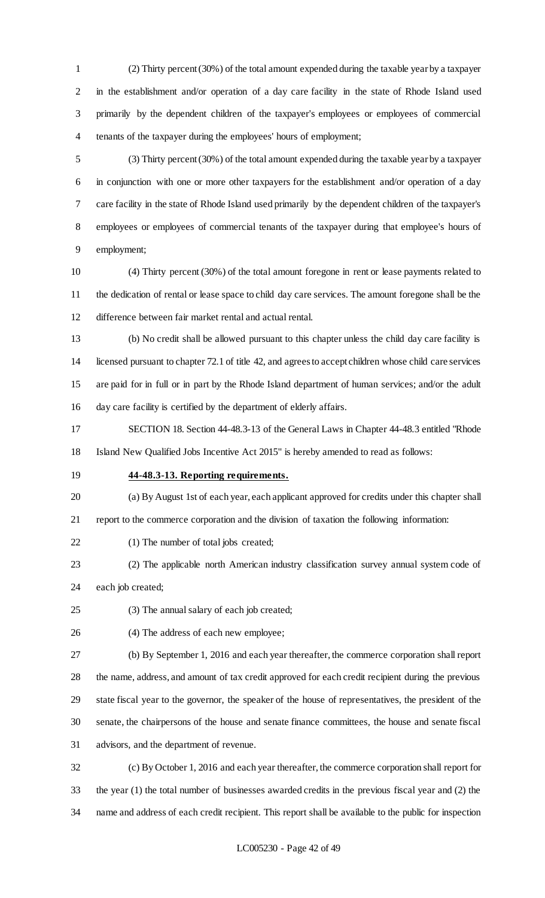(2) Thirty percent (30%) of the total amount expended during the taxable year by a taxpayer in the establishment and/or operation of a day care facility in the state of Rhode Island used primarily by the dependent children of the taxpayer's employees or employees of commercial tenants of the taxpayer during the employees' hours of employment;

(3) Thirty percent (30%) of the total amount expended during the taxable year by a taxpayer in conjunction with one or more other taxpayers for the establishment and/or operation of a day care facility in the state of Rhode Island used primarily by the dependent children of the taxpayer's employees or employees of commercial tenants of the taxpayer during that employee's hours of employment;

(4) Thirty percent (30%) of the total amount foregone in rent or lease payments related to the dedication of rental or lease space to child day care services. The amount foregone shall be the difference between fair market rental and actual rental.

(b) No credit shall be allowed pursuant to this chapter unless the child day care facility is licensed pursuant to chapter 72.1 of title 42, and agrees to accept children whose child care services are paid for in full or in part by the Rhode Island department of human services; and/or the adult day care facility is certified by the department of elderly affairs.

SECTION 18. Section 44-48.3-13 of the General Laws in Chapter 44-48.3 entitled "Rhode Island New Qualified Jobs Incentive Act 2015" is hereby amended to read as follows:

**44-48.3-13. Reporting requirements.**

(a) By August 1st of each year, each applicant approved for credits under this chapter shall report to the commerce corporation and the division of taxation the following information:

(1) The number of total jobs created;

(2) The applicable north American industry classification survey annual system code of each job created;

(3) The annual salary of each job created;

(4) The address of each new employee;

(b) By September 1, 2016 and each year thereafter, the commerce corporation shall report the name, address, and amount of tax credit approved for each credit recipient during the previous state fiscal year to the governor, the speaker of the house of representatives, the president of the senate, the chairpersons of the house and senate finance committees, the house and senate fiscal advisors, and the department of revenue.

(c) By October 1, 2016 and each year thereafter, the commerce corporation shall report for the year (1) the total number of businesses awarded credits in the previous fiscal year and (2) the name and address of each credit recipient. This report shall be available to the public for inspection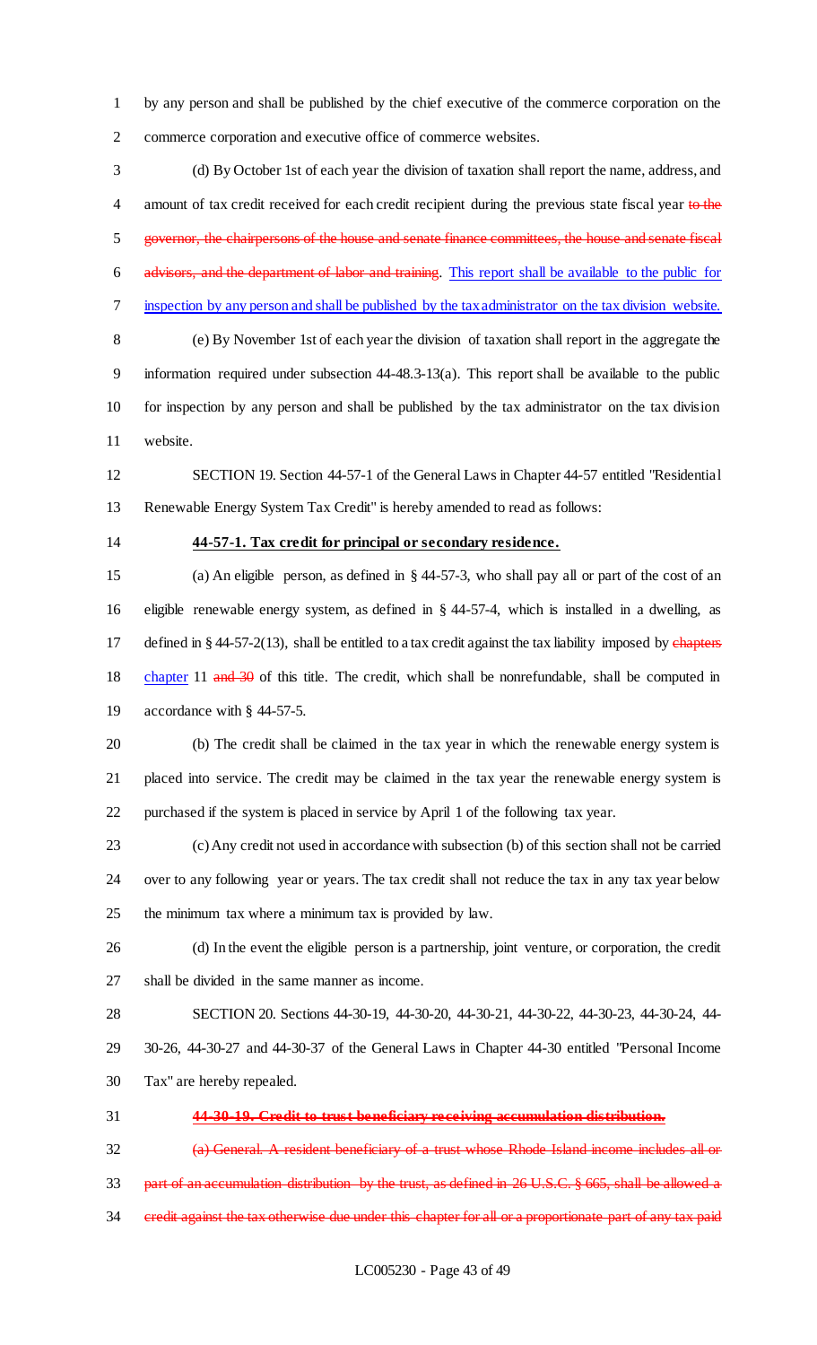by any person and shall be published by the chief executive of the commerce corporation on the commerce corporation and executive office of commerce websites.

(d) By October 1st of each year the division of taxation shall report the name, address, and amount of tax credit received for each credit recipient during the previous state fiscal year ~~to the governor, the chairpersons of the house and senate finance committees, the house and senate fiscal advisors, and the department of labor and training~~. <u>This report shall be available to the public for inspection by any person and shall be published by the tax administrator on the tax division website.</u>

(e) By November 1st of each year the division of taxation shall report in the aggregate the information required under subsection 44-48.3-13(a). This report shall be available to the public for inspection by any person and shall be published by the tax administrator on the tax division website.

SECTION 19. Section 44-57-1 of the General Laws in Chapter 44-57 entitled "Residential Renewable Energy System Tax Credit" is hereby amended to read as follows:

**<u>44-57-1. Tax credit for principal or secondary residence.</u>**

(a) An eligible person, as defined in § 44-57-3, who shall pay all or part of the cost of an eligible renewable energy system, as defined in § 44-57-4, which is installed in a dwelling, as defined in § 44-57-2(13), shall be entitled to a tax credit against the tax liability imposed by ~~chapters~~ <u>chapter</u> 11 ~~and 30~~ of this title. The credit, which shall be nonrefundable, shall be computed in accordance with § 44-57-5.

(b) The credit shall be claimed in the tax year in which the renewable energy system is placed into service. The credit may be claimed in the tax year the renewable energy system is purchased if the system is placed in service by April 1 of the following tax year.

(c) Any credit not used in accordance with subsection (b) of this section shall not be carried over to any following year or years. The tax credit shall not reduce the tax in any tax year below the minimum tax where a minimum tax is provided by law.

(d) In the event the eligible person is a partnership, joint venture, or corporation, the credit shall be divided in the same manner as income.

SECTION 20. Sections 44-30-19, 44-30-20, 44-30-21, 44-30-22, 44-30-23, 44-30-24, 44-30-26, 44-30-27 and 44-30-37 of the General Laws in Chapter 44-30 entitled "Personal Income Tax" are hereby repealed.

**~~44-30-19. Credit to trust beneficiary receiving accumulation distribution.~~**

~~(a) General. A resident beneficiary of a trust whose Rhode Island income includes all or part of an accumulation distribution by the trust, as defined in 26 U.S.C. § 665, shall be allowed a credit against the tax otherwise due under this chapter for all or a proportionate part of any tax paid~~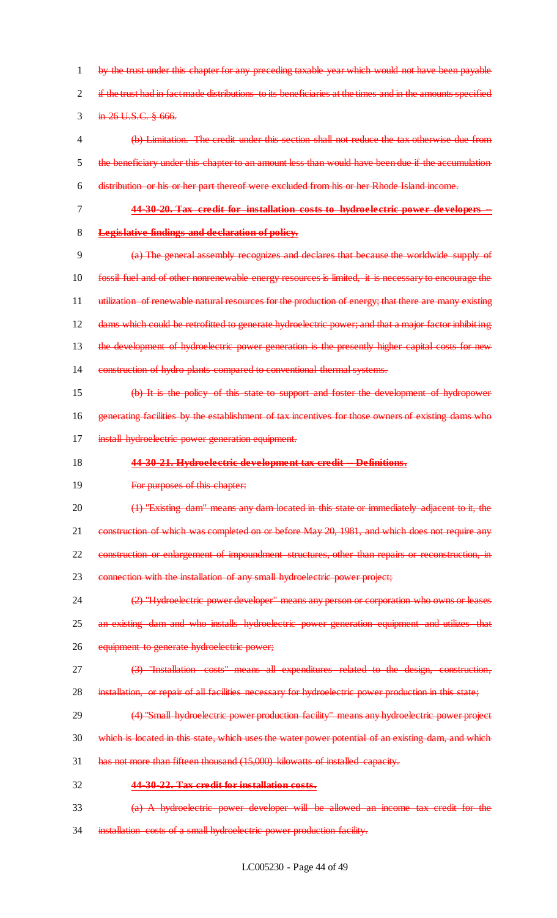~~by the trust under this chapter for any preceding taxable year which would not have been payable if the trust had in fact made distributions to its beneficiaries at the times and in the amounts specified in 26 U.S.C. § 666.~~

~~(b) Limitation. The credit under this section shall not reduce the tax otherwise due from the beneficiary under this chapter to an amount less than would have been due if the accumulation distribution or his or her part thereof were excluded from his or her Rhode Island income.~~

~~**44-30-20. Tax credit for installation costs to hydroelectric power developers -- Legislative findings and declaration of policy.**~~

~~(a) The general assembly recognizes and declares that because the worldwide supply of fossil fuel and of other nonrenewable energy resources is limited, it is necessary to encourage the utilization of renewable natural resources for the production of energy; that there are many existing dams which could be retrofitted to generate hydroelectric power; and that a major factor inhibiting the development of hydroelectric power generation is the presently higher capital costs for new construction of hydro plants compared to conventional thermal systems.~~

~~(b) It is the policy of this state to support and foster the development of hydropower generating facilities by the establishment of tax incentives for those owners of existing dams who install hydroelectric power generation equipment.~~

~~**44-30-21. Hydroelectric development tax credit -- Definitions.**~~

~~For purposes of this chapter:~~

~~(1) "Existing dam" means any dam located in this state or immediately adjacent to it, the construction of which was completed on or before May 20, 1981, and which does not require any construction or enlargement of impoundment structures, other than repairs or reconstruction, in connection with the installation of any small hydroelectric power project;~~

~~(2) "Hydroelectric power developer" means any person or corporation who owns or leases an existing dam and who installs hydroelectric power generation equipment and utilizes that equipment to generate hydroelectric power;~~

~~(3) "Installation costs" means all expenditures related to the design, construction, installation, or repair of all facilities necessary for hydroelectric power production in this state;~~

~~(4) "Small hydroelectric power production facility" means any hydroelectric power project which is located in this state, which uses the water power potential of an existing dam, and which has not more than fifteen thousand (15,000) kilowatts of installed capacity.~~

~~**44-30-22. Tax credit for installation costs.**~~

~~(a) A hydroelectric power developer will be allowed an income tax credit for the installation costs of a small hydroelectric power production facility.~~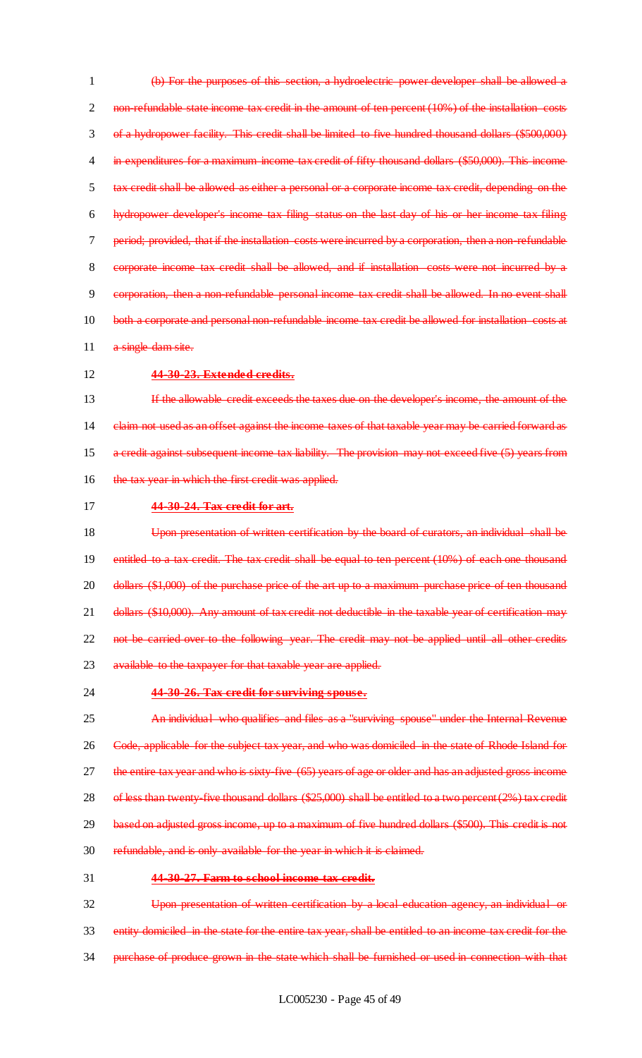~~(b) For the purposes of this section, a hydroelectric power developer shall be allowed a non-refundable state income tax credit in the amount of ten percent (10%) of the installation costs of a hydropower facility. This credit shall be limited to five hundred thousand dollars ($500,000) in expenditures for a maximum income tax credit of fifty thousand dollars ($50,000). This income tax credit shall be allowed as either a personal or a corporate income tax credit, depending on the hydropower developer's income tax filing status on the last day of his or her income tax filing period; provided, that if the installation costs were incurred by a corporation, then a non-refundable corporate income tax credit shall be allowed, and if installation costs were not incurred by a corporation, then a non-refundable personal income tax credit shall be allowed. In no event shall both a corporate and personal non-refundable income tax credit be allowed for installation costs at a single dam site.~~

~~**44-30-23. Extended credits.**~~

~~If the allowable credit exceeds the taxes due on the developer's income, the amount of the claim not used as an offset against the income taxes of that taxable year may be carried forward as a credit against subsequent income tax liability. The provision may not exceed five (5) years from the tax year in which the first credit was applied.~~

~~**44-30-24. Tax credit for art.**~~

~~Upon presentation of written certification by the board of curators, an individual shall be entitled to a tax credit. The tax credit shall be equal to ten percent (10%) of each one thousand dollars ($1,000) of the purchase price of the art up to a maximum purchase price of ten thousand dollars ($10,000). Any amount of tax credit not deductible in the taxable year of certification may not be carried over to the following year. The credit may not be applied until all other credits available to the taxpayer for that taxable year are applied.~~

~~**44-30-26. Tax credit for surviving spouse.**~~

~~An individual who qualifies and files as a "surviving spouse" under the Internal Revenue Code, applicable for the subject tax year, and who was domiciled in the state of Rhode Island for the entire tax year and who is sixty-five (65) years of age or older and has an adjusted gross income of less than twenty-five thousand dollars ($25,000) shall be entitled to a two percent (2%) tax credit based on adjusted gross income, up to a maximum of five hundred dollars ($500). This credit is not refundable, and is only available for the year in which it is claimed.~~

~~**44-30-27. Farm-to-school income tax credit.**~~

~~Upon presentation of written certification by a local education agency, an individual or entity domiciled in the state for the entire tax year, shall be entitled to an income tax credit for the purchase of produce grown in the state which shall be furnished or used in connection with that~~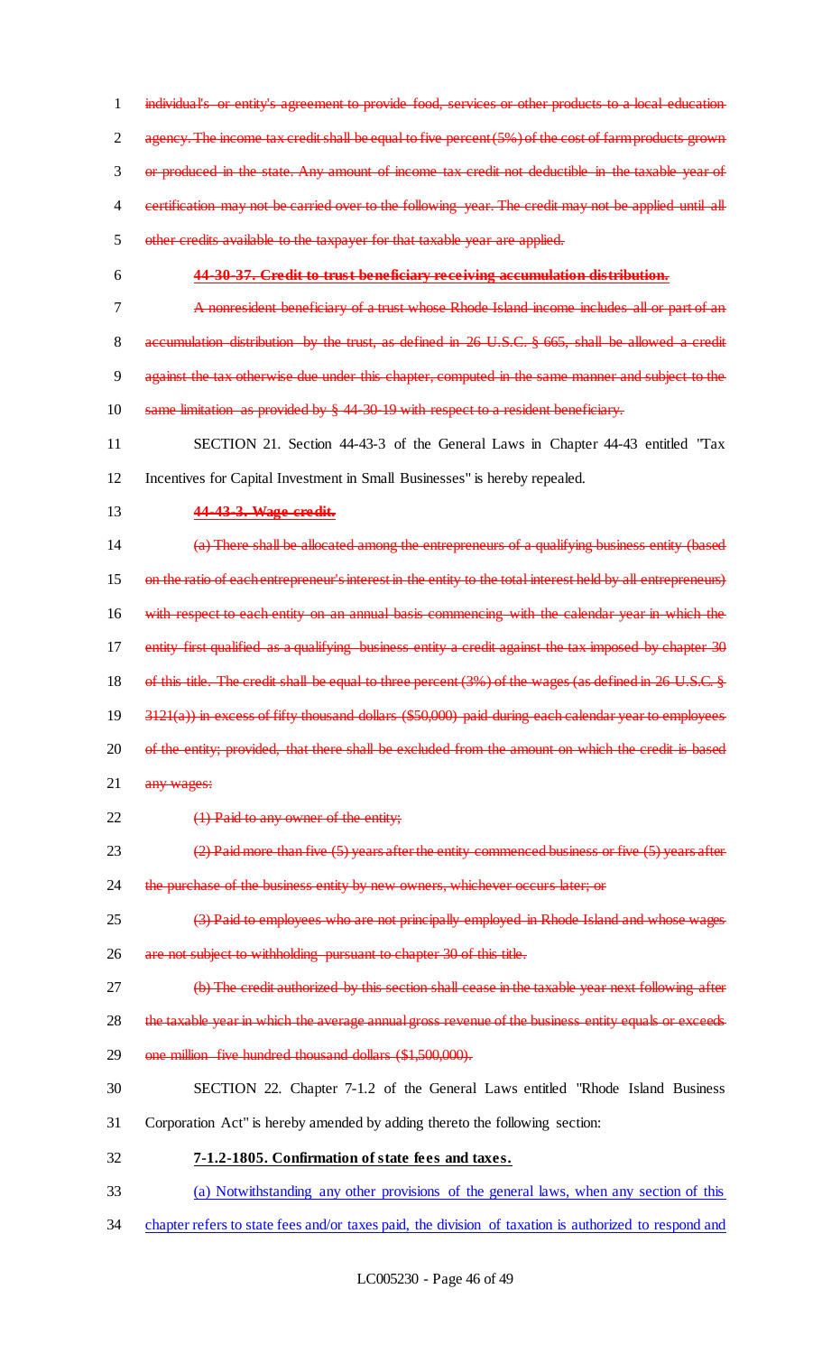~~individual's or entity's agreement to provide food, services or other products to a local education agency. The income tax credit shall be equal to five percent (5%) of the cost of farm products grown or produced in the state. Any amount of income tax credit not deductible in the taxable year of certification may not be carried over to the following year. The credit may not be applied until all other credits available to the taxpayer for that taxable year are applied.~~

**~~44-30-37. Credit to trust beneficiary receiving accumulation distribution.~~**

~~A nonresident beneficiary of a trust whose Rhode Island income includes all or part of an accumulation distribution by the trust, as defined in 26 U.S.C. § 665, shall be allowed a credit against the tax otherwise due under this chapter, computed in the same manner and subject to the same limitation as provided by § 44-30-19 with respect to a resident beneficiary.~~

SECTION 21. Section 44-43-3 of the General Laws in Chapter 44-43 entitled "Tax Incentives for Capital Investment in Small Businesses" is hereby repealed.

**~~44-43-3. Wage credit.~~**

~~(a) There shall be allocated among the entrepreneurs of a qualifying business entity (based on the ratio of each entrepreneur's interest in the entity to the total interest held by all entrepreneurs) with respect to each entity on an annual basis commencing with the calendar year in which the entity first qualified as a qualifying business entity a credit against the tax imposed by chapter 30 of this title. The credit shall be equal to three percent (3%) of the wages (as defined in 26 U.S.C. § 3121(a)) in excess of fifty thousand dollars ($50,000) paid during each calendar year to employees of the entity; provided, that there shall be excluded from the amount on which the credit is based any wages:~~

~~(1) Paid to any owner of the entity;~~

~~(2) Paid more than five (5) years after the entity commenced business or five (5) years after the purchase of the business entity by new owners, whichever occurs later; or~~

~~(3) Paid to employees who are not principally employed in Rhode Island and whose wages are not subject to withholding pursuant to chapter 30 of this title.~~

~~(b) The credit authorized by this section shall cease in the taxable year next following after the taxable year in which the average annual gross revenue of the business entity equals or exceeds one million five hundred thousand dollars ($1,500,000).~~

SECTION 22. Chapter 7-1.2 of the General Laws entitled "Rhode Island Business Corporation Act" is hereby amended by adding thereto the following section:

**<u>7-1.2-1805. Confirmation of state fees and taxes.</u>**

<u>(a) Notwithstanding any other provisions of the general laws, when any section of this chapter refers to state fees and/or taxes paid, the division of taxation is authorized to respond and</u>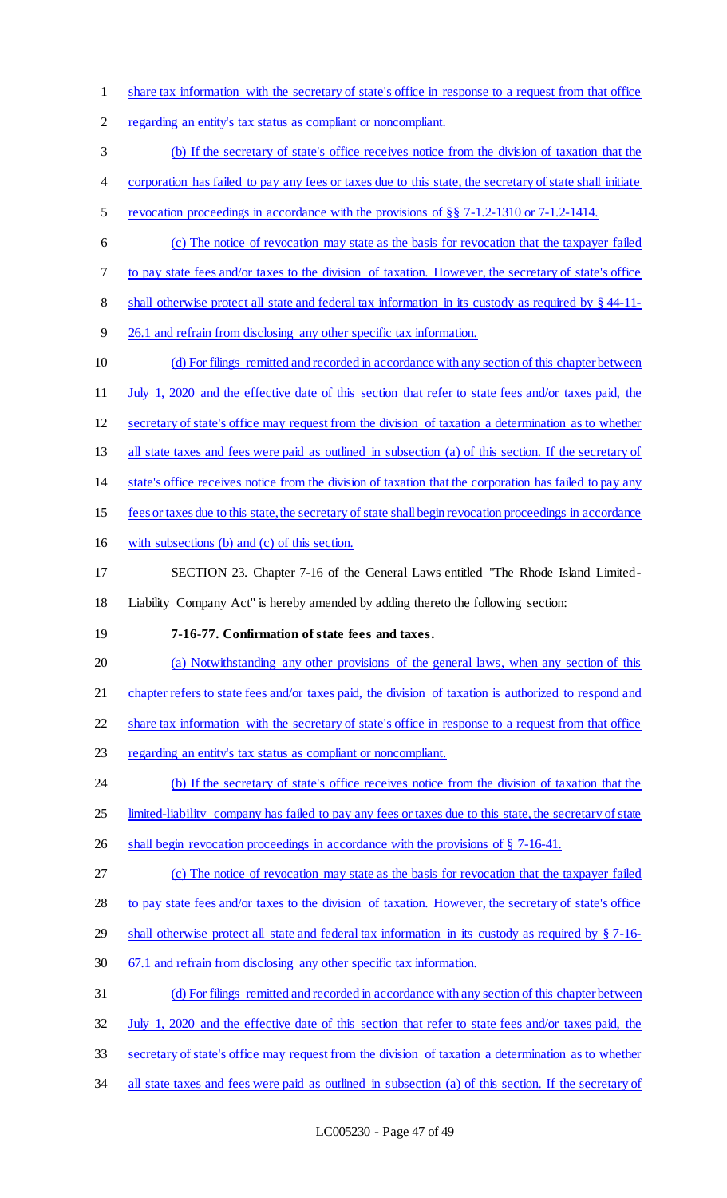share tax information with the secretary of state's office in response to a request from that office regarding an entity's tax status as compliant or noncompliant.

(b) If the secretary of state's office receives notice from the division of taxation that the corporation has failed to pay any fees or taxes due to this state, the secretary of state shall initiate revocation proceedings in accordance with the provisions of §§ 7-1.2-1310 or 7-1.2-1414.

(c) The notice of revocation may state as the basis for revocation that the taxpayer failed to pay state fees and/or taxes to the division of taxation. However, the secretary of state's office shall otherwise protect all state and federal tax information in its custody as required by § 44-11-26.1 and refrain from disclosing any other specific tax information.

(d) For filings remitted and recorded in accordance with any section of this chapter between July 1, 2020 and the effective date of this section that refer to state fees and/or taxes paid, the secretary of state's office may request from the division of taxation a determination as to whether all state taxes and fees were paid as outlined in subsection (a) of this section. If the secretary of state's office receives notice from the division of taxation that the corporation has failed to pay any fees or taxes due to this state, the secretary of state shall begin revocation proceedings in accordance with subsections (b) and (c) of this section.

SECTION 23. Chapter 7-16 of the General Laws entitled "The Rhode Island Limited-Liability Company Act" is hereby amended by adding thereto the following section:

**7-16-77. Confirmation of state fees and taxes.**

(a) Notwithstanding any other provisions of the general laws, when any section of this chapter refers to state fees and/or taxes paid, the division of taxation is authorized to respond and share tax information with the secretary of state's office in response to a request from that office regarding an entity's tax status as compliant or noncompliant.

(b) If the secretary of state's office receives notice from the division of taxation that the limited-liability company has failed to pay any fees or taxes due to this state, the secretary of state shall begin revocation proceedings in accordance with the provisions of § 7-16-41.

(c) The notice of revocation may state as the basis for revocation that the taxpayer failed to pay state fees and/or taxes to the division of taxation. However, the secretary of state's office shall otherwise protect all state and federal tax information in its custody as required by § 7-16-67.1 and refrain from disclosing any other specific tax information.

(d) For filings remitted and recorded in accordance with any section of this chapter between July 1, 2020 and the effective date of this section that refer to state fees and/or taxes paid, the secretary of state's office may request from the division of taxation a determination as to whether all state taxes and fees were paid as outlined in subsection (a) of this section. If the secretary of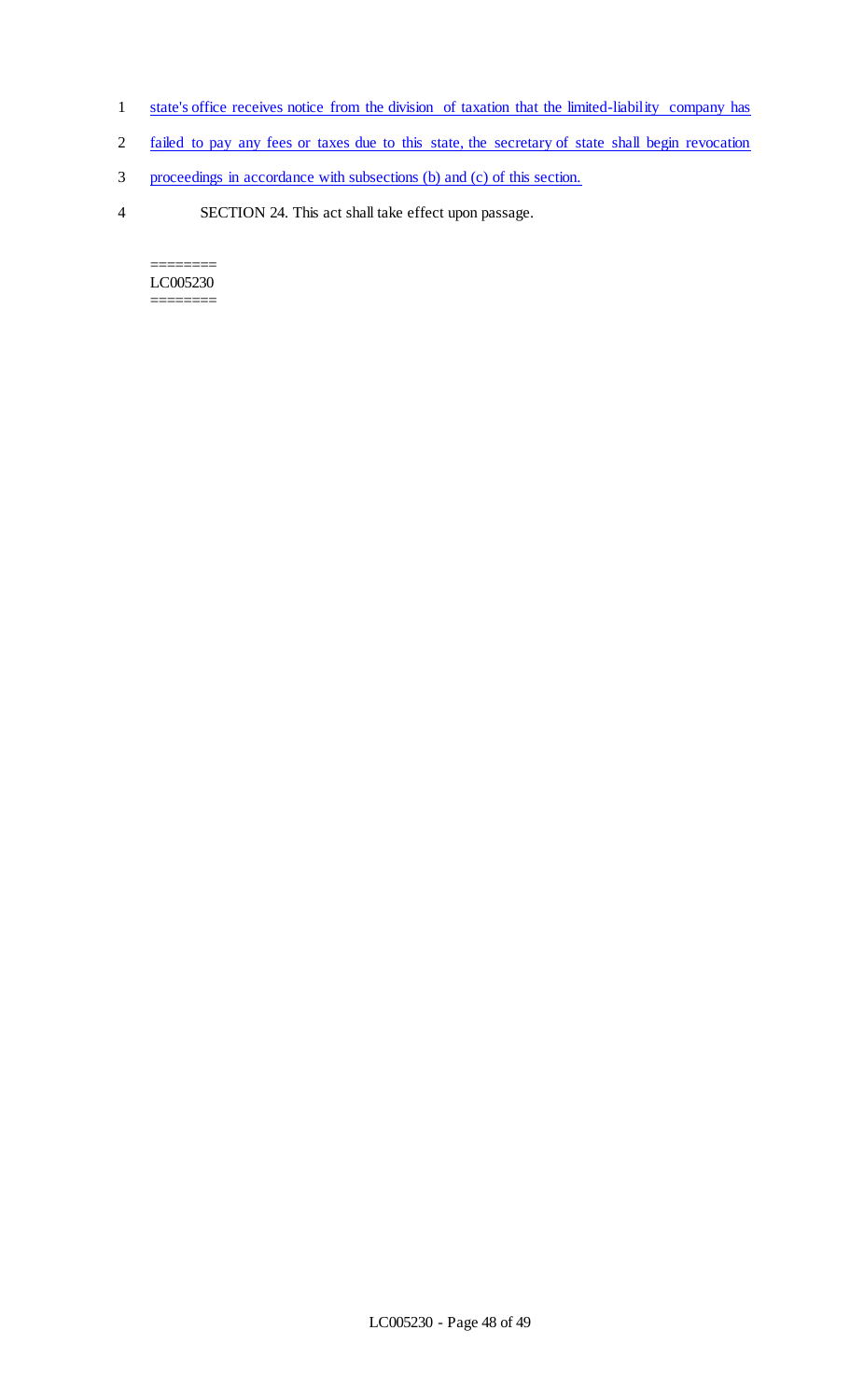state's office receives notice from the division of taxation that the limited-liability company has failed to pay any fees or taxes due to this state, the secretary of state shall begin revocation proceedings in accordance with subsections (b) and (c) of this section.

SECTION 24. This act shall take effect upon passage.

========
LC005230
========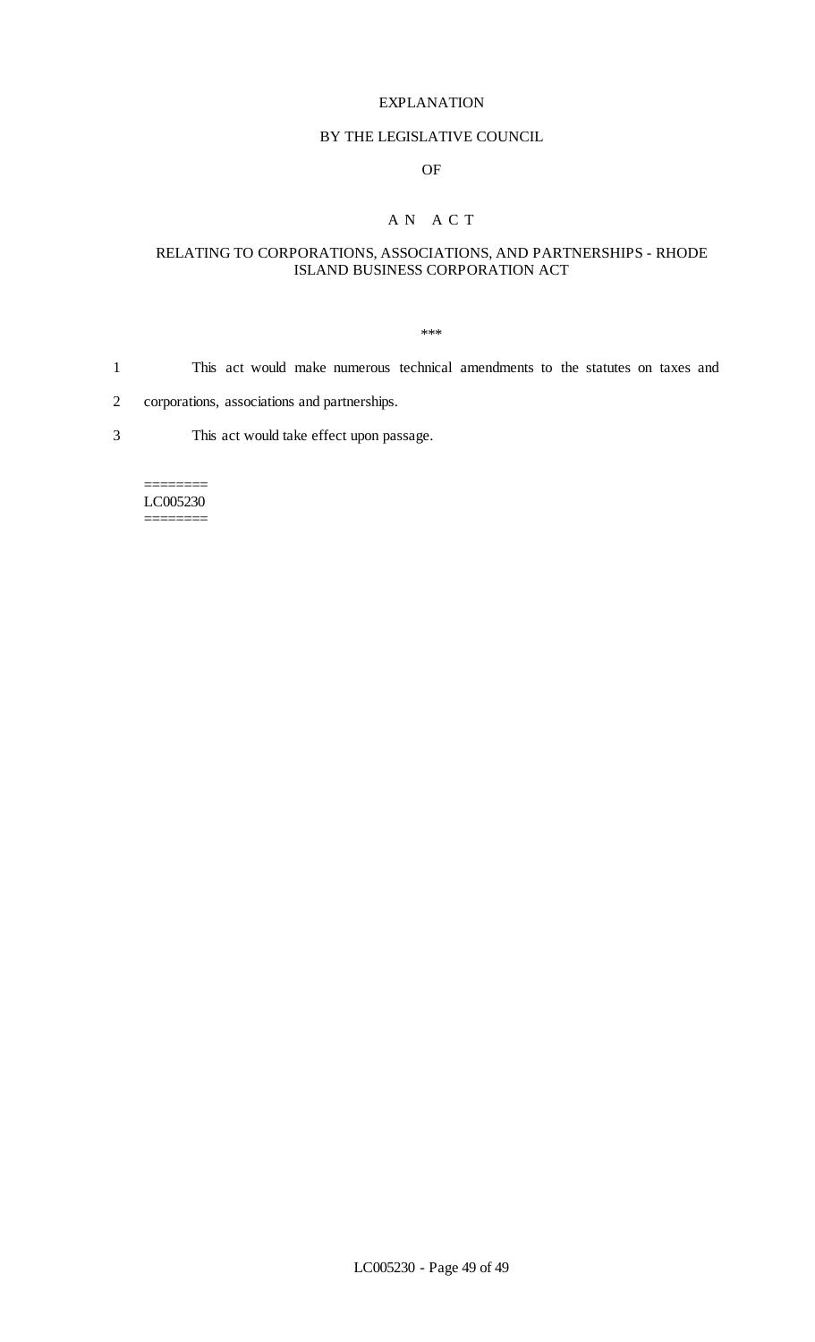EXPLANATION

BY THE LEGISLATIVE COUNCIL

OF

A N A C T

RELATING TO CORPORATIONS, ASSOCIATIONS, AND PARTNERSHIPS - RHODE ISLAND BUSINESS CORPORATION ACT

***

1 This act would make numerous technical amendments to the statutes on taxes and

2 corporations, associations and partnerships.

3 This act would take effect upon passage.

========
LC005230
========